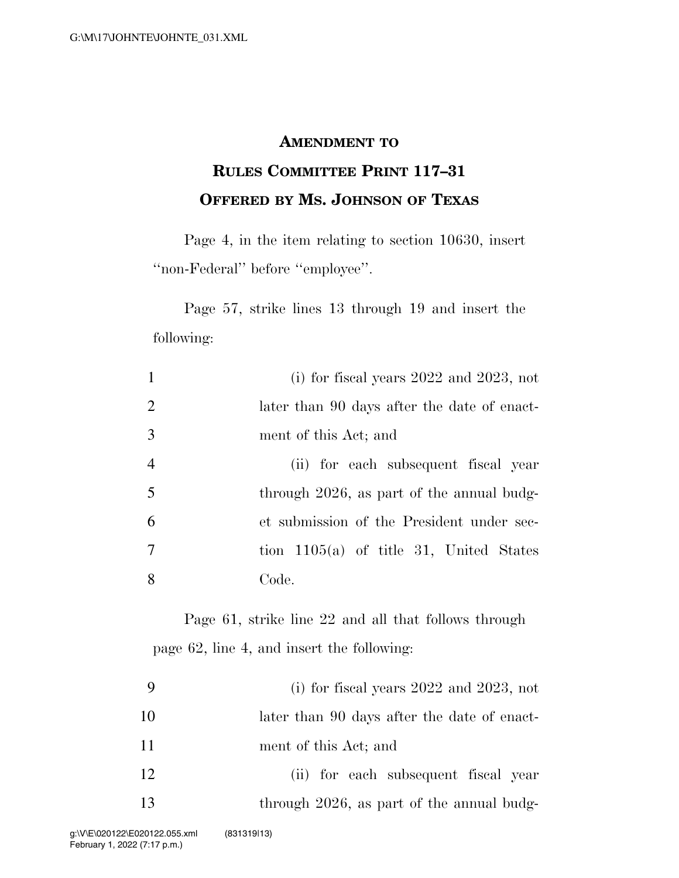# AMENDMENT TO RULES COMMITTEE PRINT 117–31 OFFERED BY MS. JOHNSON OF TEXAS

Page 4, in the item relating to section 10630, insert ''non-Federal'' before ''employee''.

Page 57, strike lines 13 through 19 and insert the following:

1 (i) for fiscal years 2022 and 2023, not
2 later than 90 days after the date of enact-
3 ment of this Act; and
4 (ii) for each subsequent fiscal year
5 through 2026, as part of the annual budg-
6 et submission of the President under sec-
7 tion 1105(a) of title 31, United States
8 Code.

Page 61, strike line 22 and all that follows through page 62, line 4, and insert the following:

9 (i) for fiscal years 2022 and 2023, not
10 later than 90 days after the date of enact-
11 ment of this Act; and
12 (ii) for each subsequent fiscal year
13 through 2026, as part of the annual budg-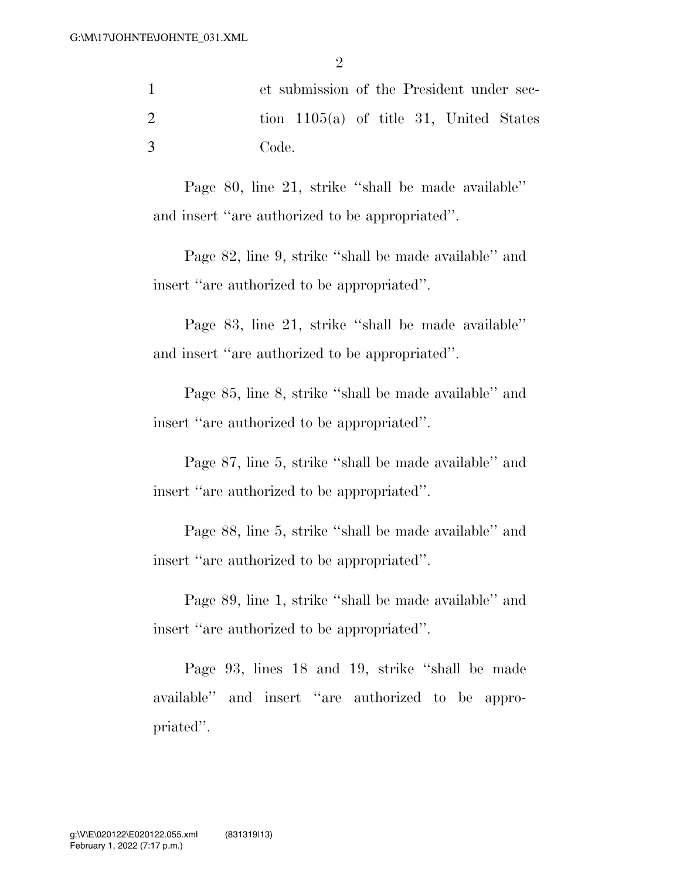et submission of the President under section 1105(a) of title 31, United States Code.

Page 80, line 21, strike ''shall be made available'' and insert ''are authorized to be appropriated''.

Page 82, line 9, strike ''shall be made available'' and insert ''are authorized to be appropriated''.

Page 83, line 21, strike ''shall be made available'' and insert ''are authorized to be appropriated''.

Page 85, line 8, strike ''shall be made available'' and insert ''are authorized to be appropriated''.

Page 87, line 5, strike ''shall be made available'' and insert ''are authorized to be appropriated''.

Page 88, line 5, strike ''shall be made available'' and insert ''are authorized to be appropriated''.

Page 89, line 1, strike ''shall be made available'' and insert ''are authorized to be appropriated''.

Page 93, lines 18 and 19, strike ''shall be made available'' and insert ''are authorized to be appropriated''.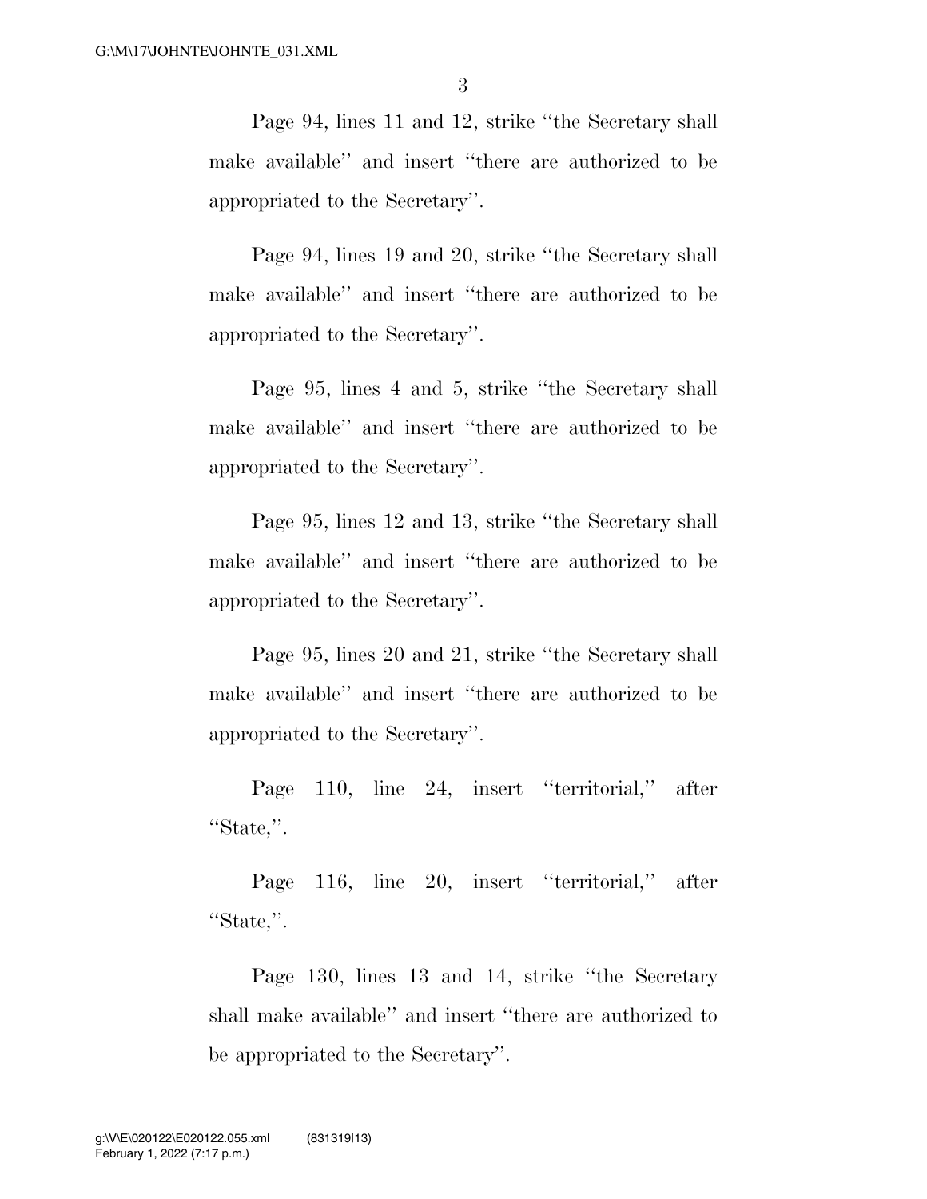Page 94, lines 11 and 12, strike ''the Secretary shall make available'' and insert ''there are authorized to be appropriated to the Secretary''.

Page 94, lines 19 and 20, strike ''the Secretary shall make available'' and insert ''there are authorized to be appropriated to the Secretary''.

Page 95, lines 4 and 5, strike ''the Secretary shall make available'' and insert ''there are authorized to be appropriated to the Secretary''.

Page 95, lines 12 and 13, strike ''the Secretary shall make available'' and insert ''there are authorized to be appropriated to the Secretary''.

Page 95, lines 20 and 21, strike ''the Secretary shall make available'' and insert ''there are authorized to be appropriated to the Secretary''.

Page 110, line 24, insert ''territorial,'' after ''State,''.

Page 116, line 20, insert ''territorial,'' after ''State,''.

Page 130, lines 13 and 14, strike ''the Secretary shall make available'' and insert ''there are authorized to be appropriated to the Secretary''.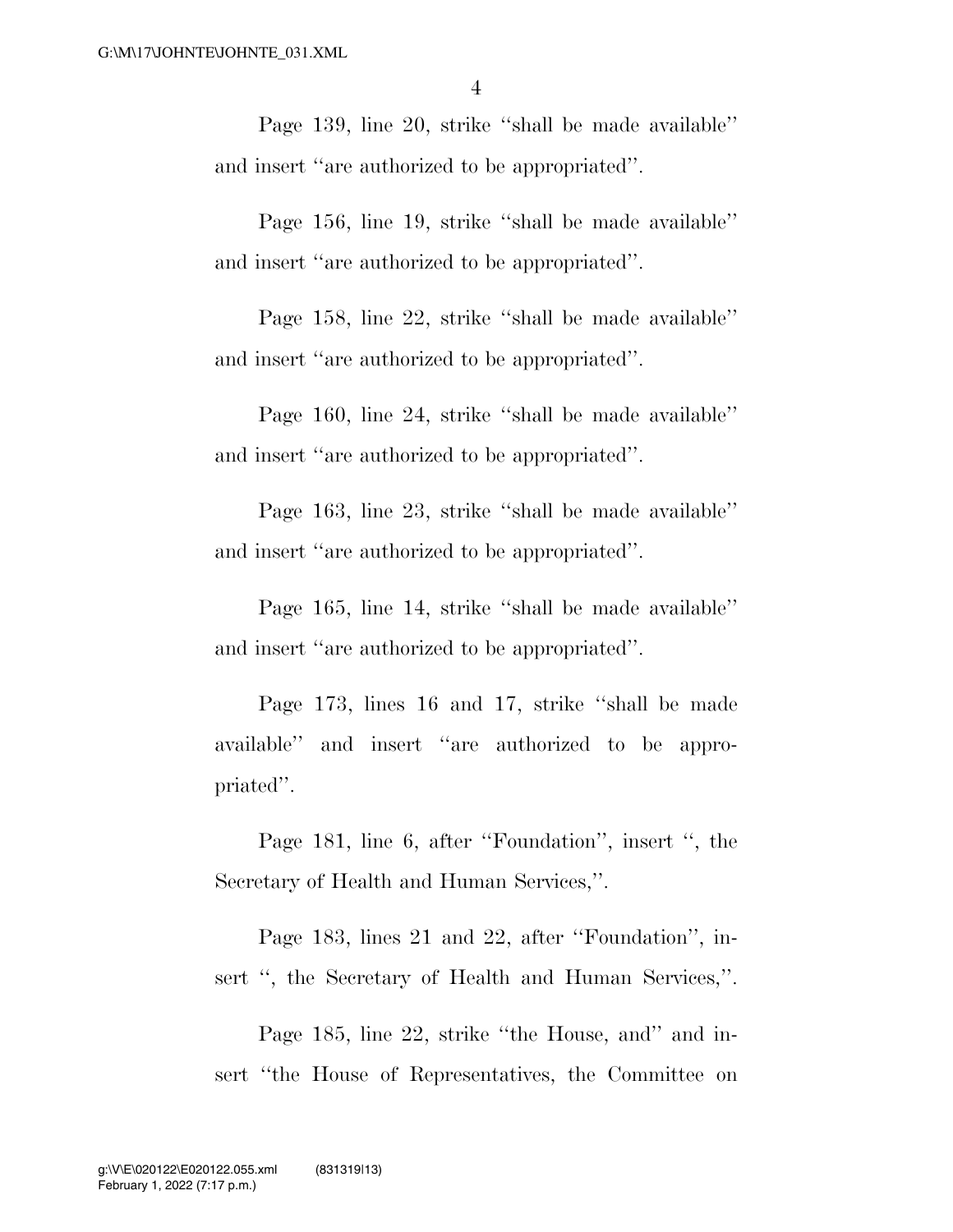Page 139, line 20, strike ''shall be made available'' and insert ''are authorized to be appropriated''.

Page 156, line 19, strike ''shall be made available'' and insert ''are authorized to be appropriated''.

Page 158, line 22, strike ''shall be made available'' and insert ''are authorized to be appropriated''.

Page 160, line 24, strike ''shall be made available'' and insert ''are authorized to be appropriated''.

Page 163, line 23, strike ''shall be made available'' and insert ''are authorized to be appropriated''.

Page 165, line 14, strike ''shall be made available'' and insert ''are authorized to be appropriated''.

Page 173, lines 16 and 17, strike ''shall be made available'' and insert ''are authorized to be appropriated''.

Page 181, line 6, after ''Foundation'', insert '', the Secretary of Health and Human Services,''.

Page 183, lines 21 and 22, after ''Foundation'', insert '', the Secretary of Health and Human Services,''.

Page 185, line 22, strike ''the House, and'' and insert ''the House of Representatives, the Committee on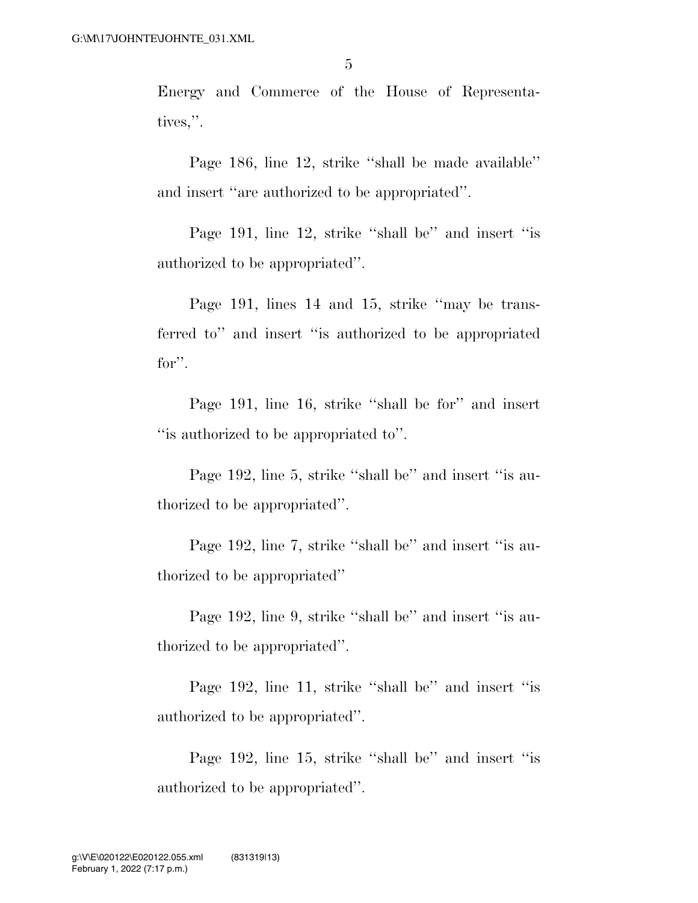Energy and Commerce of the House of Representatives,''.

Page 186, line 12, strike ''shall be made available'' and insert ''are authorized to be appropriated''.

Page 191, line 12, strike ''shall be'' and insert ''is authorized to be appropriated''.

Page 191, lines 14 and 15, strike ''may be transferred to'' and insert ''is authorized to be appropriated for''.

Page 191, line 16, strike ''shall be for'' and insert ''is authorized to be appropriated to''.

Page 192, line 5, strike ''shall be'' and insert ''is authorized to be appropriated''.

Page 192, line 7, strike ''shall be'' and insert ''is authorized to be appropriated''

Page 192, line 9, strike ''shall be'' and insert ''is authorized to be appropriated''.

Page 192, line 11, strike ''shall be'' and insert ''is authorized to be appropriated''.

Page 192, line 15, strike ''shall be'' and insert ''is authorized to be appropriated''.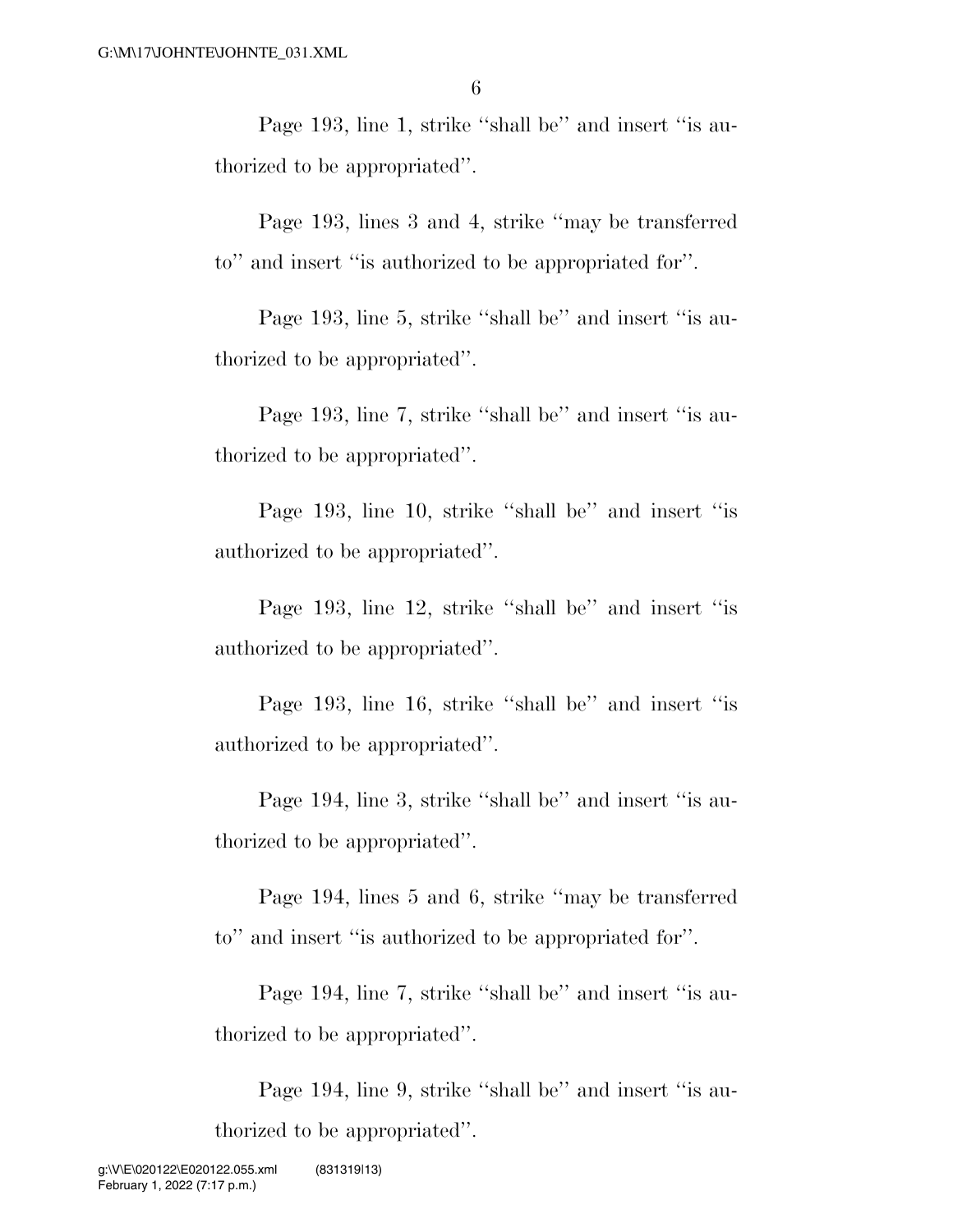Page 193, line 1, strike ''shall be'' and insert ''is authorized to be appropriated''.

Page 193, lines 3 and 4, strike ''may be transferred to'' and insert ''is authorized to be appropriated for''.

Page 193, line 5, strike ''shall be'' and insert ''is authorized to be appropriated''.

Page 193, line 7, strike ''shall be'' and insert ''is authorized to be appropriated''.

Page 193, line 10, strike ''shall be'' and insert ''is authorized to be appropriated''.

Page 193, line 12, strike ''shall be'' and insert ''is authorized to be appropriated''.

Page 193, line 16, strike ''shall be'' and insert ''is authorized to be appropriated''.

Page 194, line 3, strike ''shall be'' and insert ''is authorized to be appropriated''.

Page 194, lines 5 and 6, strike ''may be transferred to'' and insert ''is authorized to be appropriated for''.

Page 194, line 7, strike ''shall be'' and insert ''is authorized to be appropriated''.

Page 194, line 9, strike ''shall be'' and insert ''is authorized to be appropriated''.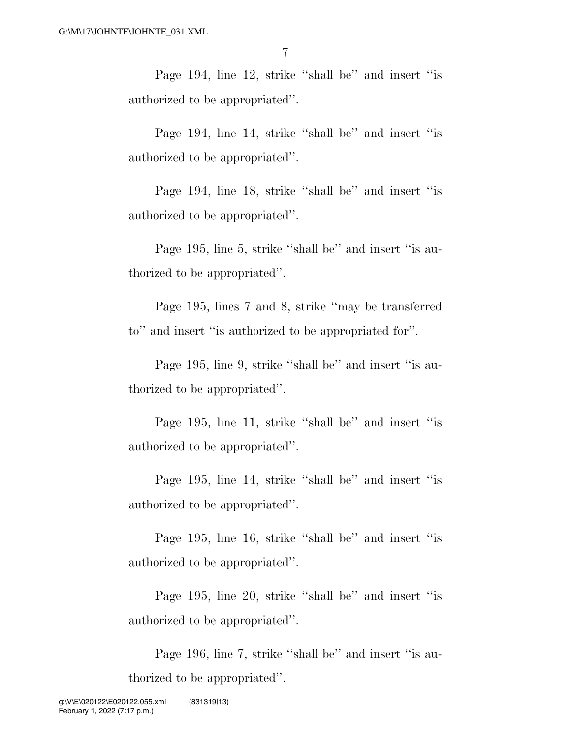Page 194, line 12, strike ''shall be'' and insert ''is authorized to be appropriated''.

Page 194, line 14, strike ''shall be'' and insert ''is authorized to be appropriated''.

Page 194, line 18, strike ''shall be'' and insert ''is authorized to be appropriated''.

Page 195, line 5, strike ''shall be'' and insert ''is authorized to be appropriated''.

Page 195, lines 7 and 8, strike ''may be transferred to'' and insert ''is authorized to be appropriated for''.

Page 195, line 9, strike ''shall be'' and insert ''is authorized to be appropriated''.

Page 195, line 11, strike ''shall be'' and insert ''is authorized to be appropriated''.

Page 195, line 14, strike ''shall be'' and insert ''is authorized to be appropriated''.

Page 195, line 16, strike ''shall be'' and insert ''is authorized to be appropriated''.

Page 195, line 20, strike ''shall be'' and insert ''is authorized to be appropriated''.

Page 196, line 7, strike ''shall be'' and insert ''is authorized to be appropriated''.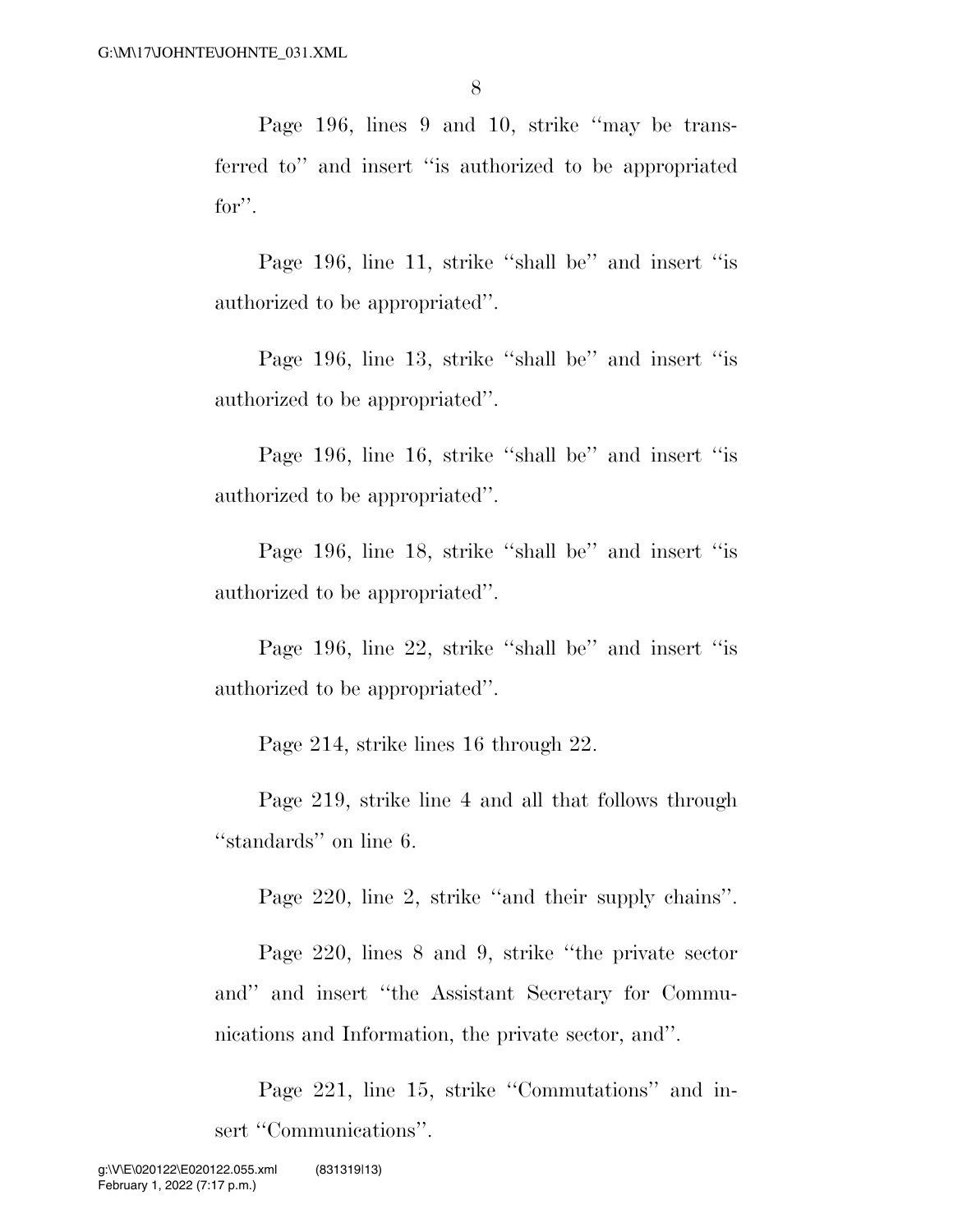Page 196, lines 9 and 10, strike ''may be transferred to'' and insert ''is authorized to be appropriated for''.

Page 196, line 11, strike ''shall be'' and insert ''is authorized to be appropriated''.

Page 196, line 13, strike ''shall be'' and insert ''is authorized to be appropriated''.

Page 196, line 16, strike ''shall be'' and insert ''is authorized to be appropriated''.

Page 196, line 18, strike ''shall be'' and insert ''is authorized to be appropriated''.

Page 196, line 22, strike ''shall be'' and insert ''is authorized to be appropriated''.

Page 214, strike lines 16 through 22.

Page 219, strike line 4 and all that follows through ''standards'' on line 6.

Page 220, line 2, strike ''and their supply chains''.

Page 220, lines 8 and 9, strike ''the private sector and'' and insert ''the Assistant Secretary for Communications and Information, the private sector, and''.

Page 221, line 15, strike ''Commutations'' and insert ''Communications''.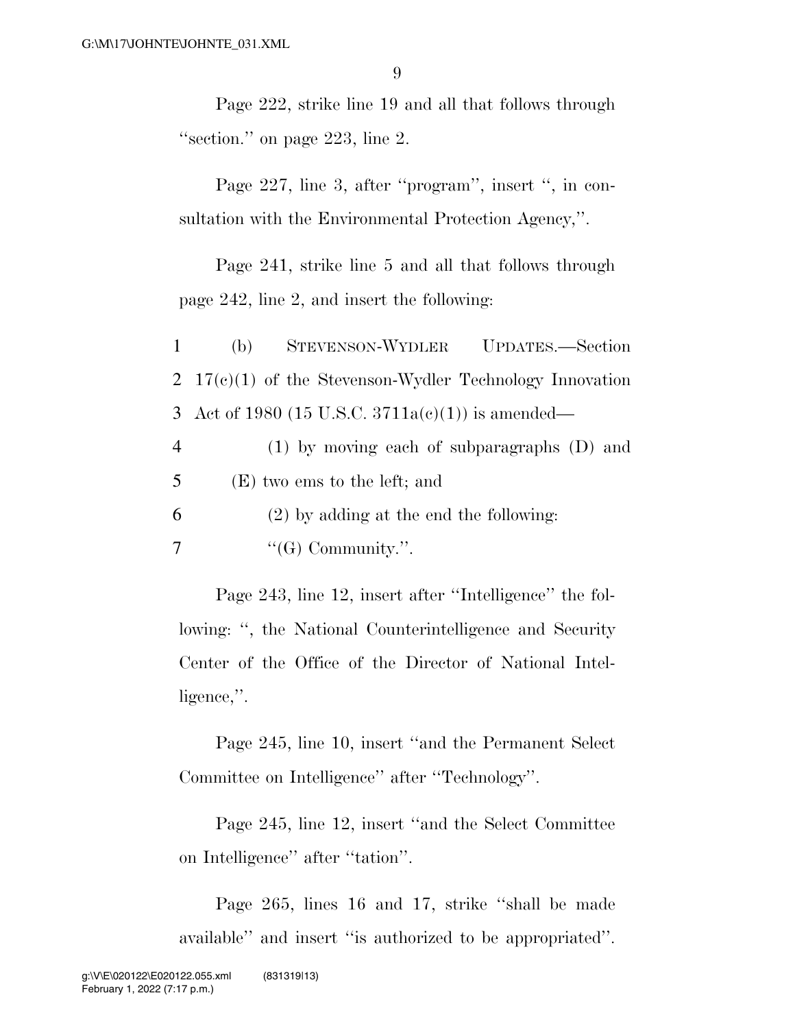Page 222, strike line 19 and all that follows through ''section.'' on page 223, line 2.

Page 227, line 3, after ''program'', insert '', in consultation with the Environmental Protection Agency,''.

Page 241, strike line 5 and all that follows through page 242, line 2, and insert the following:

1 (b) STEVENSON-WYDLER UPDATES.—Section
2 17(c)(1) of the Stevenson-Wydler Technology Innovation
3 Act of 1980 (15 U.S.C. 3711a(c)(1)) is amended—
4 (1) by moving each of subparagraphs (D) and
5 (E) two ems to the left; and
6 (2) by adding at the end the following:
7 ''(G) Community.''.

Page 243, line 12, insert after ''Intelligence'' the following: '', the National Counterintelligence and Security Center of the Office of the Director of National Intelligence,''.

Page 245, line 10, insert ''and the Permanent Select Committee on Intelligence'' after ''Technology''.

Page 245, line 12, insert ''and the Select Committee on Intelligence'' after ''tation''.

Page 265, lines 16 and 17, strike ''shall be made available'' and insert ''is authorized to be appropriated''.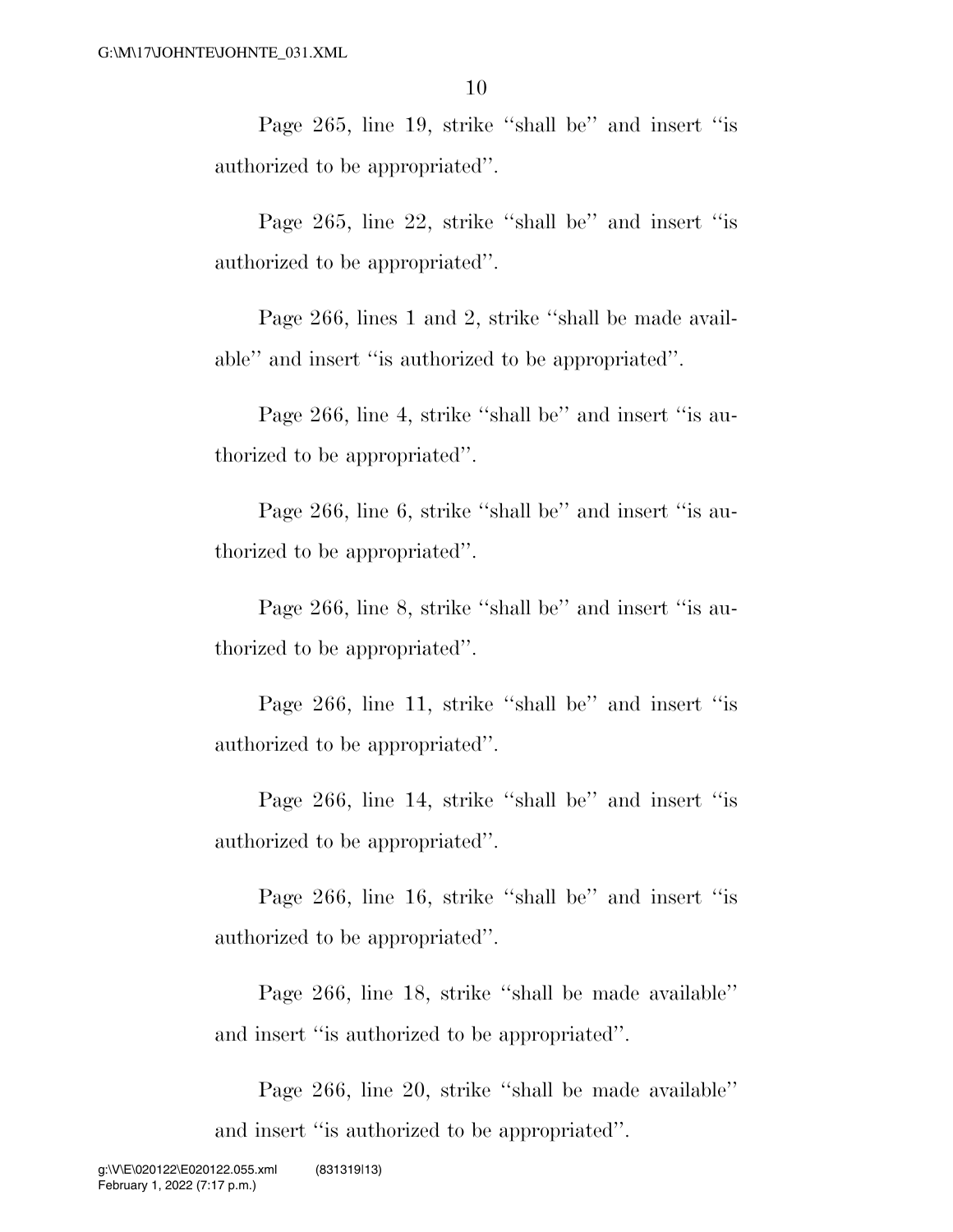Page 265, line 19, strike "shall be" and insert "is authorized to be appropriated".

Page 265, line 22, strike "shall be" and insert "is authorized to be appropriated".

Page 266, lines 1 and 2, strike "shall be made available" and insert "is authorized to be appropriated".

Page 266, line 4, strike "shall be" and insert "is authorized to be appropriated".

Page 266, line 6, strike "shall be" and insert "is authorized to be appropriated".

Page 266, line 8, strike "shall be" and insert "is authorized to be appropriated".

Page 266, line 11, strike "shall be" and insert "is authorized to be appropriated".

Page 266, line 14, strike "shall be" and insert "is authorized to be appropriated".

Page 266, line 16, strike "shall be" and insert "is authorized to be appropriated".

Page 266, line 18, strike "shall be made available" and insert "is authorized to be appropriated".

Page 266, line 20, strike "shall be made available" and insert "is authorized to be appropriated".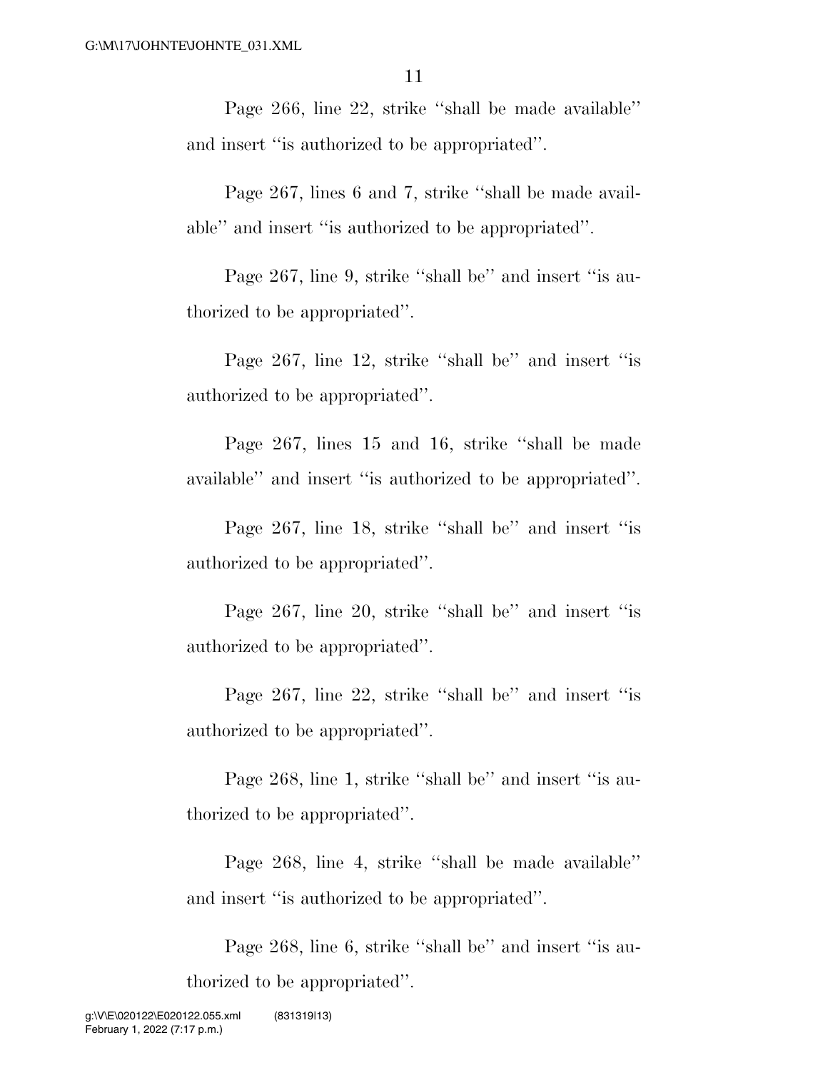Page 266, line 22, strike ''shall be made available'' and insert ''is authorized to be appropriated''.

Page 267, lines 6 and 7, strike ''shall be made available'' and insert ''is authorized to be appropriated''.

Page 267, line 9, strike ''shall be'' and insert ''is authorized to be appropriated''.

Page 267, line 12, strike ''shall be'' and insert ''is authorized to be appropriated''.

Page 267, lines 15 and 16, strike ''shall be made available'' and insert ''is authorized to be appropriated''.

Page 267, line 18, strike ''shall be'' and insert ''is authorized to be appropriated''.

Page 267, line 20, strike ''shall be'' and insert ''is authorized to be appropriated''.

Page 267, line 22, strike ''shall be'' and insert ''is authorized to be appropriated''.

Page 268, line 1, strike ''shall be'' and insert ''is authorized to be appropriated''.

Page 268, line 4, strike ''shall be made available'' and insert ''is authorized to be appropriated''.

Page 268, line 6, strike ''shall be'' and insert ''is authorized to be appropriated''.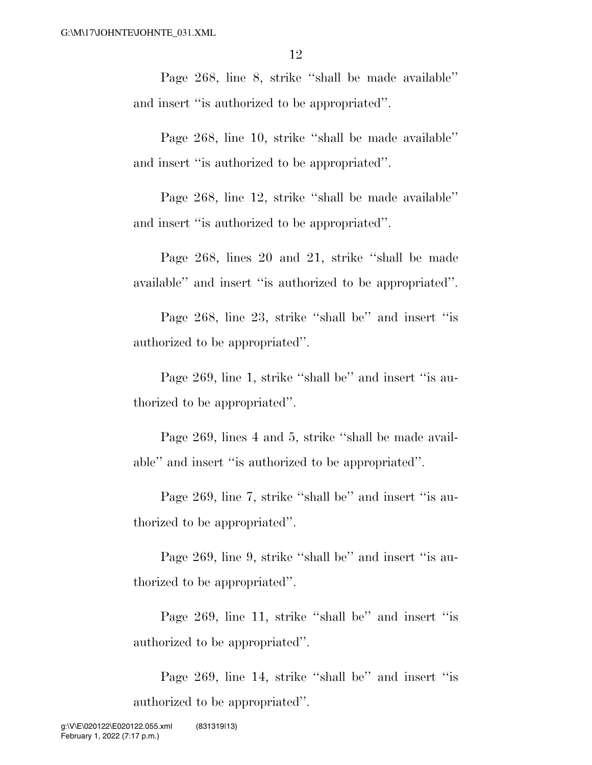Page 268, line 8, strike ''shall be made available'' and insert ''is authorized to be appropriated''.

Page 268, line 10, strike ''shall be made available'' and insert ''is authorized to be appropriated''.

Page 268, line 12, strike ''shall be made available'' and insert ''is authorized to be appropriated''.

Page 268, lines 20 and 21, strike ''shall be made available'' and insert ''is authorized to be appropriated''.

Page 268, line 23, strike ''shall be'' and insert ''is authorized to be appropriated''.

Page 269, line 1, strike ''shall be'' and insert ''is authorized to be appropriated''.

Page 269, lines 4 and 5, strike ''shall be made available'' and insert ''is authorized to be appropriated''.

Page 269, line 7, strike ''shall be'' and insert ''is authorized to be appropriated''.

Page 269, line 9, strike ''shall be'' and insert ''is authorized to be appropriated''.

Page 269, line 11, strike ''shall be'' and insert ''is authorized to be appropriated''.

Page 269, line 14, strike ''shall be'' and insert ''is authorized to be appropriated''.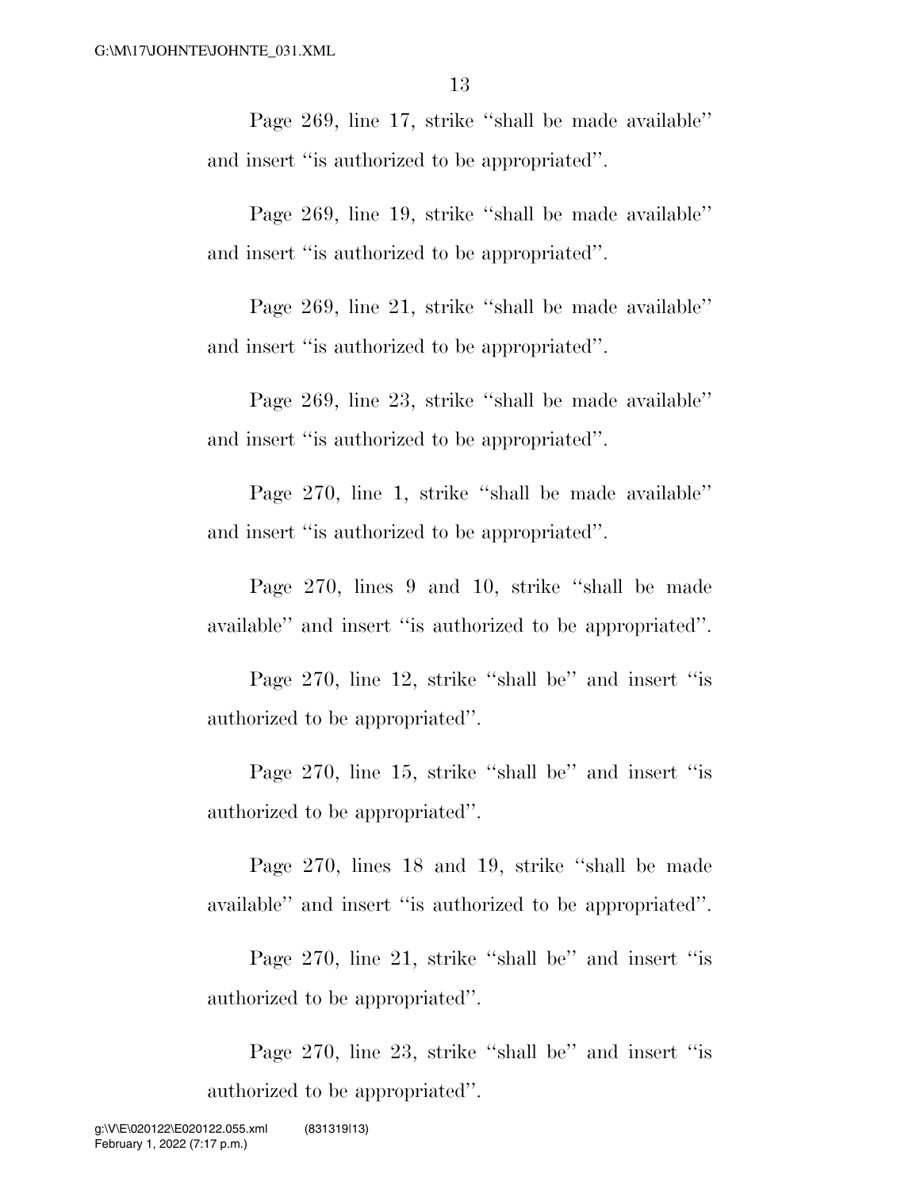Page 269, line 17, strike ''shall be made available'' and insert ''is authorized to be appropriated''.

Page 269, line 19, strike ''shall be made available'' and insert ''is authorized to be appropriated''.

Page 269, line 21, strike ''shall be made available'' and insert ''is authorized to be appropriated''.

Page 269, line 23, strike ''shall be made available'' and insert ''is authorized to be appropriated''.

Page 270, line 1, strike ''shall be made available'' and insert ''is authorized to be appropriated''.

Page 270, lines 9 and 10, strike ''shall be made available'' and insert ''is authorized to be appropriated''.

Page 270, line 12, strike ''shall be'' and insert ''is authorized to be appropriated''.

Page 270, line 15, strike ''shall be'' and insert ''is authorized to be appropriated''.

Page 270, lines 18 and 19, strike ''shall be made available'' and insert ''is authorized to be appropriated''.

Page 270, line 21, strike ''shall be'' and insert ''is authorized to be appropriated''.

Page 270, line 23, strike ''shall be'' and insert ''is authorized to be appropriated''.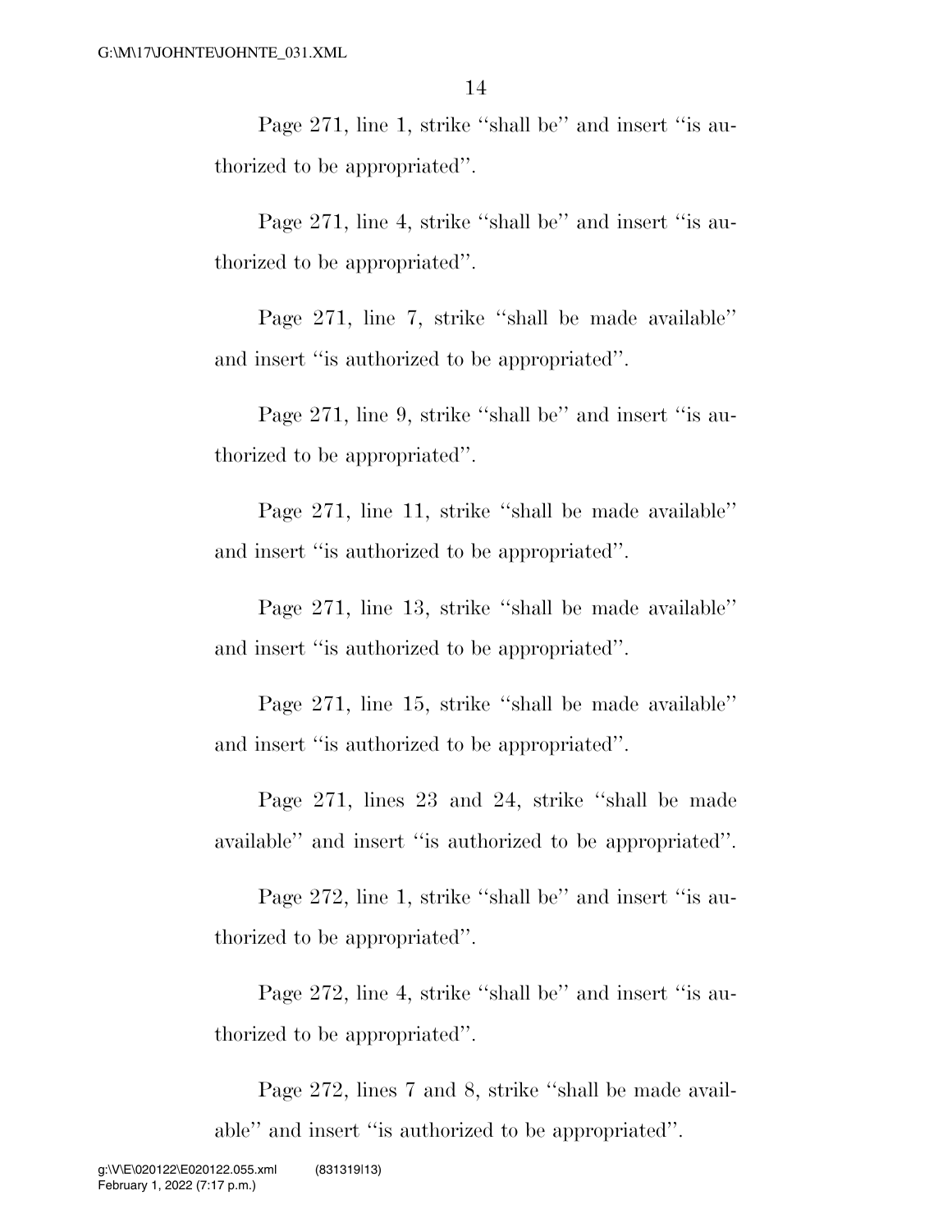Page 271, line 1, strike ''shall be'' and insert ''is authorized to be appropriated''.

Page 271, line 4, strike ''shall be'' and insert ''is authorized to be appropriated''.

Page 271, line 7, strike ''shall be made available'' and insert ''is authorized to be appropriated''.

Page 271, line 9, strike ''shall be'' and insert ''is authorized to be appropriated''.

Page 271, line 11, strike ''shall be made available'' and insert ''is authorized to be appropriated''.

Page 271, line 13, strike ''shall be made available'' and insert ''is authorized to be appropriated''.

Page 271, line 15, strike ''shall be made available'' and insert ''is authorized to be appropriated''.

Page 271, lines 23 and 24, strike ''shall be made available'' and insert ''is authorized to be appropriated''.

Page 272, line 1, strike ''shall be'' and insert ''is authorized to be appropriated''.

Page 272, line 4, strike ''shall be'' and insert ''is authorized to be appropriated''.

Page 272, lines 7 and 8, strike ''shall be made available'' and insert ''is authorized to be appropriated''.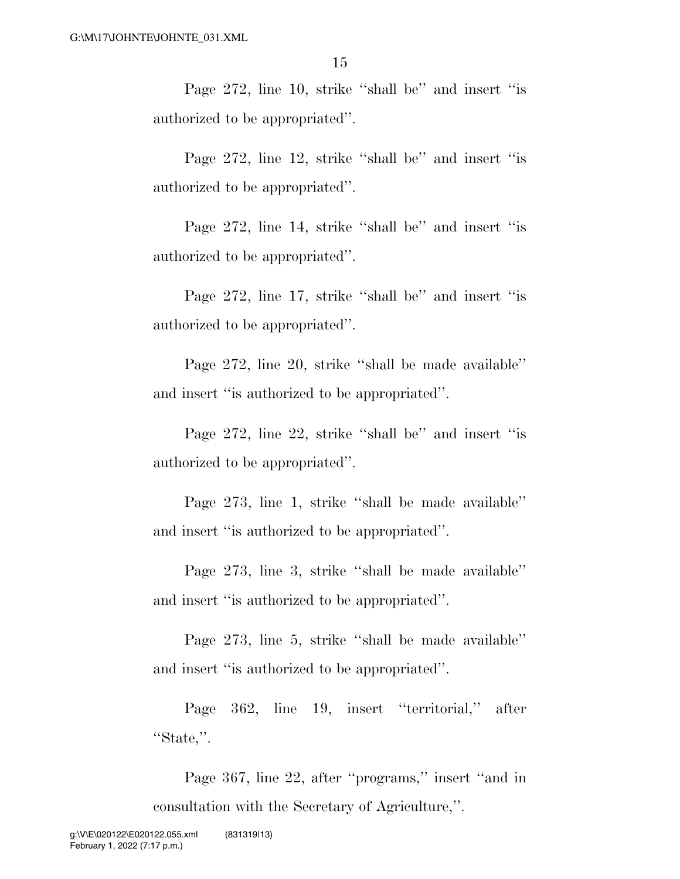Page 272, line 10, strike ''shall be'' and insert ''is authorized to be appropriated''.

Page 272, line 12, strike ''shall be'' and insert ''is authorized to be appropriated''.

Page 272, line 14, strike ''shall be'' and insert ''is authorized to be appropriated''.

Page 272, line 17, strike ''shall be'' and insert ''is authorized to be appropriated''.

Page 272, line 20, strike ''shall be made available'' and insert ''is authorized to be appropriated''.

Page 272, line 22, strike ''shall be'' and insert ''is authorized to be appropriated''.

Page 273, line 1, strike ''shall be made available'' and insert ''is authorized to be appropriated''.

Page 273, line 3, strike ''shall be made available'' and insert ''is authorized to be appropriated''.

Page 273, line 5, strike ''shall be made available'' and insert ''is authorized to be appropriated''.

Page 362, line 19, insert ''territorial,'' after ''State,''.

Page 367, line 22, after ''programs,'' insert ''and in consultation with the Secretary of Agriculture,''.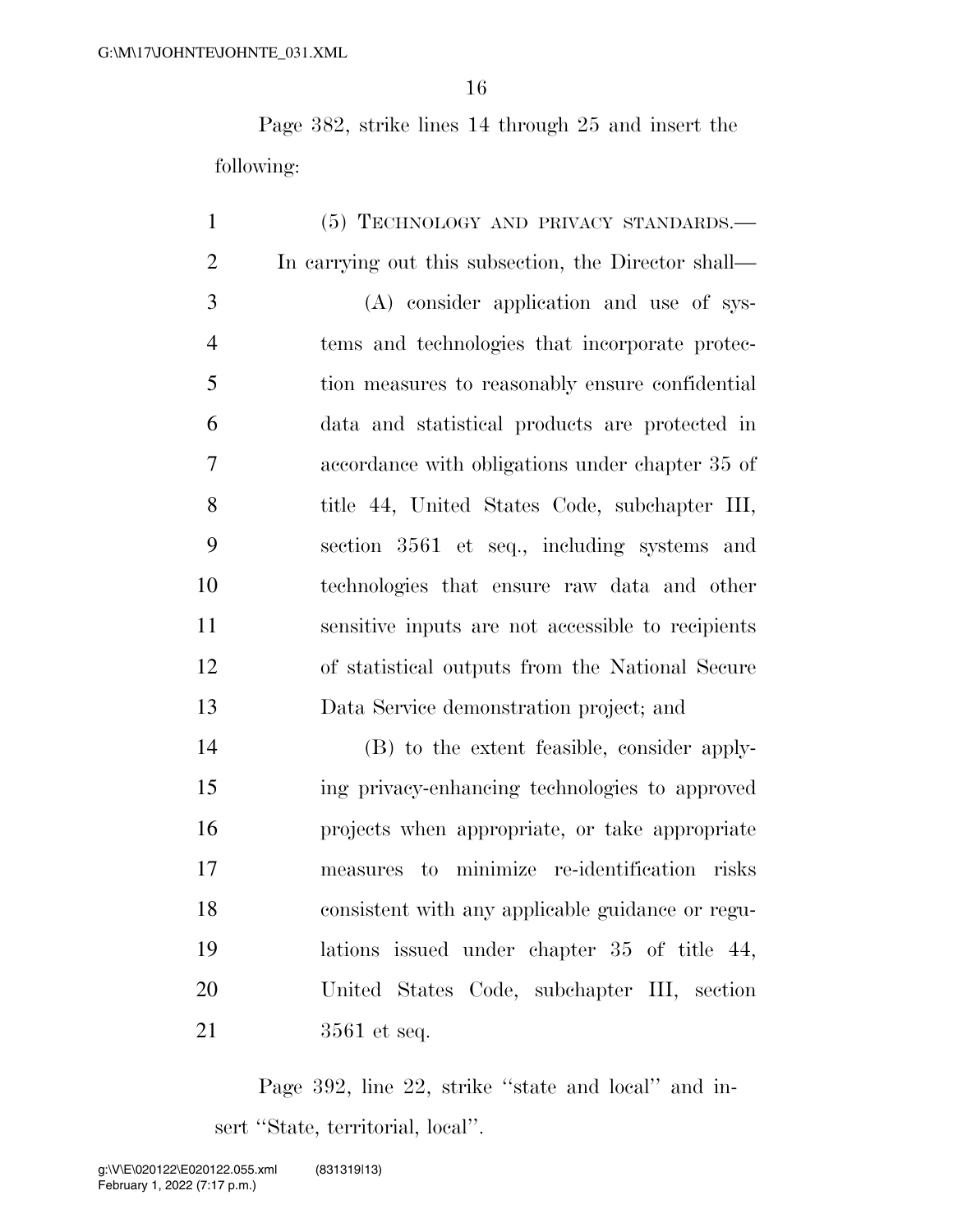Page 382, strike lines 14 through 25 and insert the following:

(5) TECHNOLOGY AND PRIVACY STANDARDS.—In carrying out this subsection, the Director shall—

(A) consider application and use of systems and technologies that incorporate protection measures to reasonably ensure confidential data and statistical products are protected in accordance with obligations under chapter 35 of title 44, United States Code, subchapter III, section 3561 et seq., including systems and technologies that ensure raw data and other sensitive inputs are not accessible to recipients of statistical outputs from the National Secure Data Service demonstration project; and

(B) to the extent feasible, consider applying privacy-enhancing technologies to approved projects when appropriate, or take appropriate measures to minimize re-identification risks consistent with any applicable guidance or regulations issued under chapter 35 of title 44, United States Code, subchapter III, section 3561 et seq.

Page 392, line 22, strike "state and local" and insert "State, territorial, local".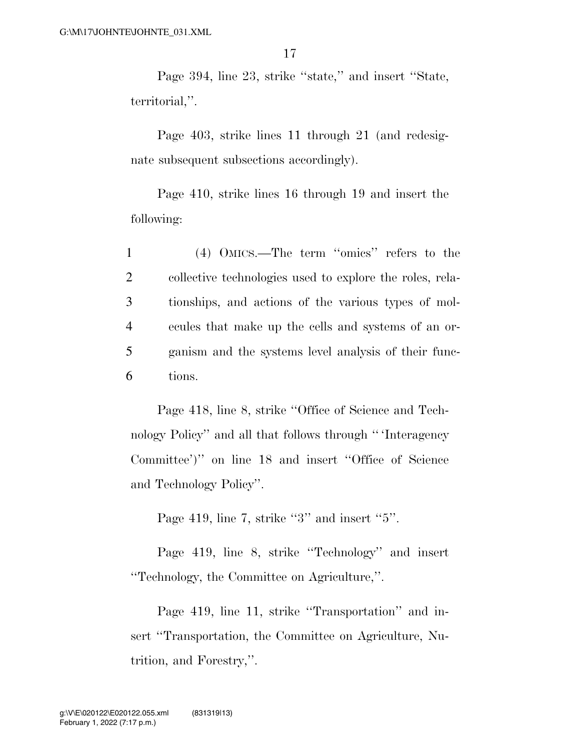Page 394, line 23, strike "state," and insert "State, territorial,".

Page 403, strike lines 11 through 21 (and redesignate subsequent subsections accordingly).

Page 410, strike lines 16 through 19 and insert the following:

(4) OMICS.—The term "omics" refers to the collective technologies used to explore the roles, relationships, and actions of the various types of molecules that make up the cells and systems of an organism and the systems level analysis of their functions.

Page 418, line 8, strike "Office of Science and Technology Policy" and all that follows through "'Interagency Committee')" on line 18 and insert "Office of Science and Technology Policy".

Page 419, line 7, strike "3" and insert "5".

Page 419, line 8, strike "Technology" and insert "Technology, the Committee on Agriculture,".

Page 419, line 11, strike "Transportation" and insert "Transportation, the Committee on Agriculture, Nutrition, and Forestry,".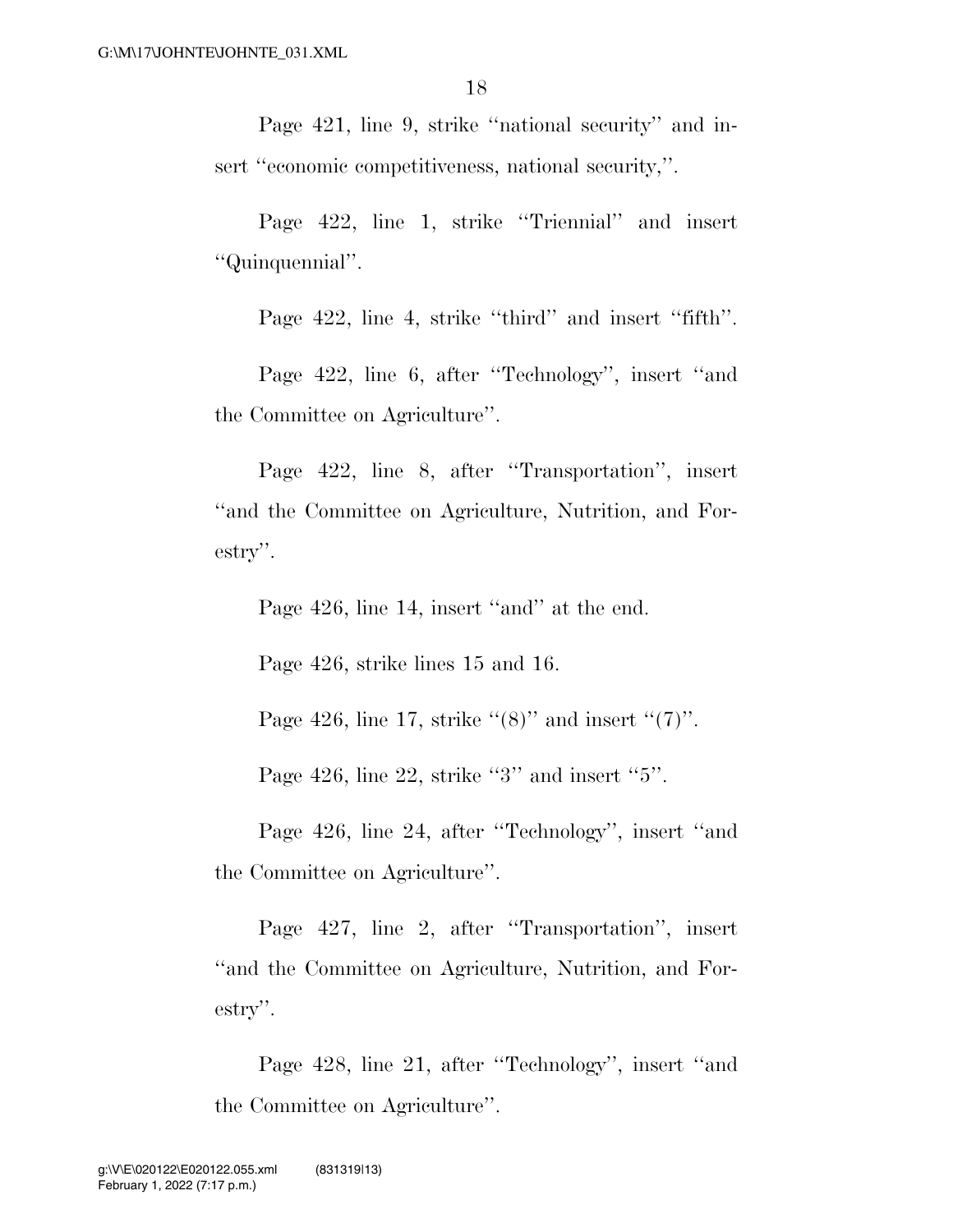Page 421, line 9, strike ''national security'' and insert ''economic competitiveness, national security,''.

Page 422, line 1, strike ''Triennial'' and insert ''Quinquennial''.

Page 422, line 4, strike ''third'' and insert ''fifth''.

Page 422, line 6, after ''Technology'', insert ''and the Committee on Agriculture''.

Page 422, line 8, after ''Transportation'', insert ''and the Committee on Agriculture, Nutrition, and Forestry''.

Page 426, line 14, insert ''and'' at the end.

Page 426, strike lines 15 and 16.

Page 426, line 17, strike ''(8)'' and insert ''(7)''.

Page 426, line 22, strike ''3'' and insert ''5''.

Page 426, line 24, after ''Technology'', insert ''and the Committee on Agriculture''.

Page 427, line 2, after ''Transportation'', insert ''and the Committee on Agriculture, Nutrition, and Forestry''.

Page 428, line 21, after ''Technology'', insert ''and the Committee on Agriculture''.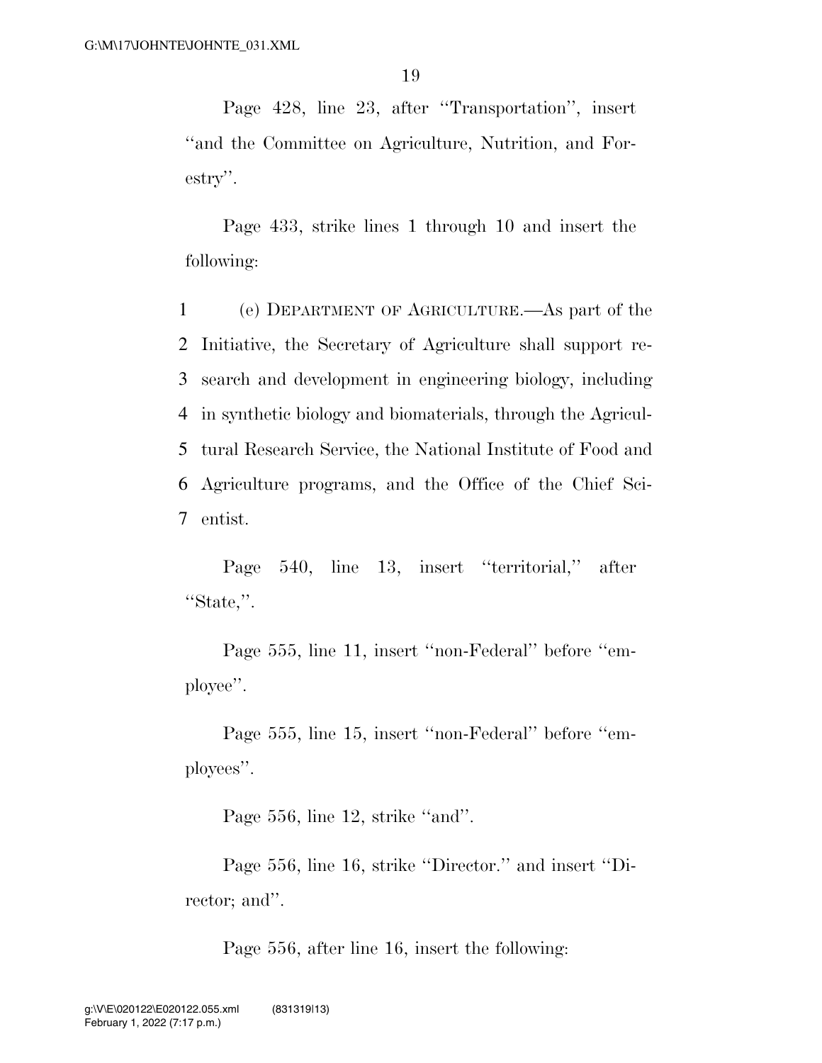Page 428, line 23, after ''Transportation'', insert ''and the Committee on Agriculture, Nutrition, and Forestry''.

Page 433, strike lines 1 through 10 and insert the following:

1 (e) DEPARTMENT OF AGRICULTURE.—As part of the
2 Initiative, the Secretary of Agriculture shall support re-
3 search and development in engineering biology, including
4 in synthetic biology and biomaterials, through the Agricul-
5 tural Research Service, the National Institute of Food and
6 Agriculture programs, and the Office of the Chief Sci-
7 entist.

Page 540, line 13, insert ''territorial,'' after ''State,''.

Page 555, line 11, insert ''non-Federal'' before ''employee''.

Page 555, line 15, insert ''non-Federal'' before ''employees''.

Page 556, line 12, strike ''and''.

Page 556, line 16, strike ''Director.'' and insert ''Director; and''.

Page 556, after line 16, insert the following: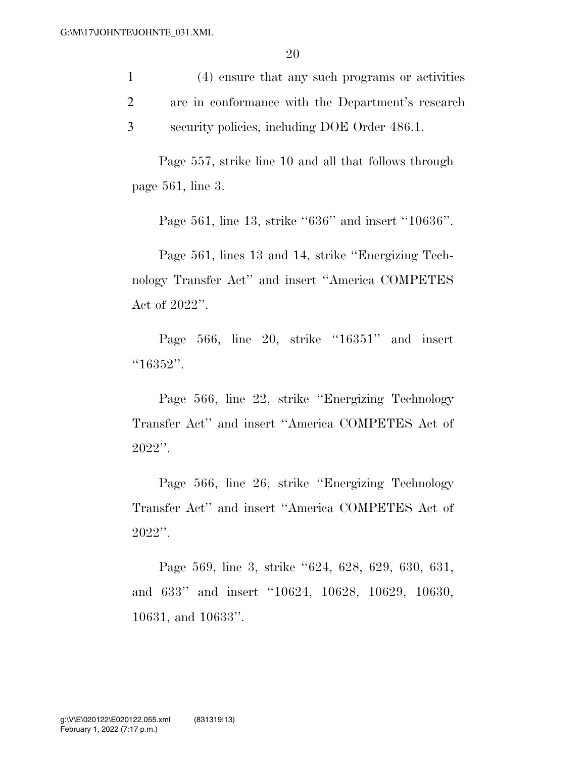(4) ensure that any such programs or activities are in conformance with the Department's research security policies, including DOE Order 486.1.

Page 557, strike line 10 and all that follows through page 561, line 3.

Page 561, line 13, strike ''636'' and insert ''10636''.

Page 561, lines 13 and 14, strike ''Energizing Technology Transfer Act'' and insert ''America COMPETES Act of 2022''.

Page 566, line 20, strike ''16351'' and insert ''16352''.

Page 566, line 22, strike ''Energizing Technology Transfer Act'' and insert ''America COMPETES Act of 2022''.

Page 566, line 26, strike ''Energizing Technology Transfer Act'' and insert ''America COMPETES Act of 2022''.

Page 569, line 3, strike ''624, 628, 629, 630, 631, and 633'' and insert ''10624, 10628, 10629, 10630, 10631, and 10633''.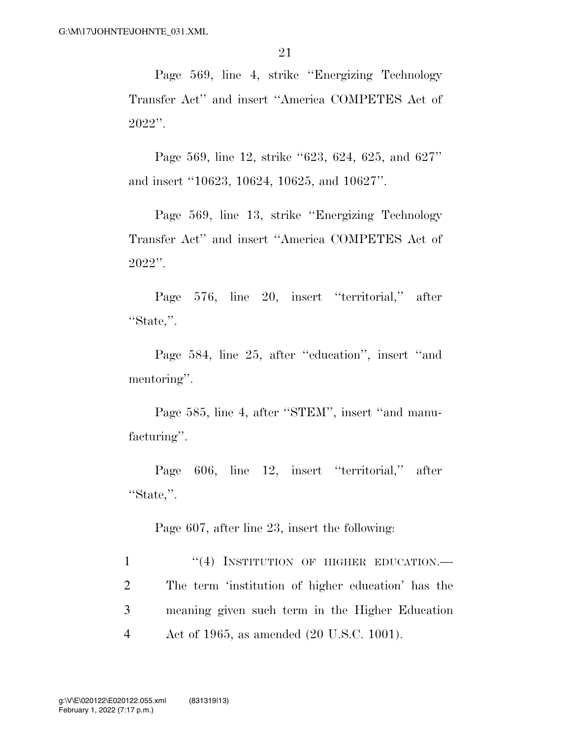Page 569, line 4, strike "Energizing Technology Transfer Act" and insert "America COMPETES Act of 2022".

Page 569, line 12, strike "623, 624, 625, and 627" and insert "10623, 10624, 10625, and 10627".

Page 569, line 13, strike "Energizing Technology Transfer Act" and insert "America COMPETES Act of 2022".

Page 576, line 20, insert "territorial," after "State,".

Page 584, line 25, after "education", insert "and mentoring".

Page 585, line 4, after "STEM", insert "and manufacturing".

Page 606, line 12, insert "territorial," after "State,".

Page 607, after line 23, insert the following:

1 "(4) INSTITUTION OF HIGHER EDUCATION.—
2 The term 'institution of higher education' has the
3 meaning given such term in the Higher Education
4 Act of 1965, as amended (20 U.S.C. 1001).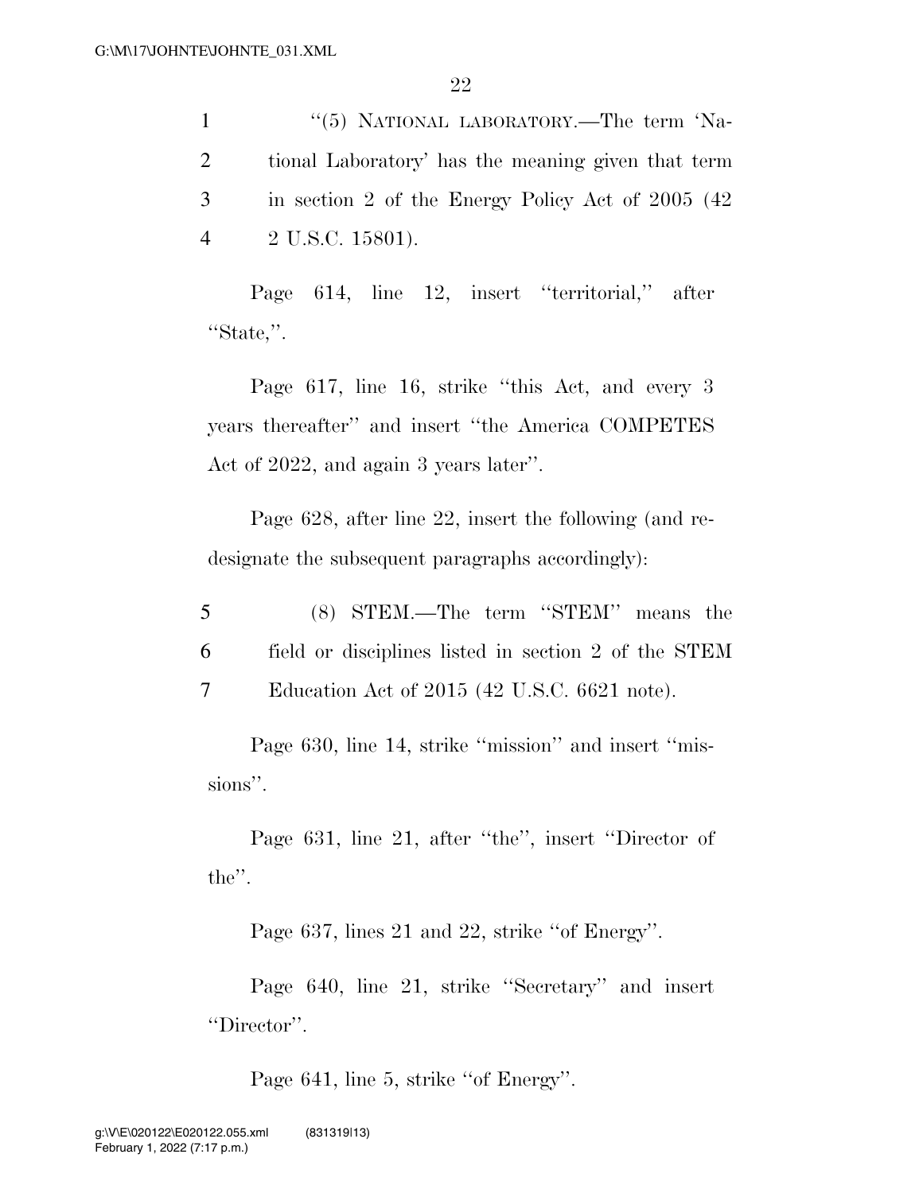1 "(5) NATIONAL LABORATORY.—The term 'Na-
2 tional Laboratory' has the meaning given that term
3 in section 2 of the Energy Policy Act of 2005 (42
4 2 U.S.C. 15801).

Page 614, line 12, insert "territorial," after "State,".

Page 617, line 16, strike "this Act, and every 3 years thereafter" and insert "the America COMPETES Act of 2022, and again 3 years later".

Page 628, after line 22, insert the following (and redesignate the subsequent paragraphs accordingly):

5 (8) STEM.—The term "STEM" means the
6 field or disciplines listed in section 2 of the STEM
7 Education Act of 2015 (42 U.S.C. 6621 note).

Page 630, line 14, strike "mission" and insert "missions".

Page 631, line 21, after "the", insert "Director of the".

Page 637, lines 21 and 22, strike "of Energy".

Page 640, line 21, strike "Secretary" and insert "Director".

Page 641, line 5, strike "of Energy".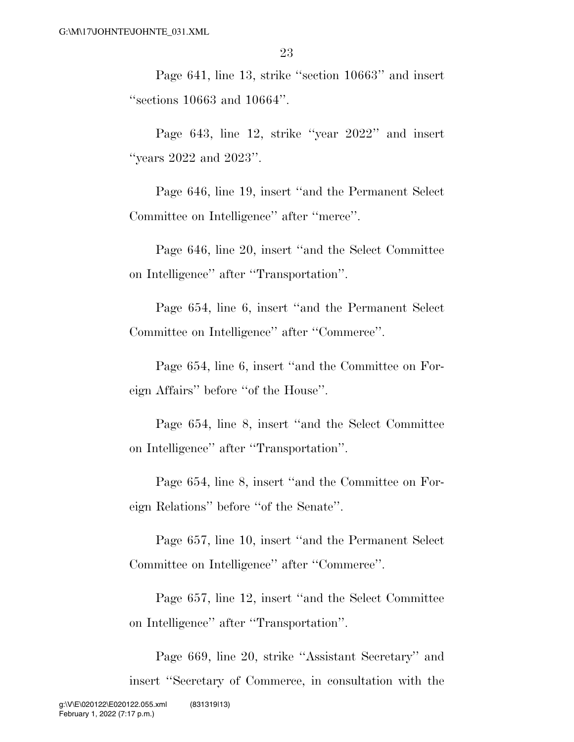Page 641, line 13, strike ''section 10663'' and insert ''sections 10663 and 10664''.

Page 643, line 12, strike ''year 2022'' and insert ''years 2022 and 2023''.

Page 646, line 19, insert ''and the Permanent Select Committee on Intelligence'' after ''merce''.

Page 646, line 20, insert ''and the Select Committee on Intelligence'' after ''Transportation''.

Page 654, line 6, insert ''and the Permanent Select Committee on Intelligence'' after ''Commerce''.

Page 654, line 6, insert ''and the Committee on Foreign Affairs'' before ''of the House''.

Page 654, line 8, insert ''and the Select Committee on Intelligence'' after ''Transportation''.

Page 654, line 8, insert ''and the Committee on Foreign Relations'' before ''of the Senate''.

Page 657, line 10, insert ''and the Permanent Select Committee on Intelligence'' after ''Commerce''.

Page 657, line 12, insert ''and the Select Committee on Intelligence'' after ''Transportation''.

Page 669, line 20, strike ''Assistant Secretary'' and insert ''Secretary of Commerce, in consultation with the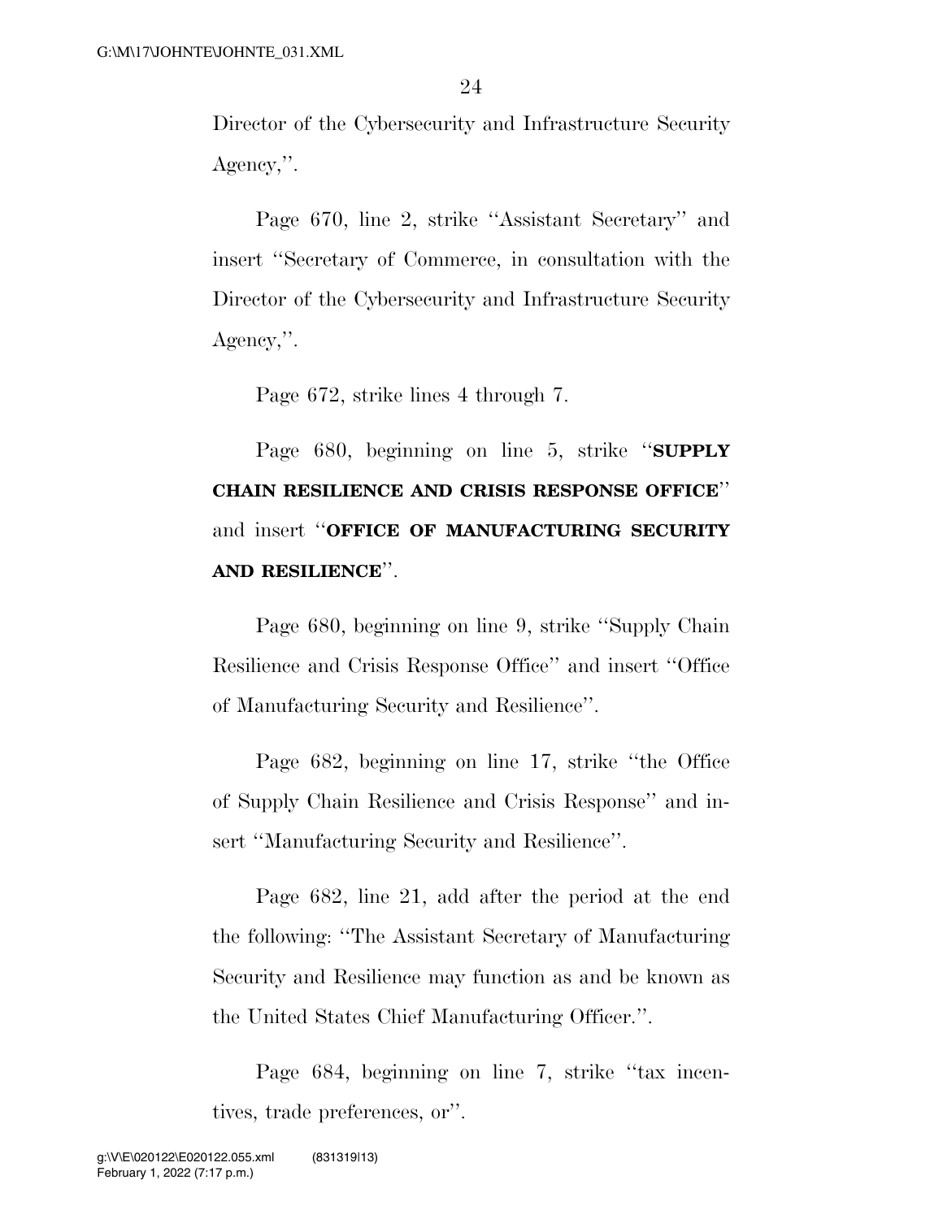Director of the Cybersecurity and Infrastructure Security Agency,''.

Page 670, line 2, strike ''Assistant Secretary'' and insert ''Secretary of Commerce, in consultation with the Director of the Cybersecurity and Infrastructure Security Agency,''.

Page 672, strike lines 4 through 7.

Page 680, beginning on line 5, strike ''**SUPPLY CHAIN RESILIENCE AND CRISIS RESPONSE OFFICE**'' and insert ''**OFFICE OF MANUFACTURING SECURITY AND RESILIENCE**''.

Page 680, beginning on line 9, strike ''Supply Chain Resilience and Crisis Response Office'' and insert ''Office of Manufacturing Security and Resilience''.

Page 682, beginning on line 17, strike ''the Office of Supply Chain Resilience and Crisis Response'' and insert ''Manufacturing Security and Resilience''.

Page 682, line 21, add after the period at the end the following: ''The Assistant Secretary of Manufacturing Security and Resilience may function as and be known as the United States Chief Manufacturing Officer.''.

Page 684, beginning on line 7, strike ''tax incentives, trade preferences, or''.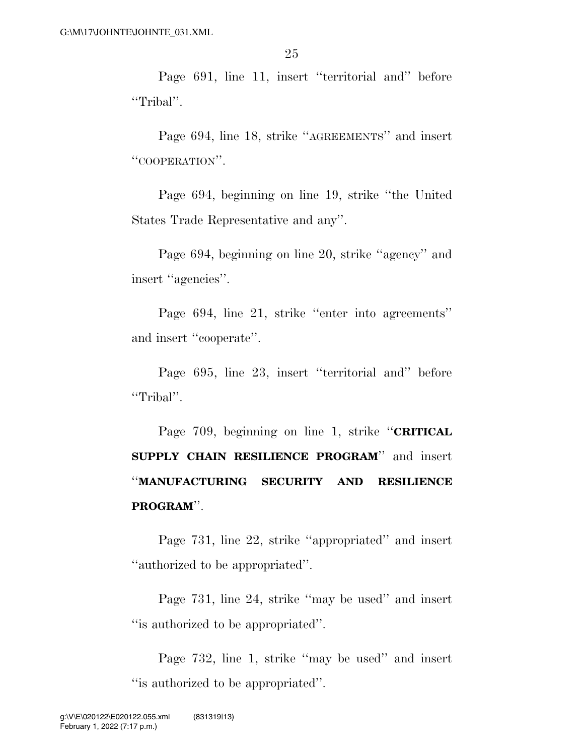Page 691, line 11, insert ''territorial and'' before ''Tribal''.

Page 694, line 18, strike ''AGREEMENTS'' and insert ''COOPERATION''.

Page 694, beginning on line 19, strike ''the United States Trade Representative and any''.

Page 694, beginning on line 20, strike ''agency'' and insert ''agencies''.

Page 694, line 21, strike ''enter into agreements'' and insert ''cooperate''.

Page 695, line 23, insert ''territorial and'' before ''Tribal''.

Page 709, beginning on line 1, strike ''**CRITICAL SUPPLY CHAIN RESILIENCE PROGRAM**'' and insert ''**MANUFACTURING SECURITY AND RESILIENCE PROGRAM**''.

Page 731, line 22, strike ''appropriated'' and insert ''authorized to be appropriated''.

Page 731, line 24, strike ''may be used'' and insert ''is authorized to be appropriated''.

Page 732, line 1, strike ''may be used'' and insert ''is authorized to be appropriated''.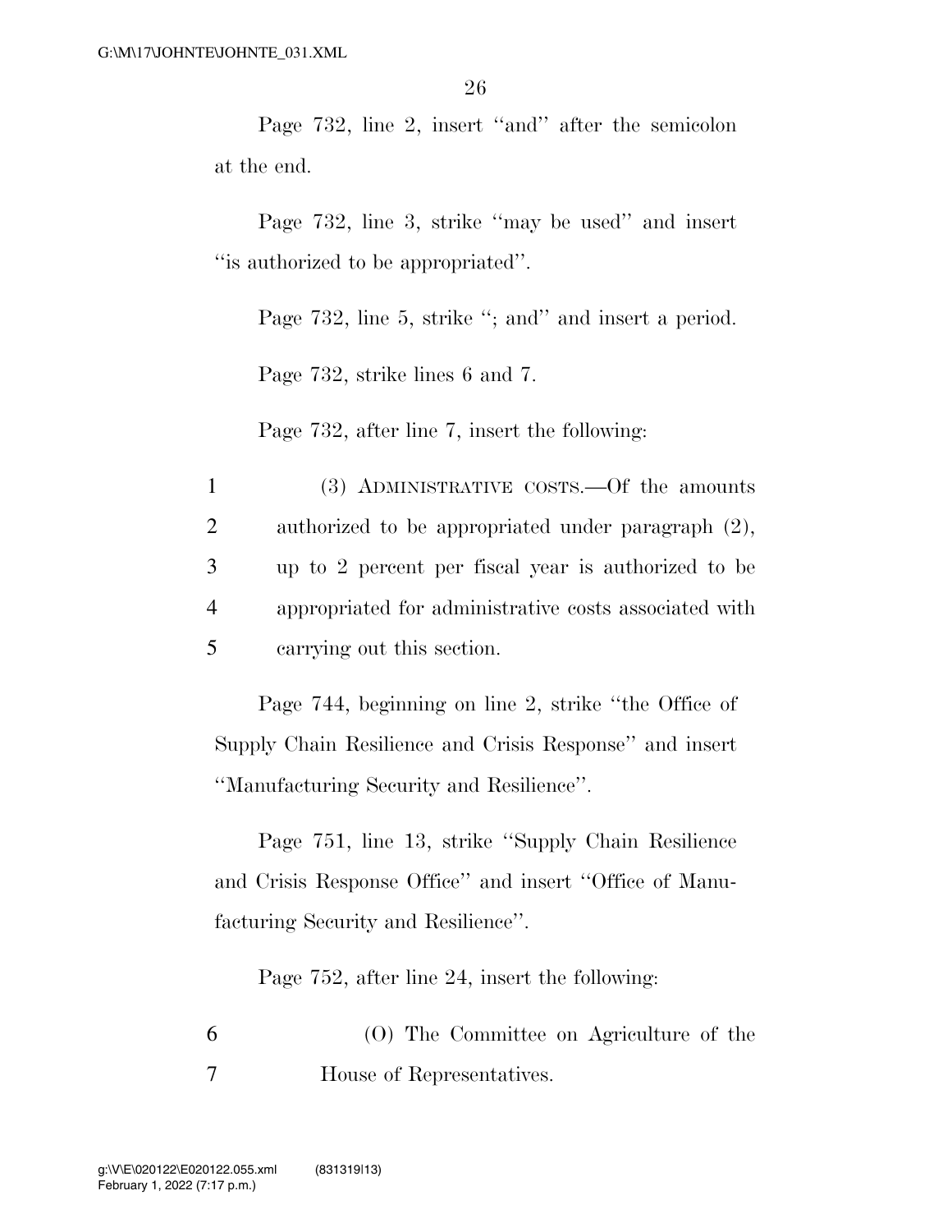Page 732, line 2, insert "and" after the semicolon at the end.

Page 732, line 3, strike "may be used" and insert "is authorized to be appropriated".

Page 732, line 5, strike "; and" and insert a period.

Page 732, strike lines 6 and 7.

Page 732, after line 7, insert the following:

1 (3) ADMINISTRATIVE COSTS.—Of the amounts
2 authorized to be appropriated under paragraph (2),
3 up to 2 percent per fiscal year is authorized to be
4 appropriated for administrative costs associated with
5 carrying out this section.

Page 744, beginning on line 2, strike "the Office of Supply Chain Resilience and Crisis Response" and insert "Manufacturing Security and Resilience".

Page 751, line 13, strike "Supply Chain Resilience and Crisis Response Office" and insert "Office of Manufacturing Security and Resilience".

Page 752, after line 24, insert the following:

6 (O) The Committee on Agriculture of the
7 House of Representatives.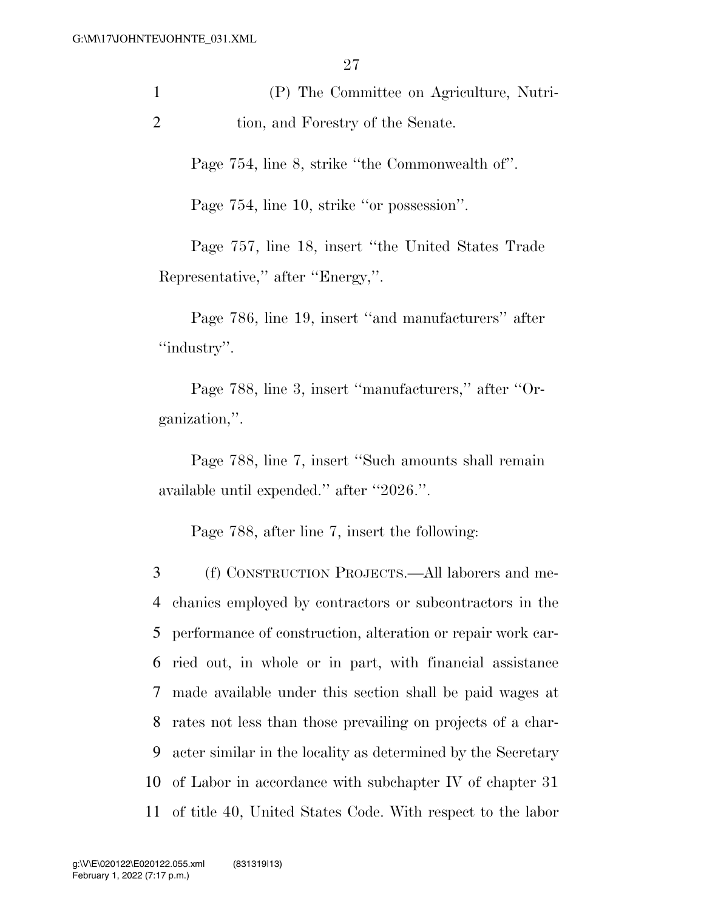(P) The Committee on Agriculture, Nutrition, and Forestry of the Senate.

Page 754, line 8, strike ''the Commonwealth of''.

Page 754, line 10, strike ''or possession''.

Page 757, line 18, insert ''the United States Trade Representative,'' after ''Energy,''.

Page 786, line 19, insert ''and manufacturers'' after ''industry''.

Page 788, line 3, insert ''manufacturers,'' after ''Organization,''.

Page 788, line 7, insert ''Such amounts shall remain available until expended.'' after ''2026.''.

Page 788, after line 7, insert the following:

(f) CONSTRUCTION PROJECTS.—All laborers and mechanics employed by contractors or subcontractors in the performance of construction, alteration or repair work carried out, in whole or in part, with financial assistance made available under this section shall be paid wages at rates not less than those prevailing on projects of a character similar in the locality as determined by the Secretary of Labor in accordance with subchapter IV of chapter 31 of title 40, United States Code. With respect to the labor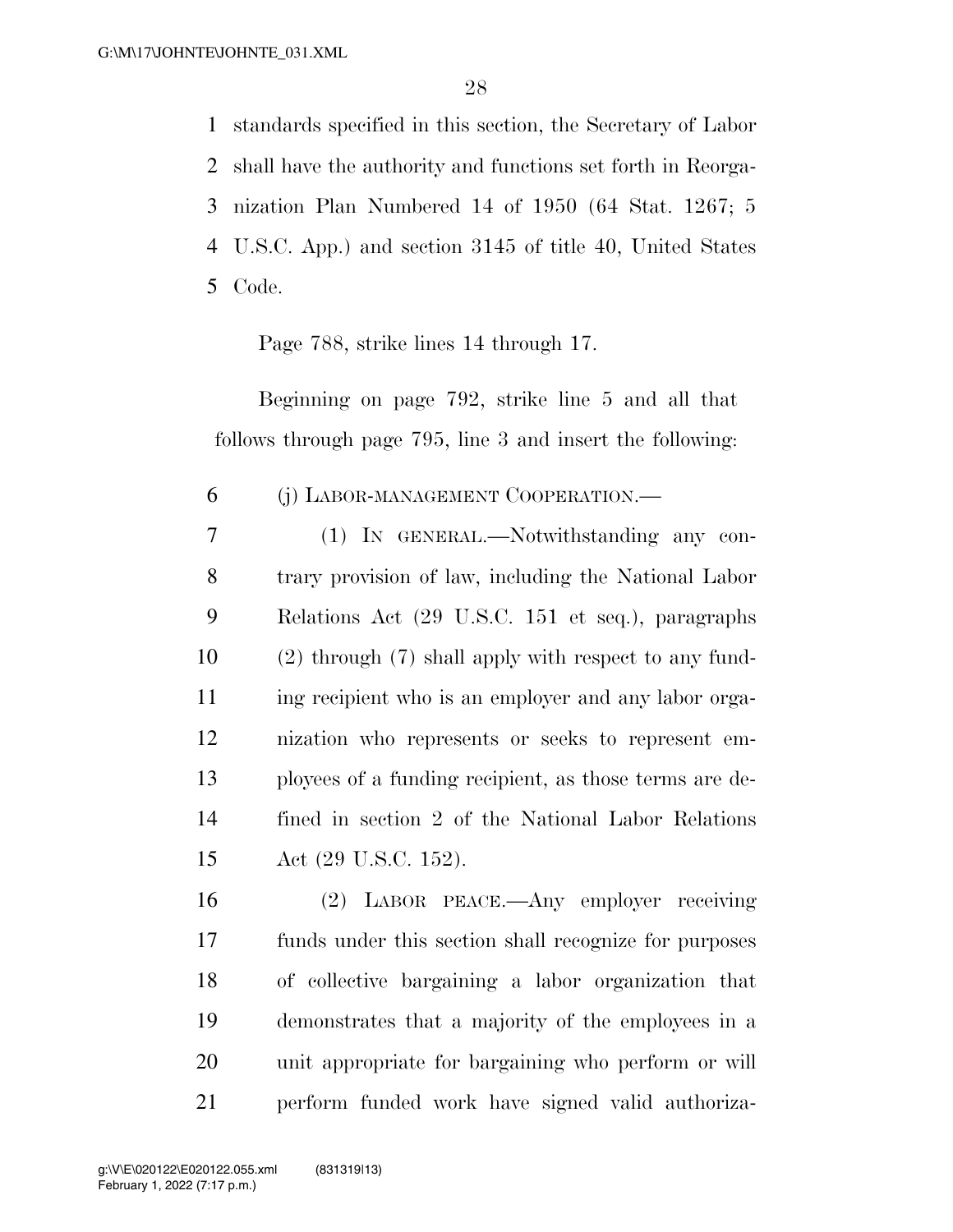standards specified in this section, the Secretary of Labor shall have the authority and functions set forth in Reorganization Plan Numbered 14 of 1950 (64 Stat. 1267; 5 U.S.C. App.) and section 3145 of title 40, United States Code.

Page 788, strike lines 14 through 17.

Beginning on page 792, strike line 5 and all that follows through page 795, line 3 and insert the following:

(j) LABOR-MANAGEMENT COOPERATION.—

(1) IN GENERAL.—Notwithstanding any contrary provision of law, including the National Labor Relations Act (29 U.S.C. 151 et seq.), paragraphs (2) through (7) shall apply with respect to any funding recipient who is an employer and any labor organization who represents or seeks to represent employees of a funding recipient, as those terms are defined in section 2 of the National Labor Relations Act (29 U.S.C. 152).

(2) LABOR PEACE.—Any employer receiving funds under this section shall recognize for purposes of collective bargaining a labor organization that demonstrates that a majority of the employees in a unit appropriate for bargaining who perform or will perform funded work have signed valid authoriza-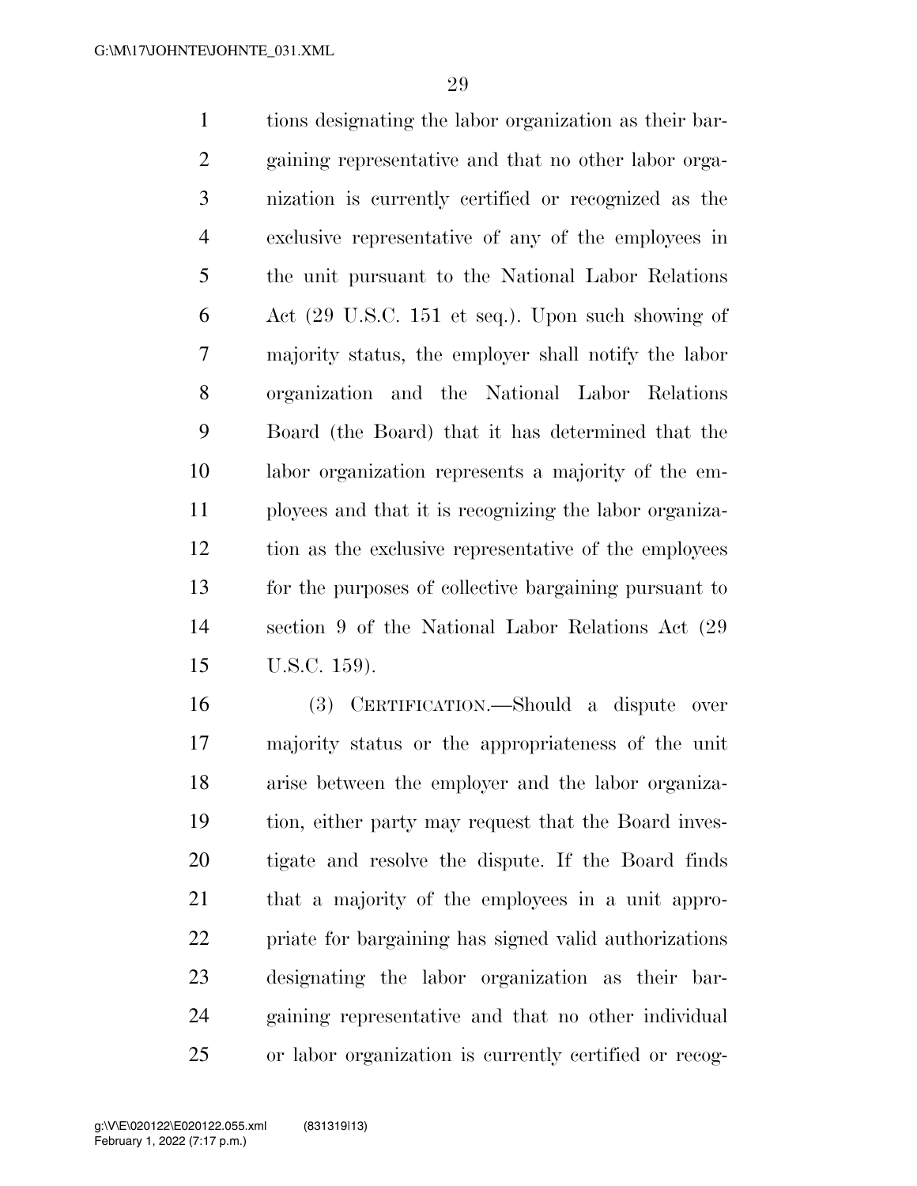tions designating the labor organization as their bargaining representative and that no other labor organization is currently certified or recognized as the exclusive representative of any of the employees in the unit pursuant to the National Labor Relations Act (29 U.S.C. 151 et seq.). Upon such showing of majority status, the employer shall notify the labor organization and the National Labor Relations Board (the Board) that it has determined that the labor organization represents a majority of the employees and that it is recognizing the labor organization as the exclusive representative of the employees for the purposes of collective bargaining pursuant to section 9 of the National Labor Relations Act (29 U.S.C. 159).

(3) CERTIFICATION.—Should a dispute over majority status or the appropriateness of the unit arise between the employer and the labor organization, either party may request that the Board investigate and resolve the dispute. If the Board finds that a majority of the employees in a unit appropriate for bargaining has signed valid authorizations designating the labor organization as their bargaining representative and that no other individual or labor organization is currently certified or recog-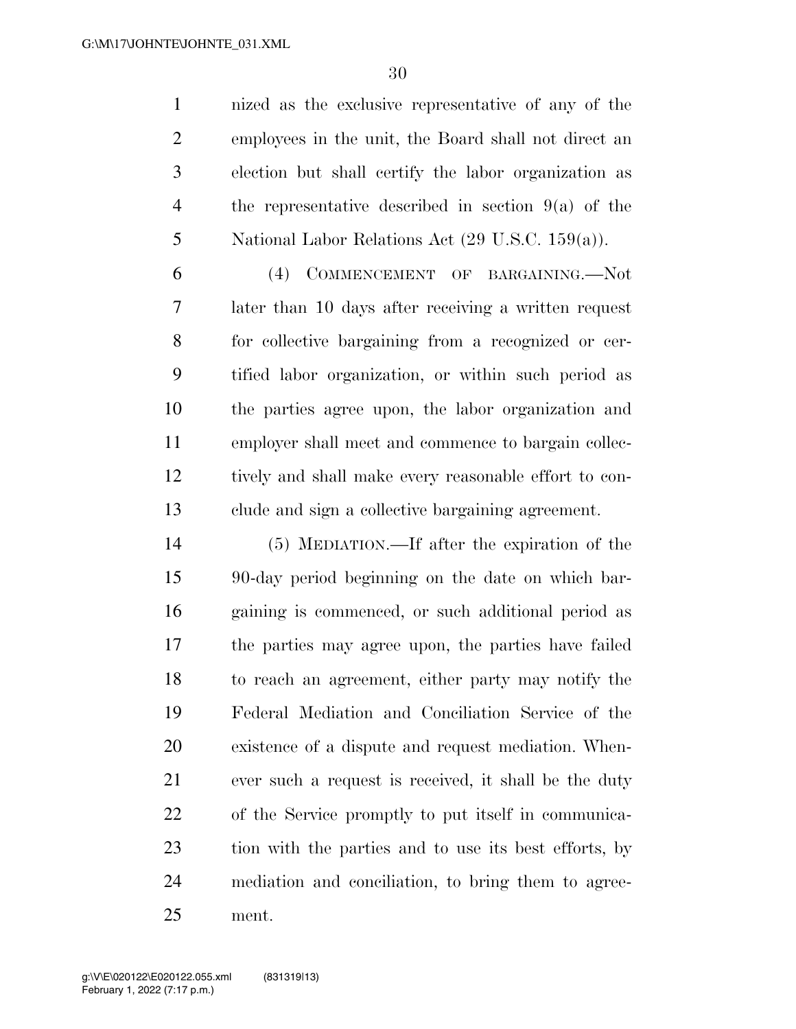nized as the exclusive representative of any of the employees in the unit, the Board shall not direct an election but shall certify the labor organization as the representative described in section 9(a) of the National Labor Relations Act (29 U.S.C. 159(a)).

(4) COMMENCEMENT OF BARGAINING.—Not later than 10 days after receiving a written request for collective bargaining from a recognized or certified labor organization, or within such period as the parties agree upon, the labor organization and employer shall meet and commence to bargain collectively and shall make every reasonable effort to conclude and sign a collective bargaining agreement.

(5) MEDIATION.—If after the expiration of the 90-day period beginning on the date on which bargaining is commenced, or such additional period as the parties may agree upon, the parties have failed to reach an agreement, either party may notify the Federal Mediation and Conciliation Service of the existence of a dispute and request mediation. Whenever such a request is received, it shall be the duty of the Service promptly to put itself in communication with the parties and to use its best efforts, by mediation and conciliation, to bring them to agreement.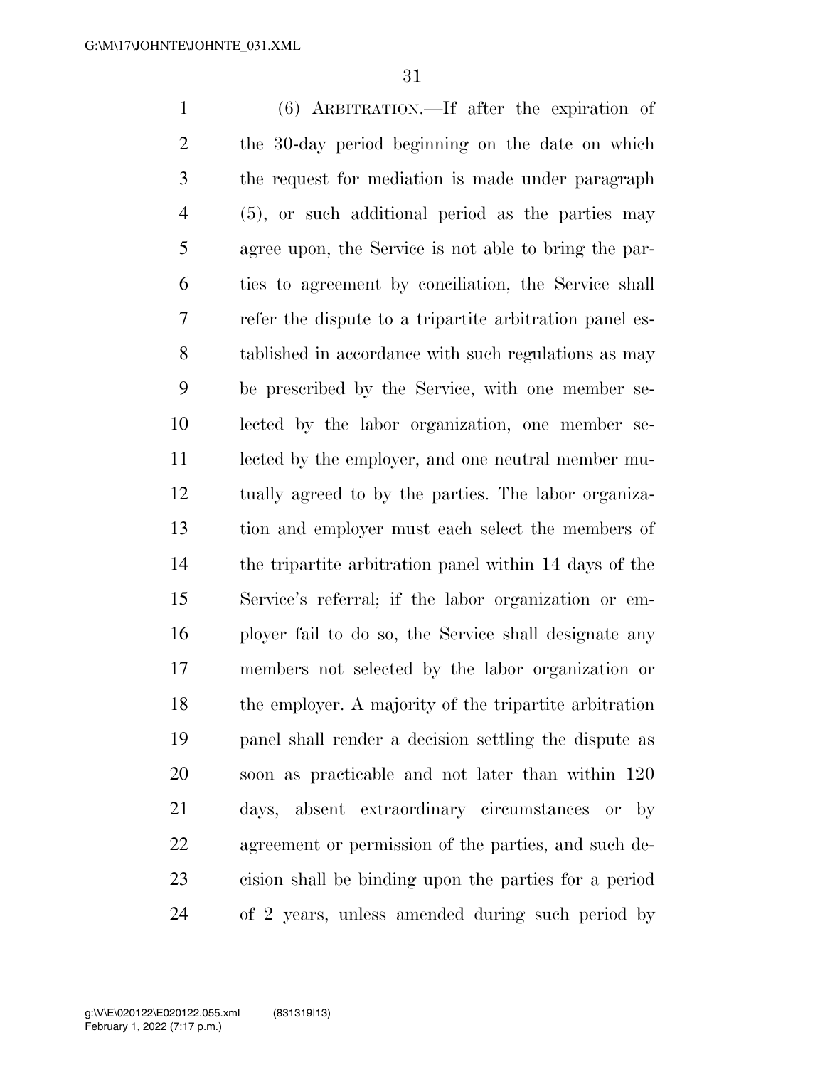(6) ARBITRATION.—If after the expiration of the 30-day period beginning on the date on which the request for mediation is made under paragraph (5), or such additional period as the parties may agree upon, the Service is not able to bring the parties to agreement by conciliation, the Service shall refer the dispute to a tripartite arbitration panel established in accordance with such regulations as may be prescribed by the Service, with one member selected by the labor organization, one member selected by the employer, and one neutral member mutually agreed to by the parties. The labor organization and employer must each select the members of the tripartite arbitration panel within 14 days of the Service's referral; if the labor organization or employer fail to do so, the Service shall designate any members not selected by the labor organization or the employer. A majority of the tripartite arbitration panel shall render a decision settling the dispute as soon as practicable and not later than within 120 days, absent extraordinary circumstances or by agreement or permission of the parties, and such decision shall be binding upon the parties for a period of 2 years, unless amended during such period by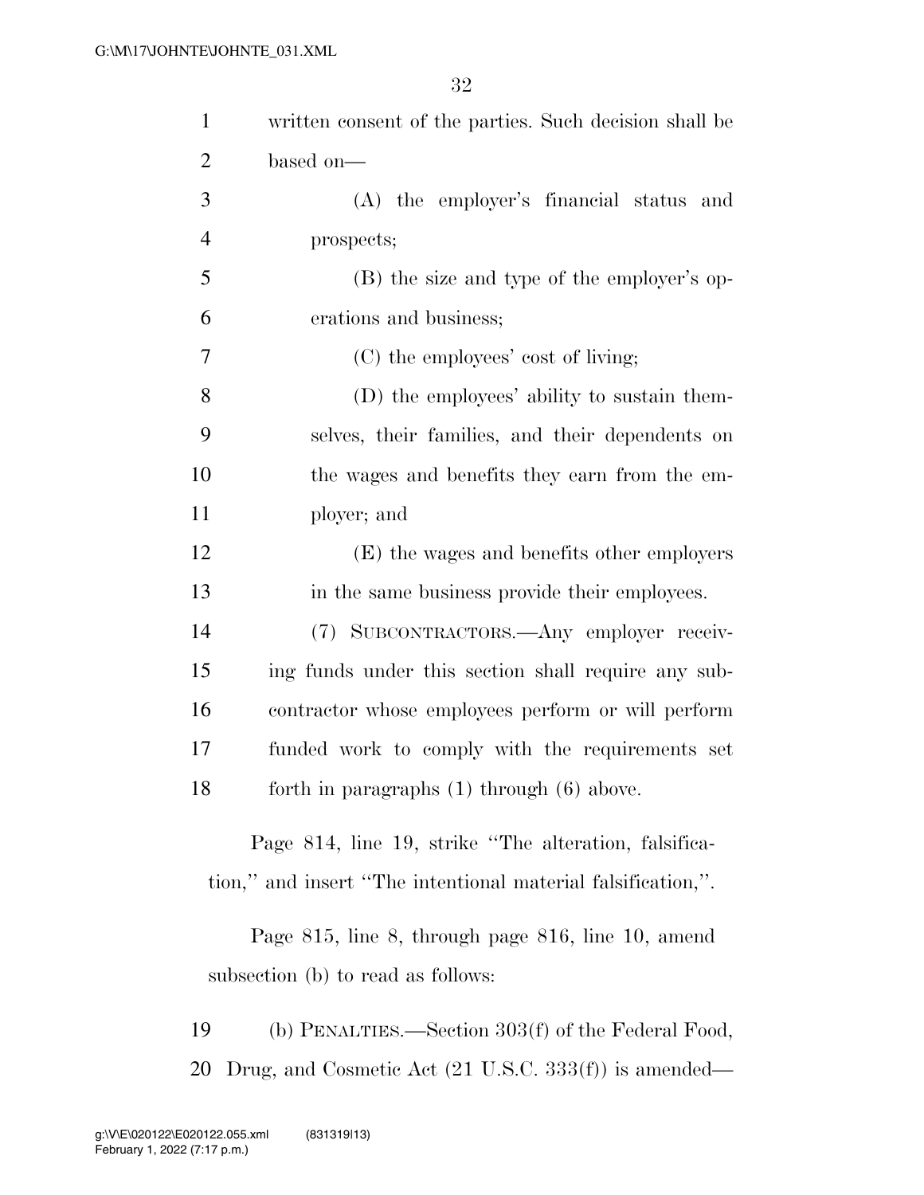written consent of the parties. Such decision shall be based on—

(A) the employer's financial status and prospects;

(B) the size and type of the employer's operations and business;

(C) the employees' cost of living;

(D) the employees' ability to sustain themselves, their families, and their dependents on the wages and benefits they earn from the employer; and

(E) the wages and benefits other employers in the same business provide their employees.

(7) SUBCONTRACTORS.—Any employer receiving funds under this section shall require any subcontractor whose employees perform or will perform funded work to comply with the requirements set forth in paragraphs (1) through (6) above.

Page 814, line 19, strike ''The alteration, falsification,'' and insert ''The intentional material falsification,''.

Page 815, line 8, through page 816, line 10, amend subsection (b) to read as follows:

(b) PENALTIES.—Section 303(f) of the Federal Food, Drug, and Cosmetic Act (21 U.S.C. 333(f)) is amended—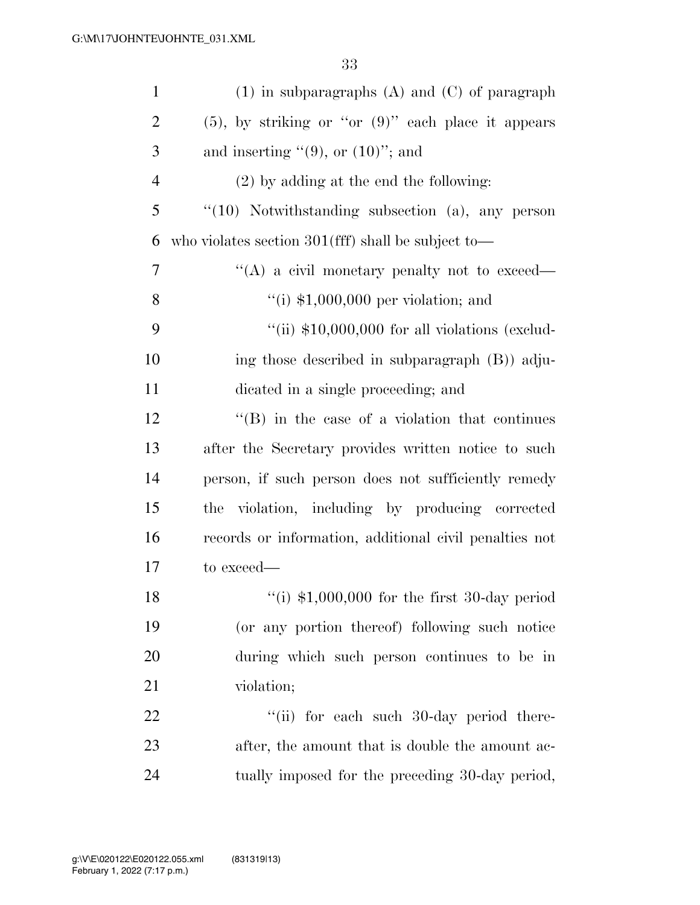(1) in subparagraphs (A) and (C) of paragraph (5), by striking or "or (9)" each place it appears and inserting "(9), or (10)"; and

(2) by adding at the end the following:

"(10) Notwithstanding subsection (a), any person who violates section 301(fff) shall be subject to—

"(A) a civil monetary penalty not to exceed—

"(i) $1,000,000 per violation; and

"(ii) $10,000,000 for all violations (excluding those described in subparagraph (B)) adjudicated in a single proceeding; and

"(B) in the case of a violation that continues after the Secretary provides written notice to such person, if such person does not sufficiently remedy the violation, including by producing corrected records or information, additional civil penalties not to exceed—

"(i) $1,000,000 for the first 30-day period (or any portion thereof) following such notice during which such person continues to be in violation;

"(ii) for each such 30-day period thereafter, the amount that is double the amount actually imposed for the preceding 30-day period,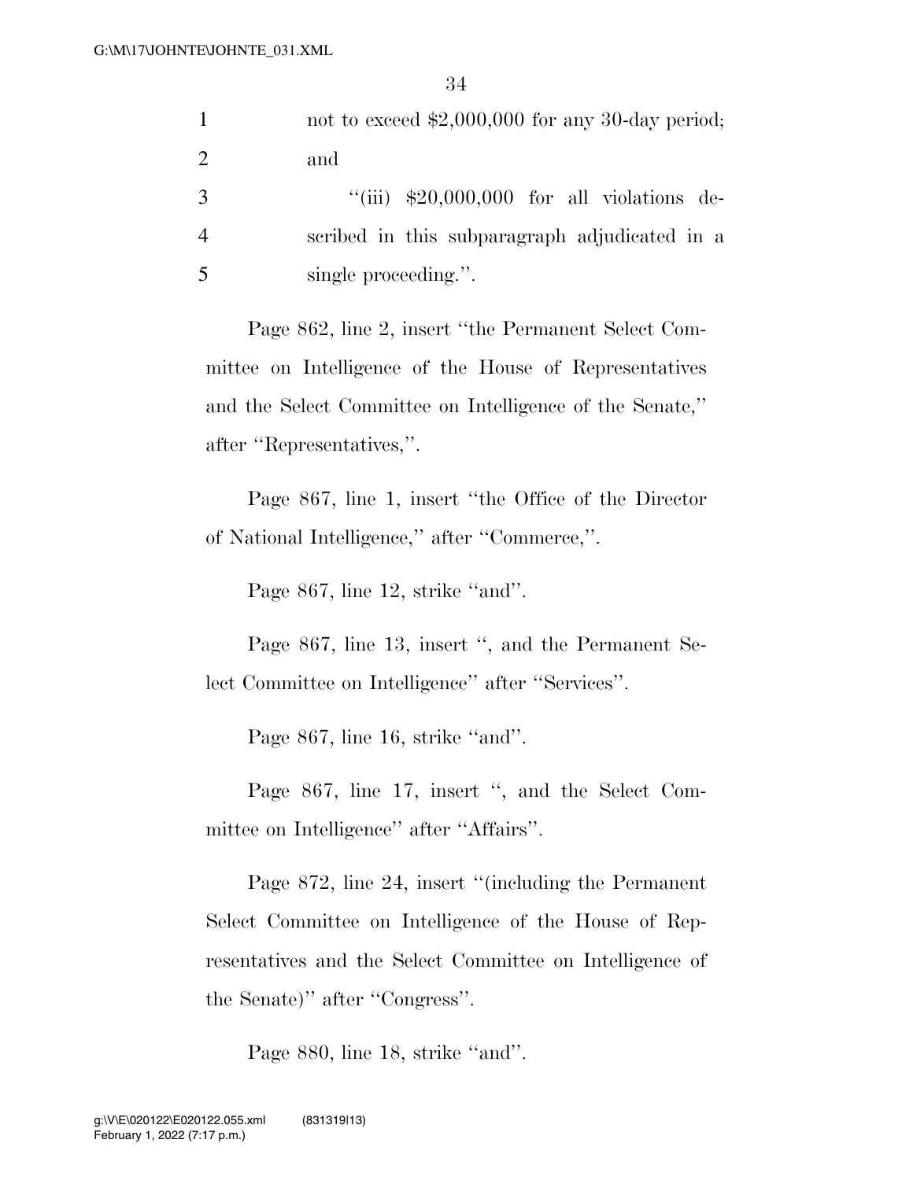not to exceed $2,000,000 for any 30-day period; and

"(iii) $20,000,000 for all violations described in this subparagraph adjudicated in a single proceeding.".

Page 862, line 2, insert "the Permanent Select Committee on Intelligence of the House of Representatives and the Select Committee on Intelligence of the Senate," after "Representatives,".

Page 867, line 1, insert "the Office of the Director of National Intelligence," after "Commerce,".

Page 867, line 12, strike "and".

Page 867, line 13, insert ", and the Permanent Select Committee on Intelligence" after "Services".

Page 867, line 16, strike "and".

Page 867, line 17, insert ", and the Select Committee on Intelligence" after "Affairs".

Page 872, line 24, insert "(including the Permanent Select Committee on Intelligence of the House of Representatives and the Select Committee on Intelligence of the Senate)" after "Congress".

Page 880, line 18, strike "and".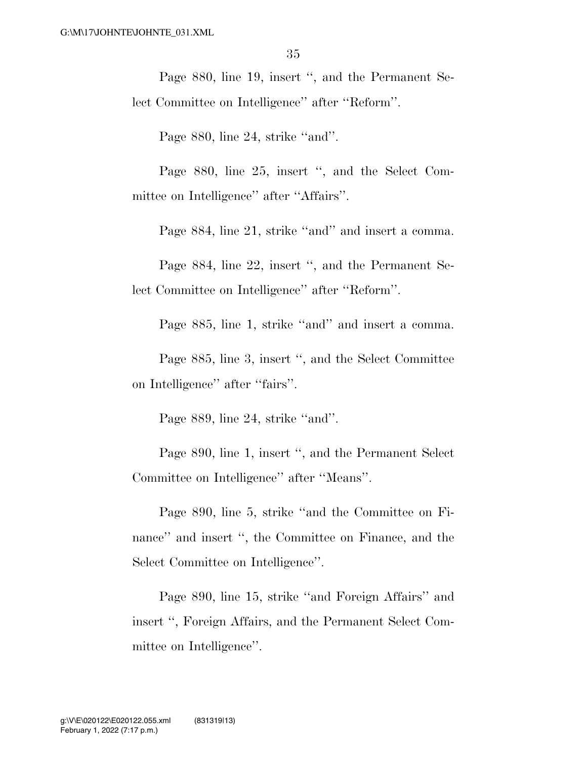Page 880, line 19, insert ", and the Permanent Select Committee on Intelligence" after "Reform".

Page 880, line 24, strike "and".

Page 880, line 25, insert ", and the Select Committee on Intelligence" after "Affairs".

Page 884, line 21, strike "and" and insert a comma.

Page 884, line 22, insert ", and the Permanent Select Committee on Intelligence" after "Reform".

Page 885, line 1, strike "and" and insert a comma.

Page 885, line 3, insert ", and the Select Committee on Intelligence" after "fairs".

Page 889, line 24, strike "and".

Page 890, line 1, insert ", and the Permanent Select Committee on Intelligence" after "Means".

Page 890, line 5, strike "and the Committee on Finance" and insert ", the Committee on Finance, and the Select Committee on Intelligence".

Page 890, line 15, strike "and Foreign Affairs" and insert ", Foreign Affairs, and the Permanent Select Committee on Intelligence".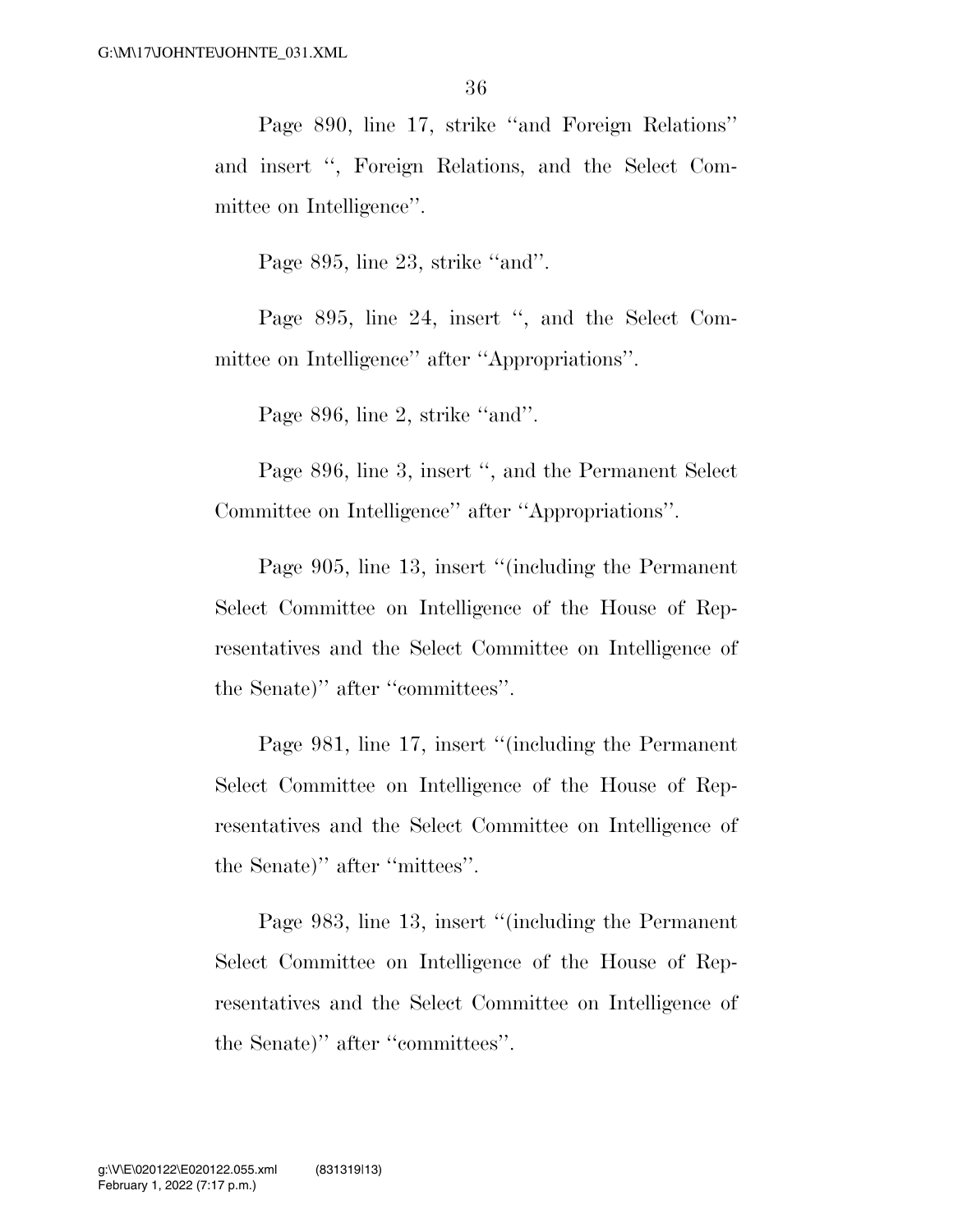Page 890, line 17, strike ''and Foreign Relations'' and insert '', Foreign Relations, and the Select Committee on Intelligence''.

Page 895, line 23, strike ''and''.

Page 895, line 24, insert '', and the Select Committee on Intelligence'' after ''Appropriations''.

Page 896, line 2, strike ''and''.

Page 896, line 3, insert '', and the Permanent Select Committee on Intelligence'' after ''Appropriations''.

Page 905, line 13, insert ''(including the Permanent Select Committee on Intelligence of the House of Representatives and the Select Committee on Intelligence of the Senate)'' after ''committees''.

Page 981, line 17, insert ''(including the Permanent Select Committee on Intelligence of the House of Representatives and the Select Committee on Intelligence of the Senate)'' after ''mittees''.

Page 983, line 13, insert ''(including the Permanent Select Committee on Intelligence of the House of Representatives and the Select Committee on Intelligence of the Senate)'' after ''committees''.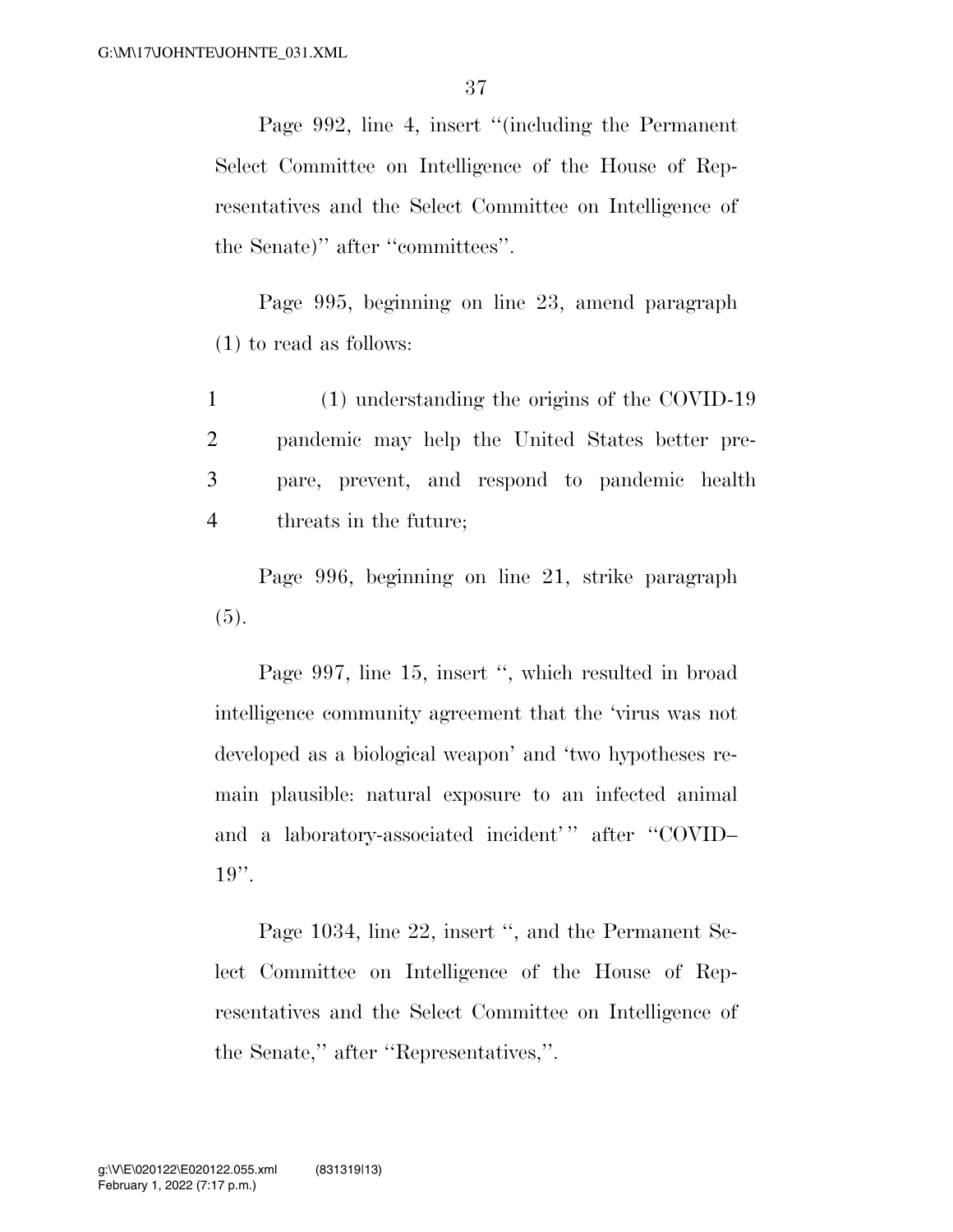Page 992, line 4, insert "(including the Permanent Select Committee on Intelligence of the House of Representatives and the Select Committee on Intelligence of the Senate)" after "committees".

Page 995, beginning on line 23, amend paragraph (1) to read as follows:

1 (1) understanding the origins of the COVID-19
2 pandemic may help the United States better pre-
3 pare, prevent, and respond to pandemic health
4 threats in the future;

Page 996, beginning on line 21, strike paragraph (5).

Page 997, line 15, insert ", which resulted in broad intelligence community agreement that the 'virus was not developed as a biological weapon' and 'two hypotheses remain plausible: natural exposure to an infected animal and a laboratory-associated incident'" after "COVID–19".

Page 1034, line 22, insert ", and the Permanent Select Committee on Intelligence of the House of Representatives and the Select Committee on Intelligence of the Senate," after "Representatives,".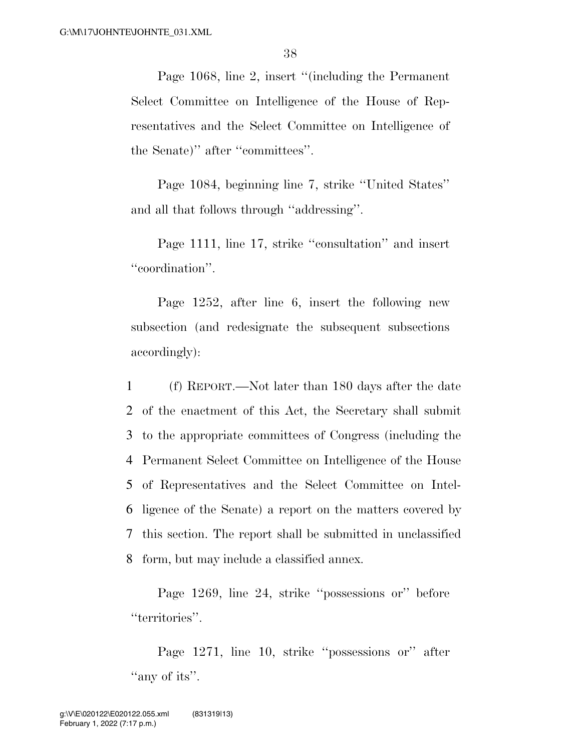Page 1068, line 2, insert ''(including the Permanent Select Committee on Intelligence of the House of Representatives and the Select Committee on Intelligence of the Senate)'' after ''committees''.

Page 1084, beginning line 7, strike ''United States'' and all that follows through ''addressing''.

Page 1111, line 17, strike ''consultation'' and insert ''coordination''.

Page 1252, after line 6, insert the following new subsection (and redesignate the subsequent subsections accordingly):

1 (f) REPORT.—Not later than 180 days after the date
2 of the enactment of this Act, the Secretary shall submit
3 to the appropriate committees of Congress (including the
4 Permanent Select Committee on Intelligence of the House
5 of Representatives and the Select Committee on Intel-
6 ligence of the Senate) a report on the matters covered by
7 this section. The report shall be submitted in unclassified
8 form, but may include a classified annex.

Page 1269, line 24, strike ''possessions or'' before ''territories''.

Page 1271, line 10, strike ''possessions or'' after ''any of its''.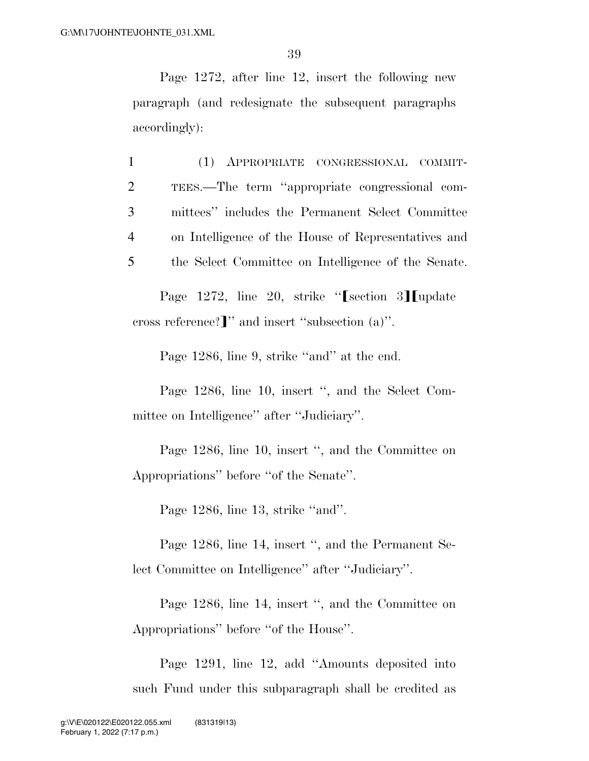Page 1272, after line 12, insert the following new paragraph (and redesignate the subsequent paragraphs accordingly):

1 (1) APPROPRIATE CONGRESSIONAL COMMIT-
2 TEES.—The term ''appropriate congressional com-
3 mittees'' includes the Permanent Select Committee
4 on Intelligence of the House of Representatives and
5 the Select Committee on Intelligence of the Senate.

Page 1272, line 20, strike ''⟦section 3⟧⟦update cross reference?⟧'' and insert ''subsection (a)''.

Page 1286, line 9, strike ''and'' at the end.

Page 1286, line 10, insert '', and the Select Committee on Intelligence'' after ''Judiciary''.

Page 1286, line 10, insert '', and the Committee on Appropriations'' before ''of the Senate''.

Page 1286, line 13, strike ''and''.

Page 1286, line 14, insert '', and the Permanent Select Committee on Intelligence'' after ''Judiciary''.

Page 1286, line 14, insert '', and the Committee on Appropriations'' before ''of the House''.

Page 1291, line 12, add ''Amounts deposited into such Fund under this subparagraph shall be credited as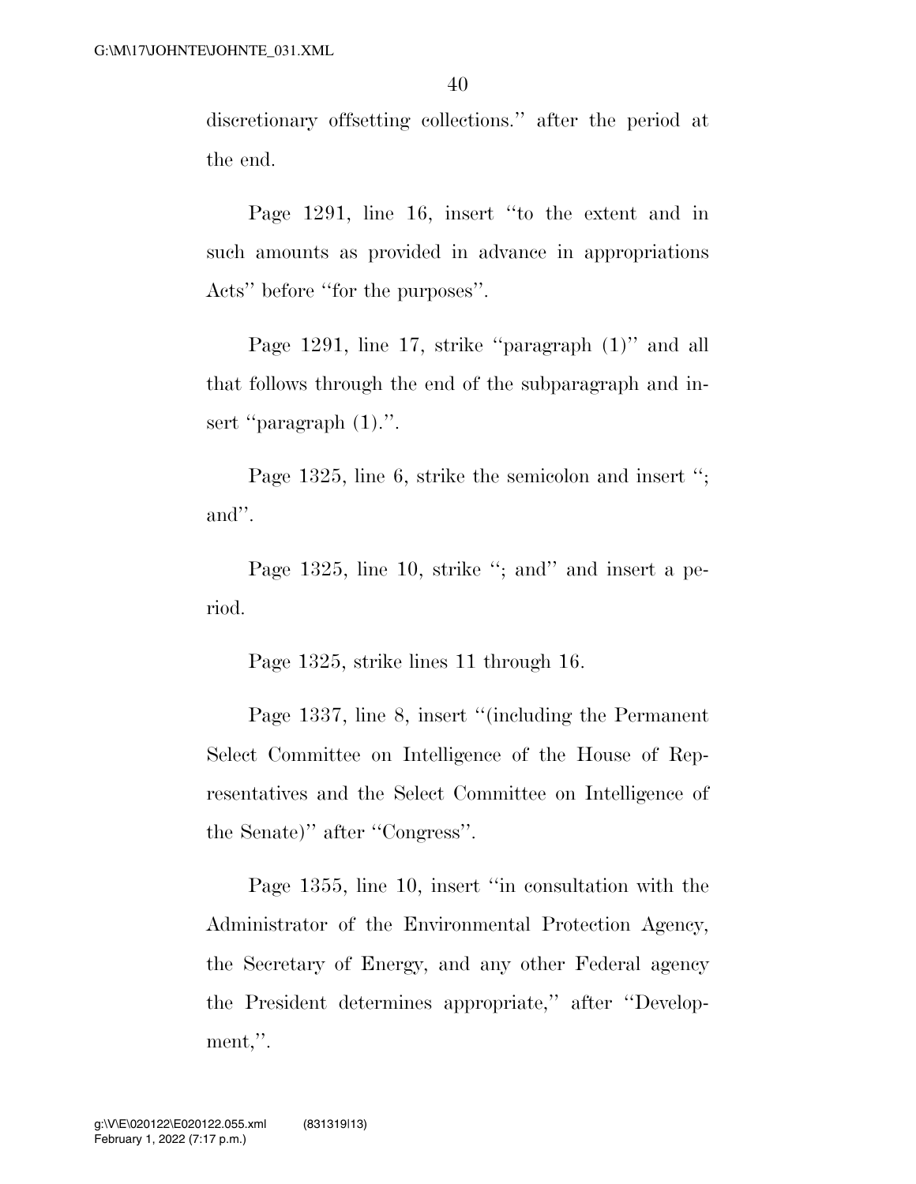discretionary offsetting collections.'' after the period at the end.

Page 1291, line 16, insert ''to the extent and in such amounts as provided in advance in appropriations Acts'' before ''for the purposes''.

Page 1291, line 17, strike ''paragraph (1)'' and all that follows through the end of the subparagraph and insert ''paragraph (1).''.

Page 1325, line 6, strike the semicolon and insert ''; and''.

Page 1325, line 10, strike ''; and'' and insert a period.

Page 1325, strike lines 11 through 16.

Page 1337, line 8, insert ''(including the Permanent Select Committee on Intelligence of the House of Representatives and the Select Committee on Intelligence of the Senate)'' after ''Congress''.

Page 1355, line 10, insert ''in consultation with the Administrator of the Environmental Protection Agency, the Secretary of Energy, and any other Federal agency the President determines appropriate,'' after ''Development,''.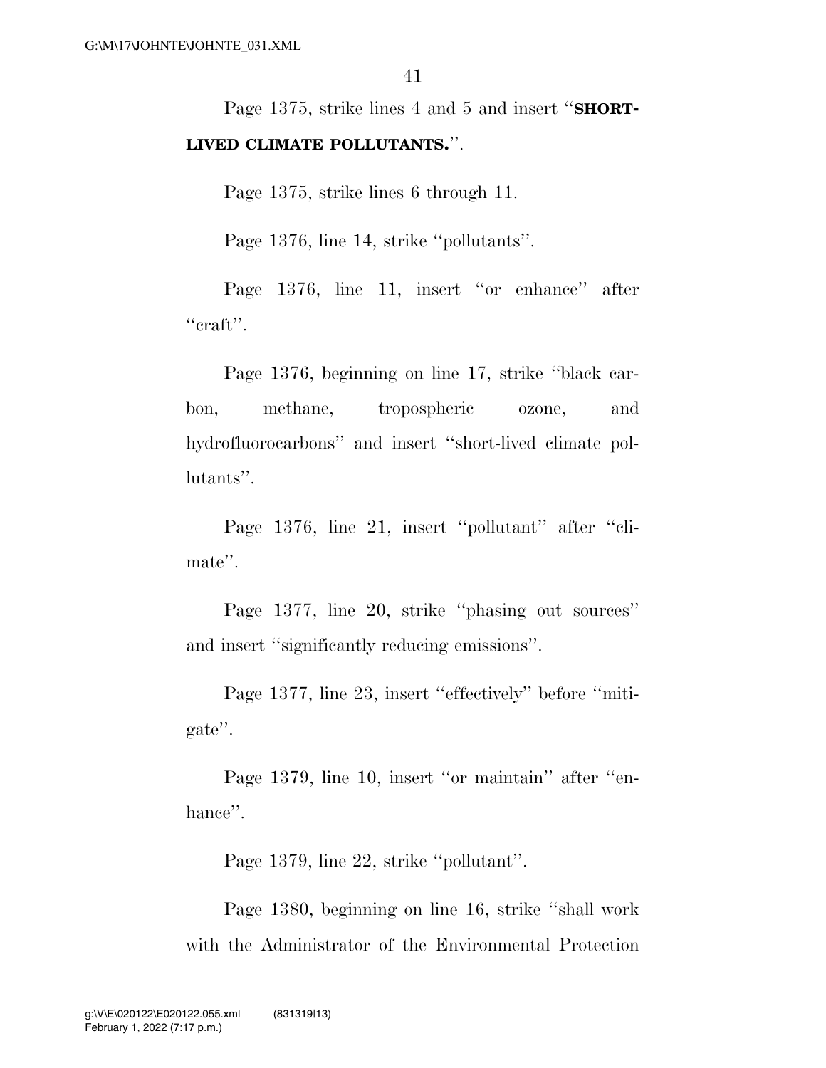Page 1375, strike lines 4 and 5 and insert ''**SHORT-LIVED CLIMATE POLLUTANTS.**''.

Page 1375, strike lines 6 through 11.

Page 1376, line 14, strike ''pollutants''.

Page 1376, line 11, insert ''or enhance'' after ''craft''.

Page 1376, beginning on line 17, strike ''black carbon, methane, tropospheric ozone, and hydrofluorocarbons'' and insert ''short-lived climate pollutants''.

Page 1376, line 21, insert ''pollutant'' after ''climate''.

Page 1377, line 20, strike ''phasing out sources'' and insert ''significantly reducing emissions''.

Page 1377, line 23, insert ''effectively'' before ''mitigate''.

Page 1379, line 10, insert ''or maintain'' after ''enhance''.

Page 1379, line 22, strike ''pollutant''.

Page 1380, beginning on line 16, strike ''shall work with the Administrator of the Environmental Protection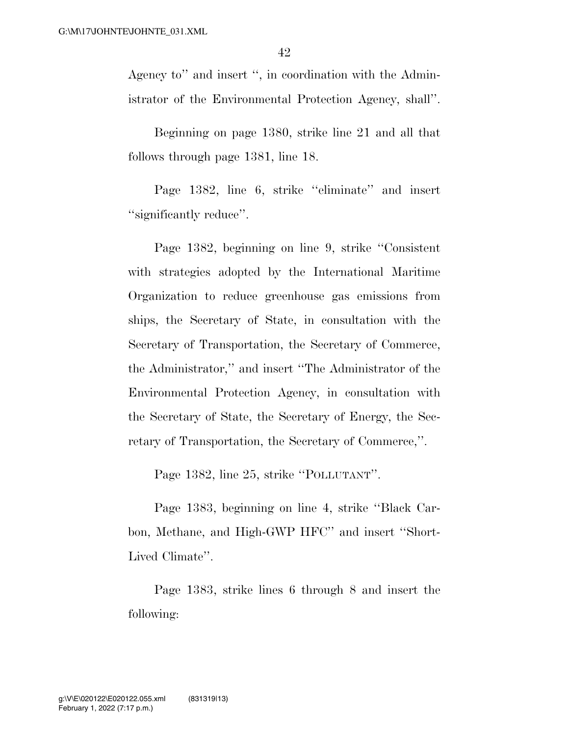Agency to'' and insert '', in coordination with the Administrator of the Environmental Protection Agency, shall''.

Beginning on page 1380, strike line 21 and all that follows through page 1381, line 18.

Page 1382, line 6, strike ''eliminate'' and insert ''significantly reduce''.

Page 1382, beginning on line 9, strike ''Consistent with strategies adopted by the International Maritime Organization to reduce greenhouse gas emissions from ships, the Secretary of State, in consultation with the Secretary of Transportation, the Secretary of Commerce, the Administrator,'' and insert ''The Administrator of the Environmental Protection Agency, in consultation with the Secretary of State, the Secretary of Energy, the Secretary of Transportation, the Secretary of Commerce,''.

Page 1382, line 25, strike ''POLLUTANT''.

Page 1383, beginning on line 4, strike ''Black Carbon, Methane, and High-GWP HFC'' and insert ''Short-Lived Climate''.

Page 1383, strike lines 6 through 8 and insert the following: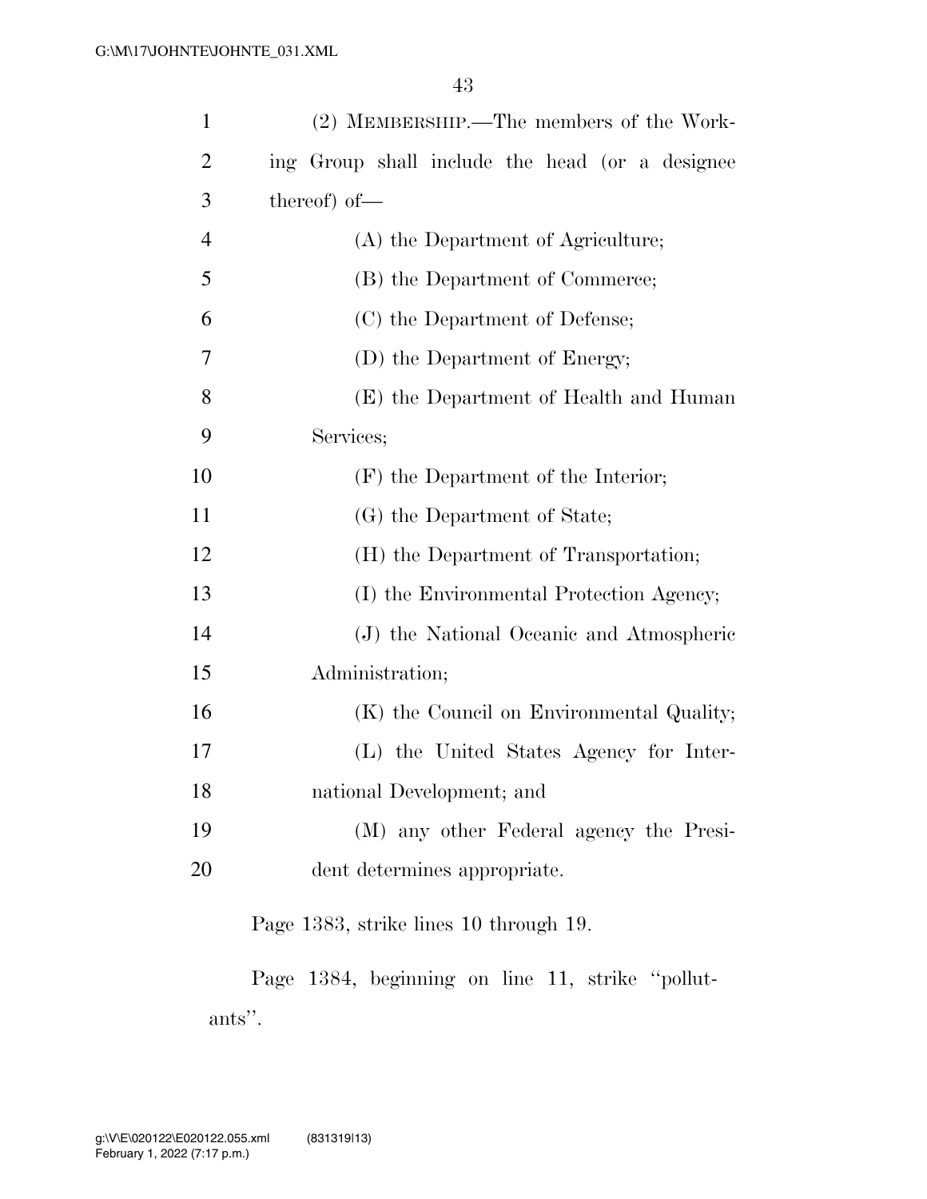(2) MEMBERSHIP.—The members of the Working Group shall include the head (or a designee thereof) of—

(A) the Department of Agriculture;

(B) the Department of Commerce;

(C) the Department of Defense;

(D) the Department of Energy;

(E) the Department of Health and Human Services;

(F) the Department of the Interior;

(G) the Department of State;

(H) the Department of Transportation;

(I) the Environmental Protection Agency;

(J) the National Oceanic and Atmospheric Administration;

(K) the Council on Environmental Quality;

(L) the United States Agency for International Development; and

(M) any other Federal agency the President determines appropriate.

Page 1383, strike lines 10 through 19.

Page 1384, beginning on line 11, strike "pollutants".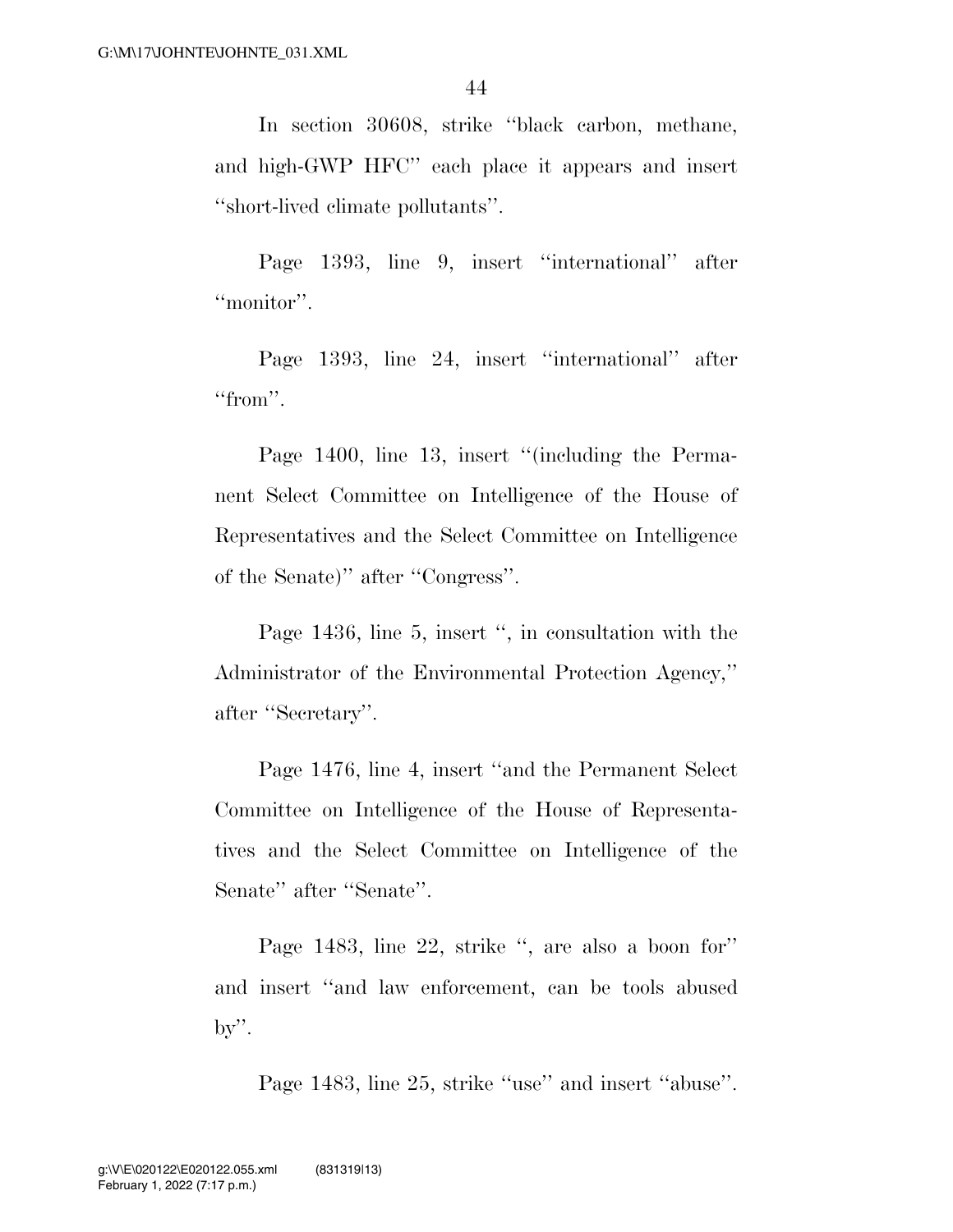In section 30608, strike ''black carbon, methane, and high-GWP HFC'' each place it appears and insert ''short-lived climate pollutants''.

Page 1393, line 9, insert ''international'' after ''monitor''.

Page 1393, line 24, insert ''international'' after ''from''.

Page 1400, line 13, insert ''(including the Permanent Select Committee on Intelligence of the House of Representatives and the Select Committee on Intelligence of the Senate)'' after ''Congress''.

Page 1436, line 5, insert '', in consultation with the Administrator of the Environmental Protection Agency,'' after ''Secretary''.

Page 1476, line 4, insert ''and the Permanent Select Committee on Intelligence of the House of Representatives and the Select Committee on Intelligence of the Senate'' after ''Senate''.

Page 1483, line 22, strike '', are also a boon for'' and insert ''and law enforcement, can be tools abused by''.

Page 1483, line 25, strike ''use'' and insert ''abuse''.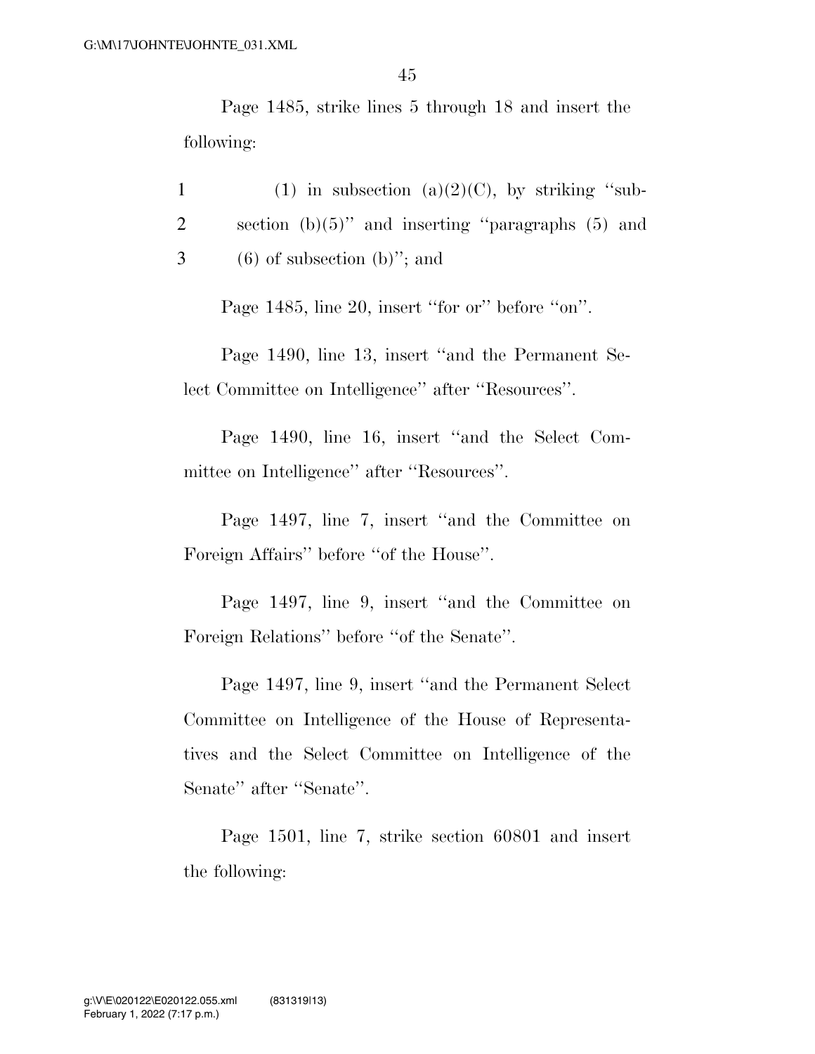Page 1485, strike lines 5 through 18 and insert the following:

1 (1) in subsection (a)(2)(C), by striking ''sub-
2 section (b)(5)'' and inserting ''paragraphs (5) and
3 (6) of subsection (b)''; and

Page 1485, line 20, insert ''for or'' before ''on''.

Page 1490, line 13, insert ''and the Permanent Select Committee on Intelligence'' after ''Resources''.

Page 1490, line 16, insert ''and the Select Committee on Intelligence'' after ''Resources''.

Page 1497, line 7, insert ''and the Committee on Foreign Affairs'' before ''of the House''.

Page 1497, line 9, insert ''and the Committee on Foreign Relations'' before ''of the Senate''.

Page 1497, line 9, insert ''and the Permanent Select Committee on Intelligence of the House of Representatives and the Select Committee on Intelligence of the Senate'' after ''Senate''.

Page 1501, line 7, strike section 60801 and insert the following: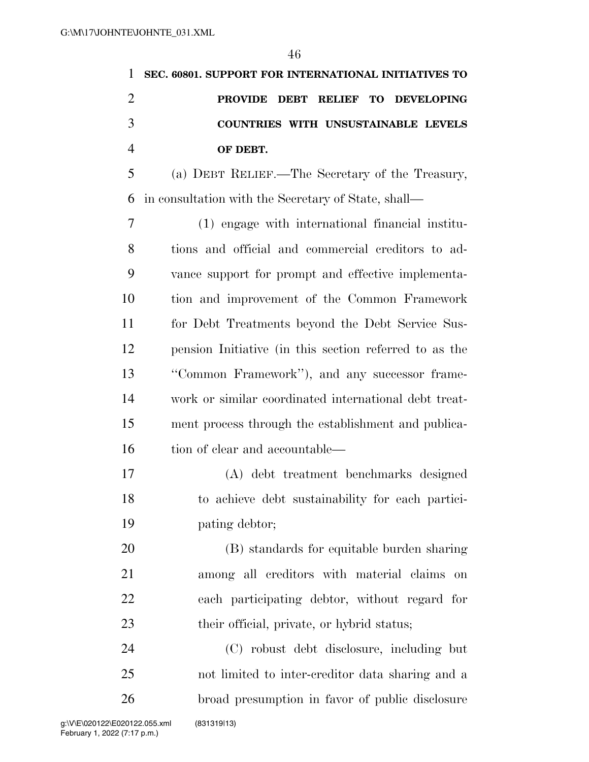**SEC. 60801. SUPPORT FOR INTERNATIONAL INITIATIVES TO PROVIDE DEBT RELIEF TO DEVELOPING COUNTRIES WITH UNSUSTAINABLE LEVELS OF DEBT.**

(a) DEBT RELIEF.—The Secretary of the Treasury, in consultation with the Secretary of State, shall—

(1) engage with international financial institutions and official and commercial creditors to advance support for prompt and effective implementation and improvement of the Common Framework for Debt Treatments beyond the Debt Service Suspension Initiative (in this section referred to as the "Common Framework"), and any successor framework or similar coordinated international debt treatment process through the establishment and publication of clear and accountable—

(A) debt treatment benchmarks designed to achieve debt sustainability for each participating debtor;

(B) standards for equitable burden sharing among all creditors with material claims on each participating debtor, without regard for their official, private, or hybrid status;

(C) robust debt disclosure, including but not limited to inter-creditor data sharing and a broad presumption in favor of public disclosure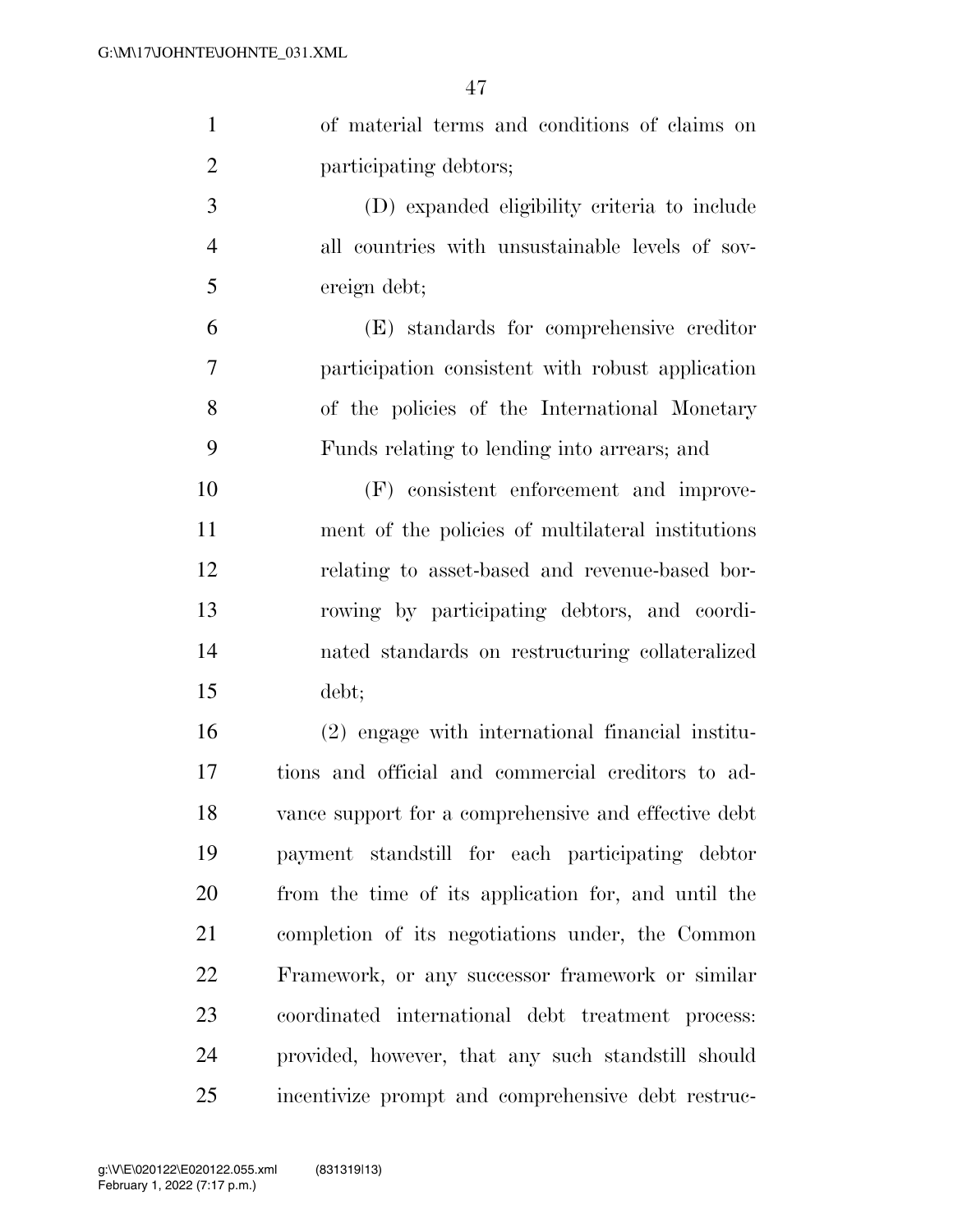of material terms and conditions of claims on participating debtors;

(D) expanded eligibility criteria to include all countries with unsustainable levels of sovereign debt;

(E) standards for comprehensive creditor participation consistent with robust application of the policies of the International Monetary Funds relating to lending into arrears; and

(F) consistent enforcement and improvement of the policies of multilateral institutions relating to asset-based and revenue-based borrowing by participating debtors, and coordinated standards on restructuring collateralized debt;

(2) engage with international financial institutions and official and commercial creditors to advance support for a comprehensive and effective debt payment standstill for each participating debtor from the time of its application for, and until the completion of its negotiations under, the Common Framework, or any successor framework or similar coordinated international debt treatment process: provided, however, that any such standstill should incentivize prompt and comprehensive debt restruc-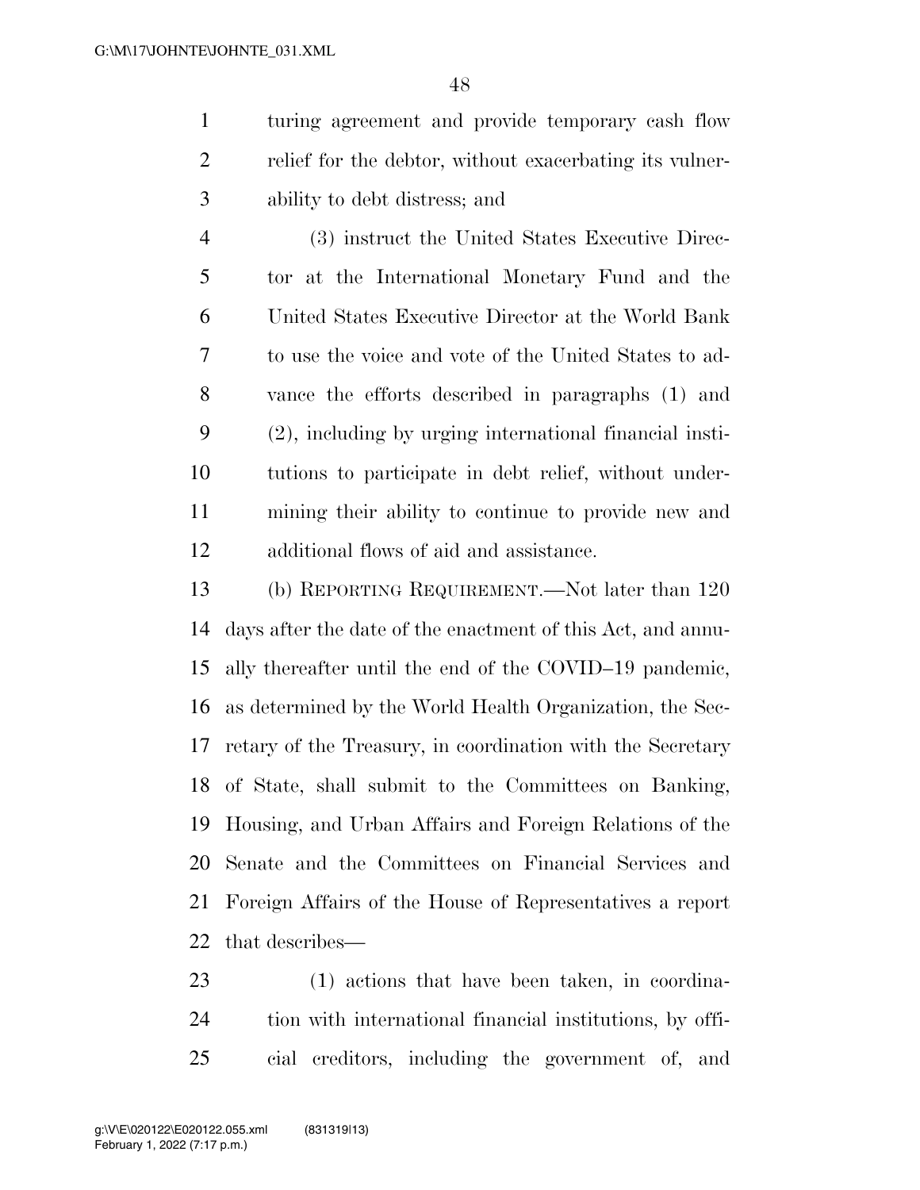turing agreement and provide temporary cash flow relief for the debtor, without exacerbating its vulnerability to debt distress; and

(3) instruct the United States Executive Director at the International Monetary Fund and the United States Executive Director at the World Bank to use the voice and vote of the United States to advance the efforts described in paragraphs (1) and (2), including by urging international financial institutions to participate in debt relief, without undermining their ability to continue to provide new and additional flows of aid and assistance.

(b) REPORTING REQUIREMENT.—Not later than 120 days after the date of the enactment of this Act, and annually thereafter until the end of the COVID–19 pandemic, as determined by the World Health Organization, the Secretary of the Treasury, in coordination with the Secretary of State, shall submit to the Committees on Banking, Housing, and Urban Affairs and Foreign Relations of the Senate and the Committees on Financial Services and Foreign Affairs of the House of Representatives a report that describes—

(1) actions that have been taken, in coordination with international financial institutions, by official creditors, including the government of, and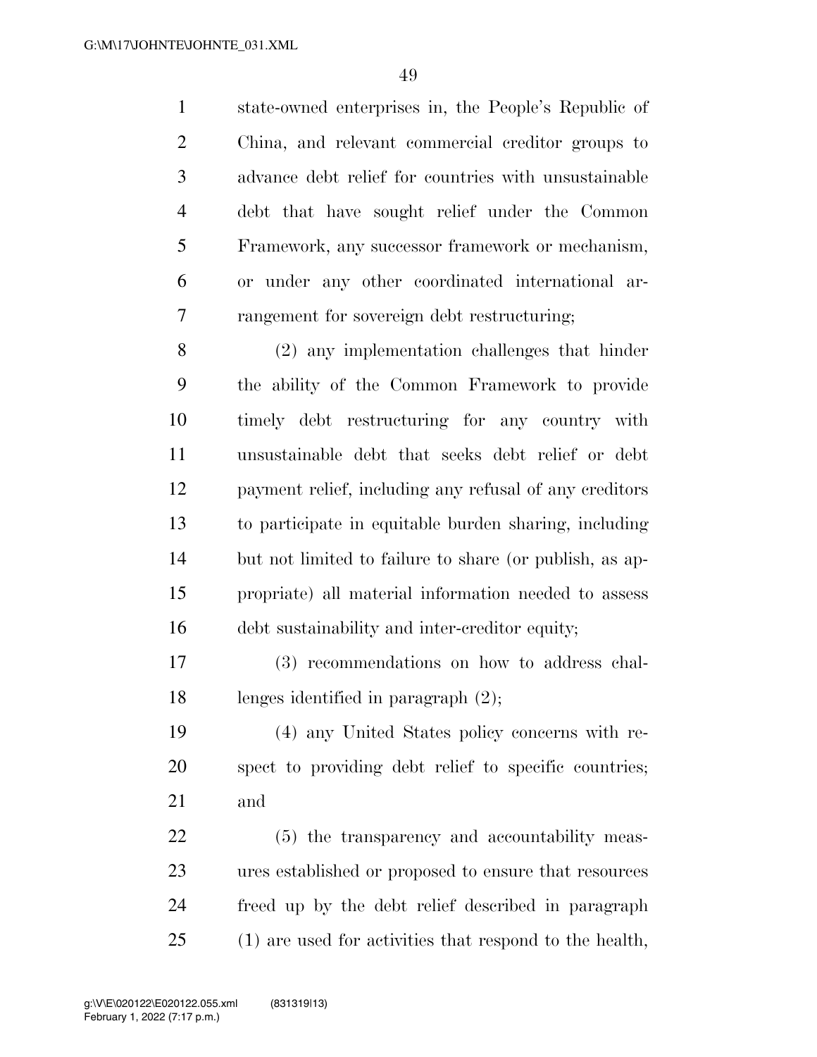state-owned enterprises in, the People's Republic of China, and relevant commercial creditor groups to advance debt relief for countries with unsustainable debt that have sought relief under the Common Framework, any successor framework or mechanism, or under any other coordinated international arrangement for sovereign debt restructuring;

(2) any implementation challenges that hinder the ability of the Common Framework to provide timely debt restructuring for any country with unsustainable debt that seeks debt relief or debt payment relief, including any refusal of any creditors to participate in equitable burden sharing, including but not limited to failure to share (or publish, as appropriate) all material information needed to assess debt sustainability and inter-creditor equity;

(3) recommendations on how to address challenges identified in paragraph (2);

(4) any United States policy concerns with respect to providing debt relief to specific countries; and

(5) the transparency and accountability measures established or proposed to ensure that resources freed up by the debt relief described in paragraph (1) are used for activities that respond to the health,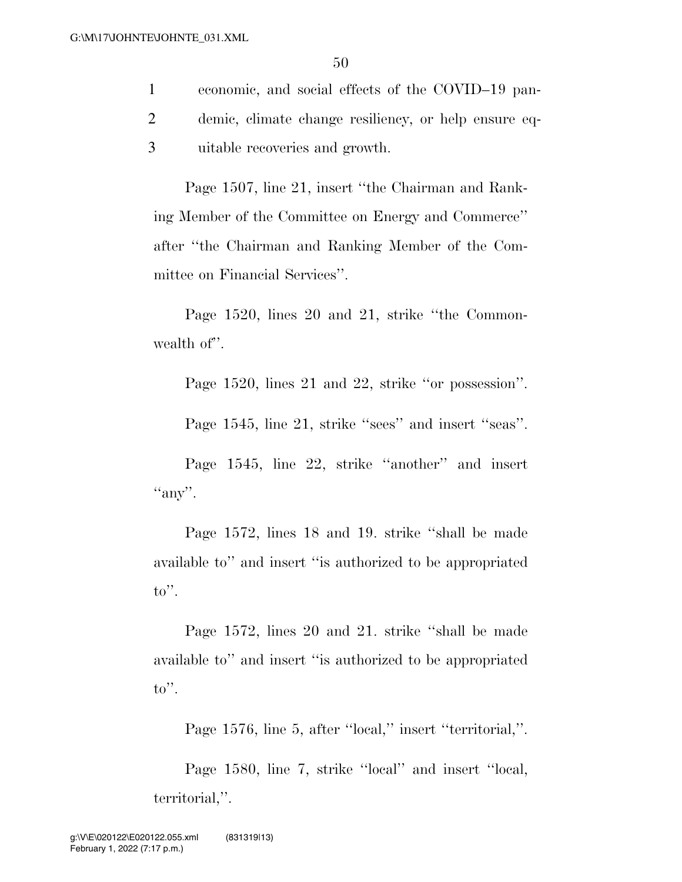1 economic, and social effects of the COVID–19 pan-
2 demic, climate change resiliency, or help ensure eq-
3 uitable recoveries and growth.

Page 1507, line 21, insert ''the Chairman and Ranking Member of the Committee on Energy and Commerce'' after ''the Chairman and Ranking Member of the Committee on Financial Services''.

Page 1520, lines 20 and 21, strike ''the Commonwealth of''.

Page 1520, lines 21 and 22, strike ''or possession''.

Page 1545, line 21, strike ''sees'' and insert ''seas''.

Page 1545, line 22, strike ''another'' and insert ''any''.

Page 1572, lines 18 and 19. strike ''shall be made available to'' and insert ''is authorized to be appropriated to''.

Page 1572, lines 20 and 21. strike ''shall be made available to'' and insert ''is authorized to be appropriated to''.

Page 1576, line 5, after ''local,'' insert ''territorial,''.

Page 1580, line 7, strike ''local'' and insert ''local, territorial,''.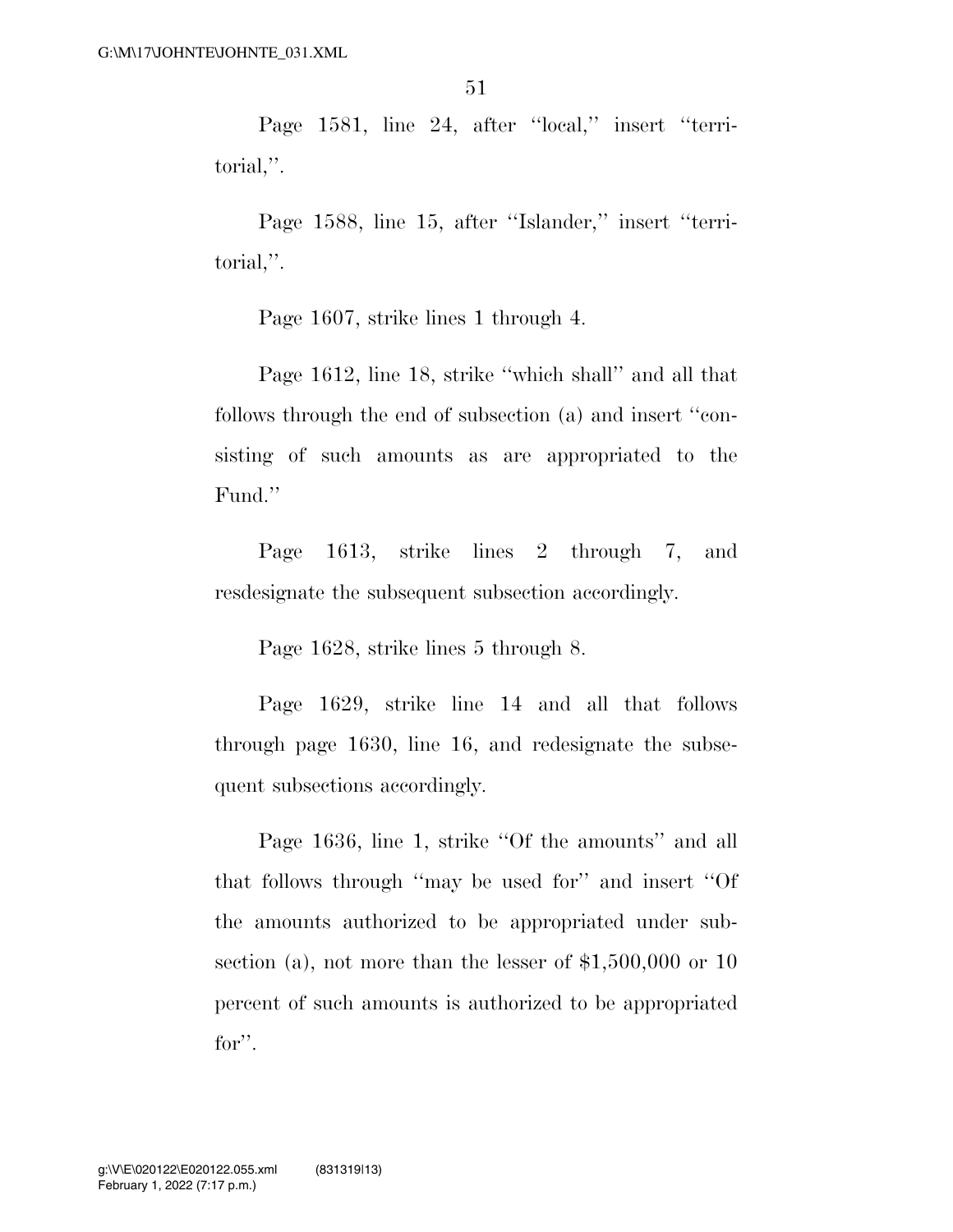Page 1581, line 24, after ''local,'' insert ''territorial,''.

Page 1588, line 15, after ''Islander,'' insert ''territorial,''.

Page 1607, strike lines 1 through 4.

Page 1612, line 18, strike ''which shall'' and all that follows through the end of subsection (a) and insert ''consisting of such amounts as are appropriated to the Fund.''

Page 1613, strike lines 2 through 7, and resdesignate the subsequent subsection accordingly.

Page 1628, strike lines 5 through 8.

Page 1629, strike line 14 and all that follows through page 1630, line 16, and redesignate the subsequent subsections accordingly.

Page 1636, line 1, strike ''Of the amounts'' and all that follows through ''may be used for'' and insert ''Of the amounts authorized to be appropriated under subsection (a), not more than the lesser of $1,500,000 or 10 percent of such amounts is authorized to be appropriated for''.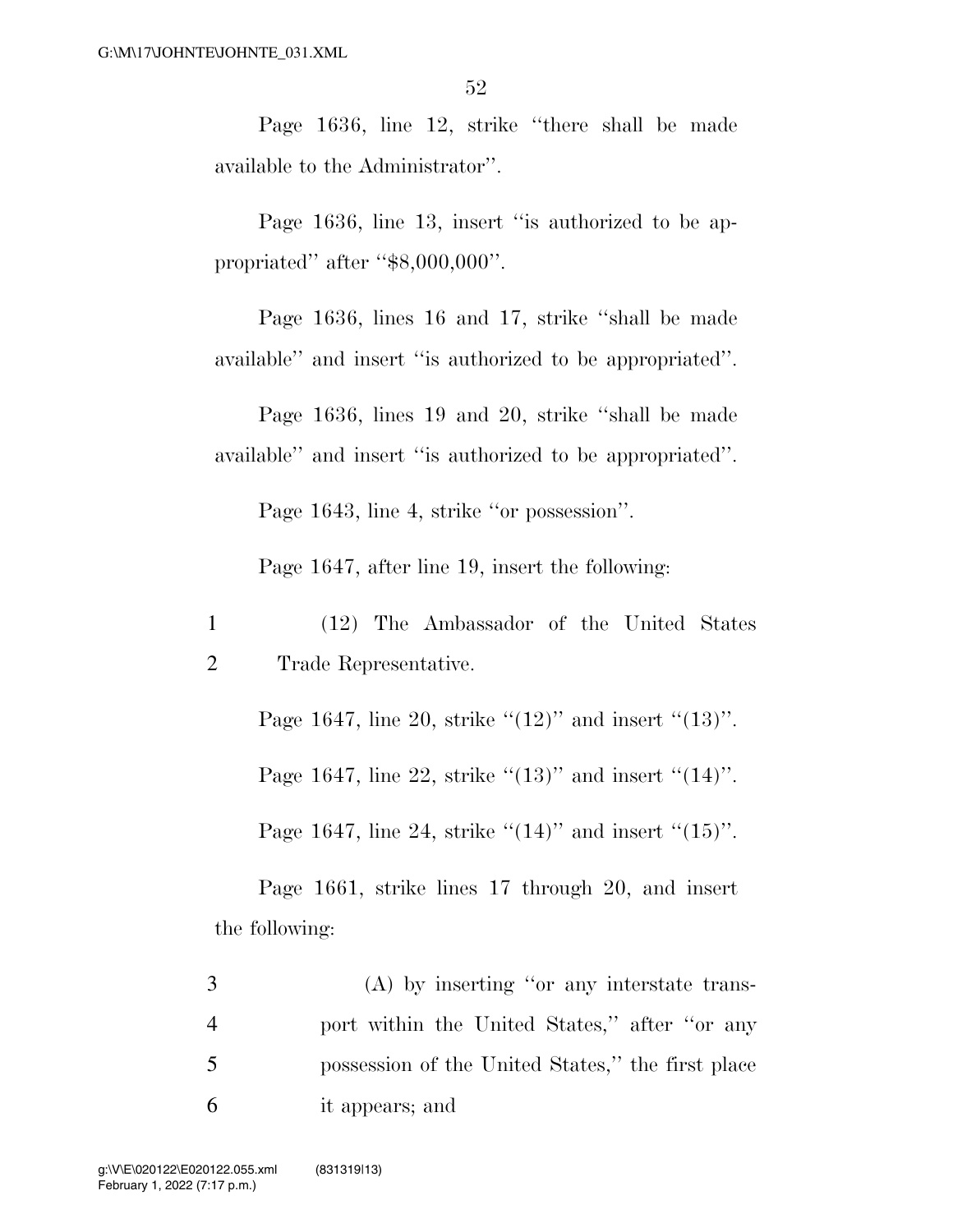Page 1636, line 12, strike ''there shall be made available to the Administrator''.

Page 1636, line 13, insert ''is authorized to be appropriated'' after ''$8,000,000''.

Page 1636, lines 16 and 17, strike ''shall be made available'' and insert ''is authorized to be appropriated''.

Page 1636, lines 19 and 20, strike ''shall be made available'' and insert ''is authorized to be appropriated''.

Page 1643, line 4, strike ''or possession''.

Page 1647, after line 19, insert the following:

1 (12) The Ambassador of the United States
2 Trade Representative.

Page 1647, line 20, strike ''(12)'' and insert ''(13)''.

Page 1647, line 22, strike ''(13)'' and insert ''(14)''.

Page 1647, line 24, strike ''(14)'' and insert ''(15)''.

Page 1661, strike lines 17 through 20, and insert the following:

3 (A) by inserting ''or any interstate trans-
4 port within the United States,'' after ''or any
5 possession of the United States,'' the first place
6 it appears; and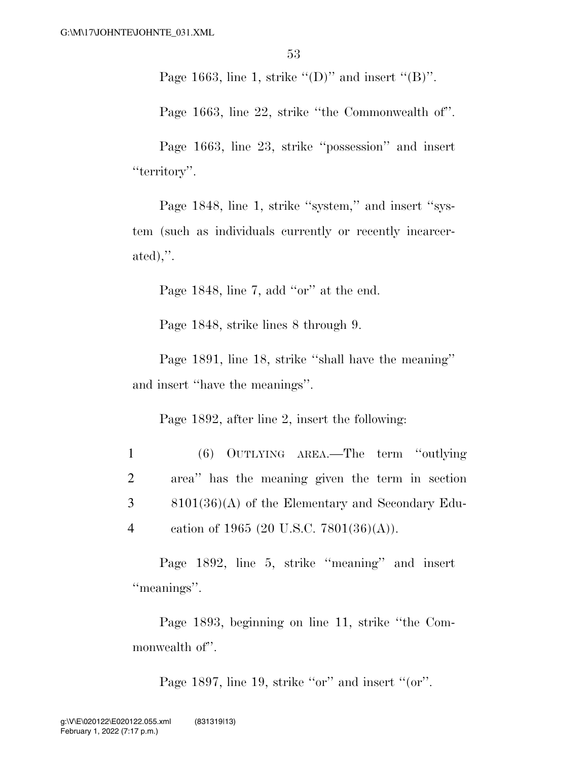Page 1663, line 1, strike ''(D)'' and insert ''(B)''.

Page 1663, line 22, strike ''the Commonwealth of''.

Page 1663, line 23, strike ''possession'' and insert ''territory''.

Page 1848, line 1, strike ''system,'' and insert ''system (such as individuals currently or recently incarcerated),''.

Page 1848, line 7, add ''or'' at the end.

Page 1848, strike lines 8 through 9.

Page 1891, line 18, strike ''shall have the meaning'' and insert ''have the meanings''.

Page 1892, after line 2, insert the following:

1 (6) OUTLYING AREA.—The term ''outlying
2 area'' has the meaning given the term in section
3 8101(36)(A) of the Elementary and Secondary Edu-
4 cation of 1965 (20 U.S.C. 7801(36)(A)).

Page 1892, line 5, strike ''meaning'' and insert ''meanings''.

Page 1893, beginning on line 11, strike ''the Commonwealth of''.

Page 1897, line 19, strike ''or'' and insert ''(or''.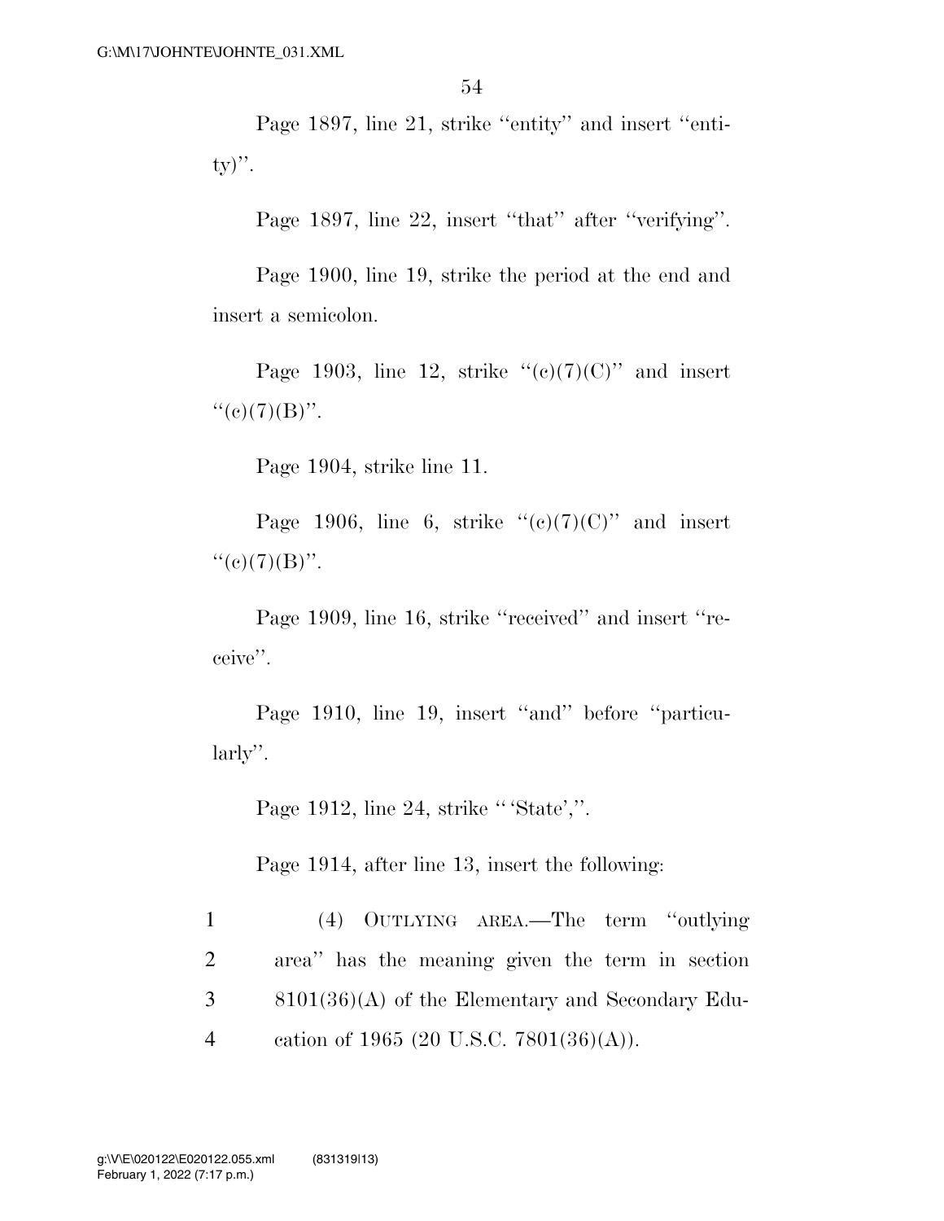Page 1897, line 21, strike ''entity'' and insert ''entity)''.

Page 1897, line 22, insert ''that'' after ''verifying''.

Page 1900, line 19, strike the period at the end and insert a semicolon.

Page 1903, line 12, strike ''(c)(7)(C)'' and insert ''(c)(7)(B)''.

Page 1904, strike line 11.

Page 1906, line 6, strike ''(c)(7)(C)'' and insert ''(c)(7)(B)''.

Page 1909, line 16, strike ''received'' and insert ''receive''.

Page 1910, line 19, insert ''and'' before ''particularly''.

Page 1912, line 24, strike '' 'State','',.

Page 1914, after line 13, insert the following:

1 (4) OUTLYING AREA.—The term ''outlying
2 area'' has the meaning given the term in section
3 8101(36)(A) of the Elementary and Secondary Edu-
4 cation of 1965 (20 U.S.C. 7801(36)(A)).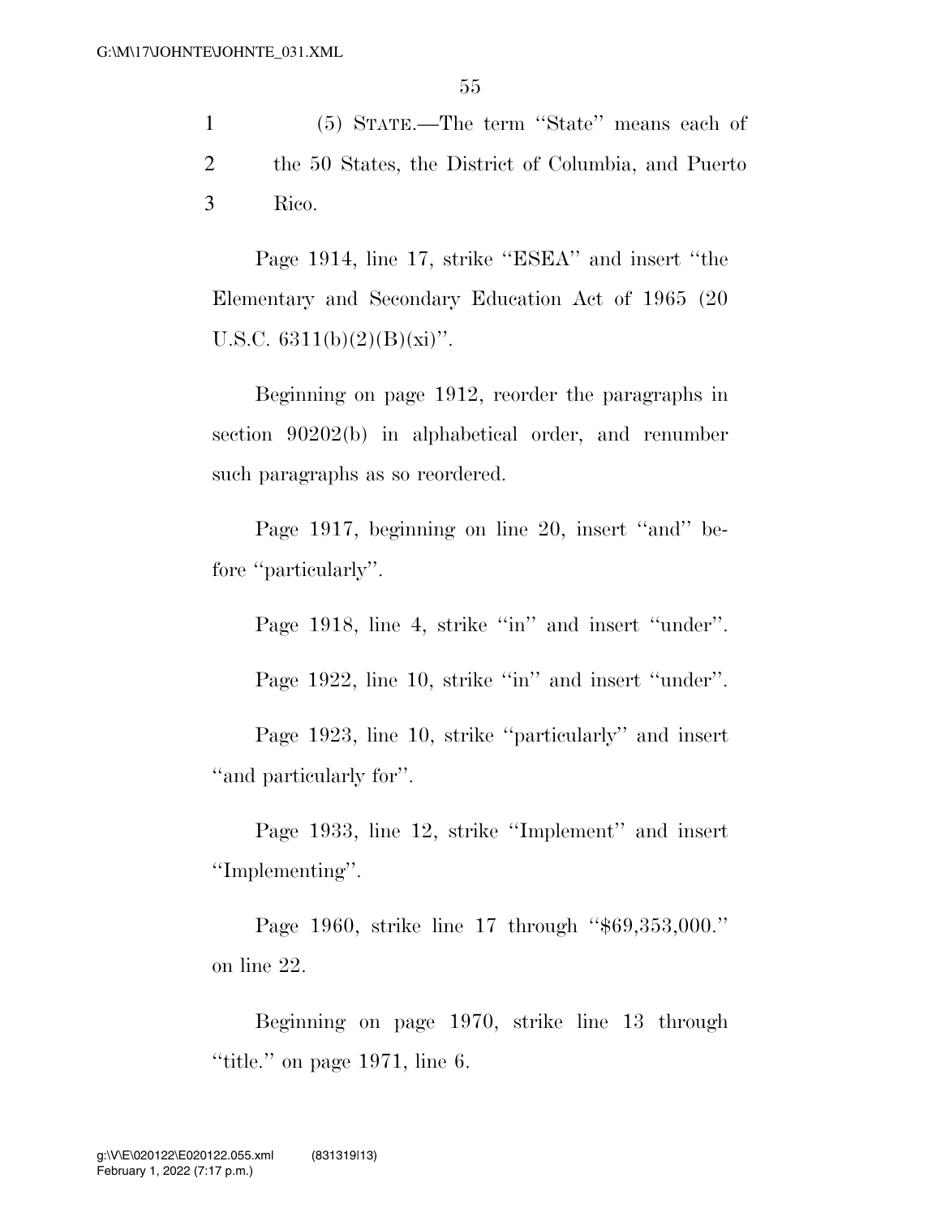(5) STATE.—The term ''State'' means each of the 50 States, the District of Columbia, and Puerto Rico.

Page 1914, line 17, strike ''ESEA'' and insert ''the Elementary and Secondary Education Act of 1965 (20 U.S.C. 6311(b)(2)(B)(xi)''.

Beginning on page 1912, reorder the paragraphs in section 90202(b) in alphabetical order, and renumber such paragraphs as so reordered.

Page 1917, beginning on line 20, insert ''and'' before ''particularly''.

Page 1918, line 4, strike ''in'' and insert ''under''.

Page 1922, line 10, strike ''in'' and insert ''under''.

Page 1923, line 10, strike ''particularly'' and insert ''and particularly for''.

Page 1933, line 12, strike ''Implement'' and insert ''Implementing''.

Page 1960, strike line 17 through ''$69,353,000.'' on line 22.

Beginning on page 1970, strike line 13 through ''title.'' on page 1971, line 6.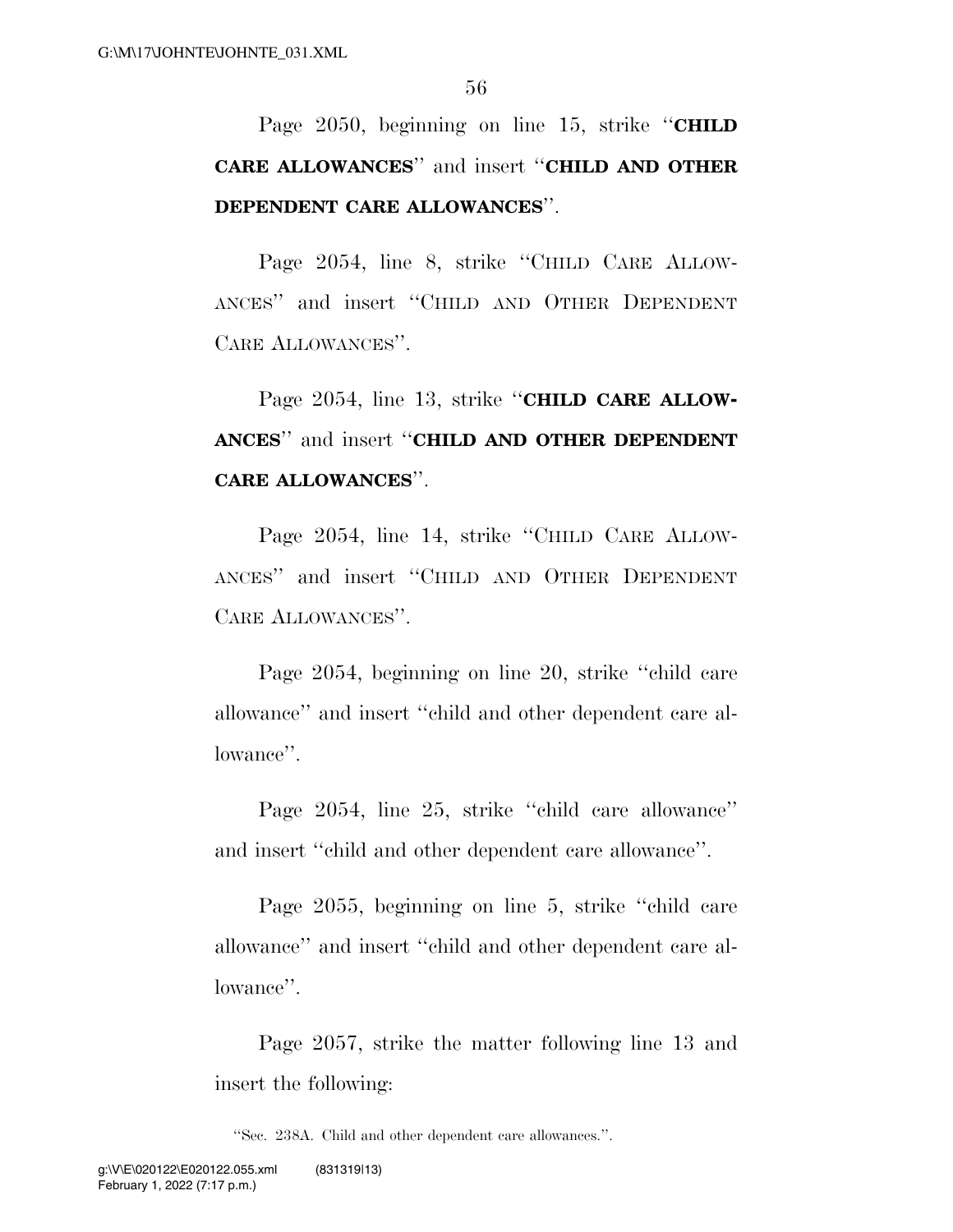Page 2050, beginning on line 15, strike ''**CHILD CARE ALLOWANCES**'' and insert ''**CHILD AND OTHER DEPENDENT CARE ALLOWANCES**''.

Page 2054, line 8, strike ''CHILD CARE ALLOWANCES'' and insert ''CHILD AND OTHER DEPENDENT CARE ALLOWANCES''.

Page 2054, line 13, strike ''**CHILD CARE ALLOWANCES**'' and insert ''**CHILD AND OTHER DEPENDENT CARE ALLOWANCES**''.

Page 2054, line 14, strike ''CHILD CARE ALLOWANCES'' and insert ''CHILD AND OTHER DEPENDENT CARE ALLOWANCES''.

Page 2054, beginning on line 20, strike ''child care allowance'' and insert ''child and other dependent care allowance''.

Page 2054, line 25, strike ''child care allowance'' and insert ''child and other dependent care allowance''.

Page 2055, beginning on line 5, strike ''child care allowance'' and insert ''child and other dependent care allowance''.

Page 2057, strike the matter following line 13 and insert the following:

''Sec. 238A. Child and other dependent care allowances.''.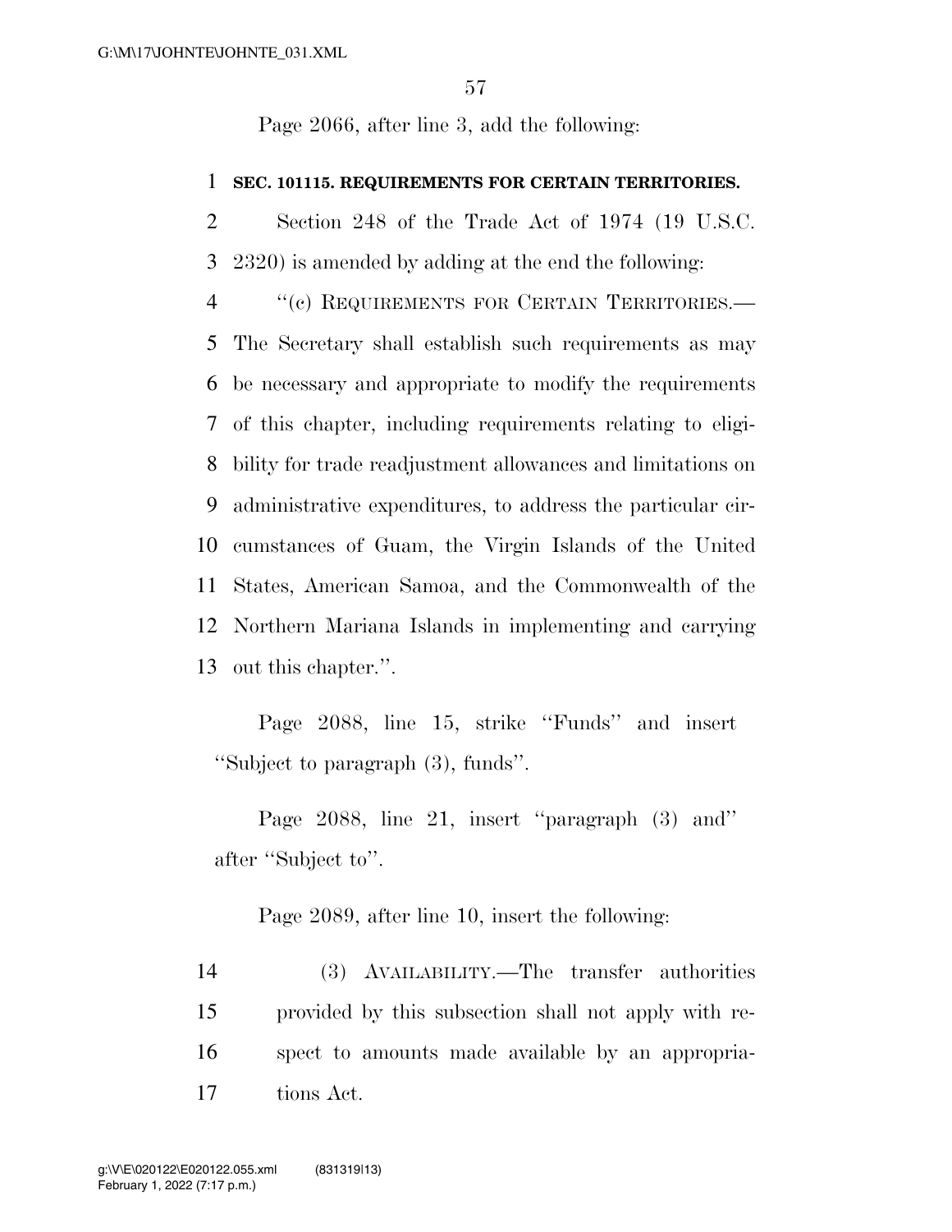Page 2066, after line 3, add the following:

**SEC. 101115. REQUIREMENTS FOR CERTAIN TERRITORIES.**

Section 248 of the Trade Act of 1974 (19 U.S.C. 2320) is amended by adding at the end the following:

"(c) REQUIREMENTS FOR CERTAIN TERRITORIES.—The Secretary shall establish such requirements as may be necessary and appropriate to modify the requirements of this chapter, including requirements relating to eligibility for trade readjustment allowances and limitations on administrative expenditures, to address the particular circumstances of Guam, the Virgin Islands of the United States, American Samoa, and the Commonwealth of the Northern Mariana Islands in implementing and carrying out this chapter.".

Page 2088, line 15, strike "Funds" and insert "Subject to paragraph (3), funds".

Page 2088, line 21, insert "paragraph (3) and" after "Subject to".

Page 2089, after line 10, insert the following:

(3) AVAILABILITY.—The transfer authorities provided by this subsection shall not apply with respect to amounts made available by an appropriations Act.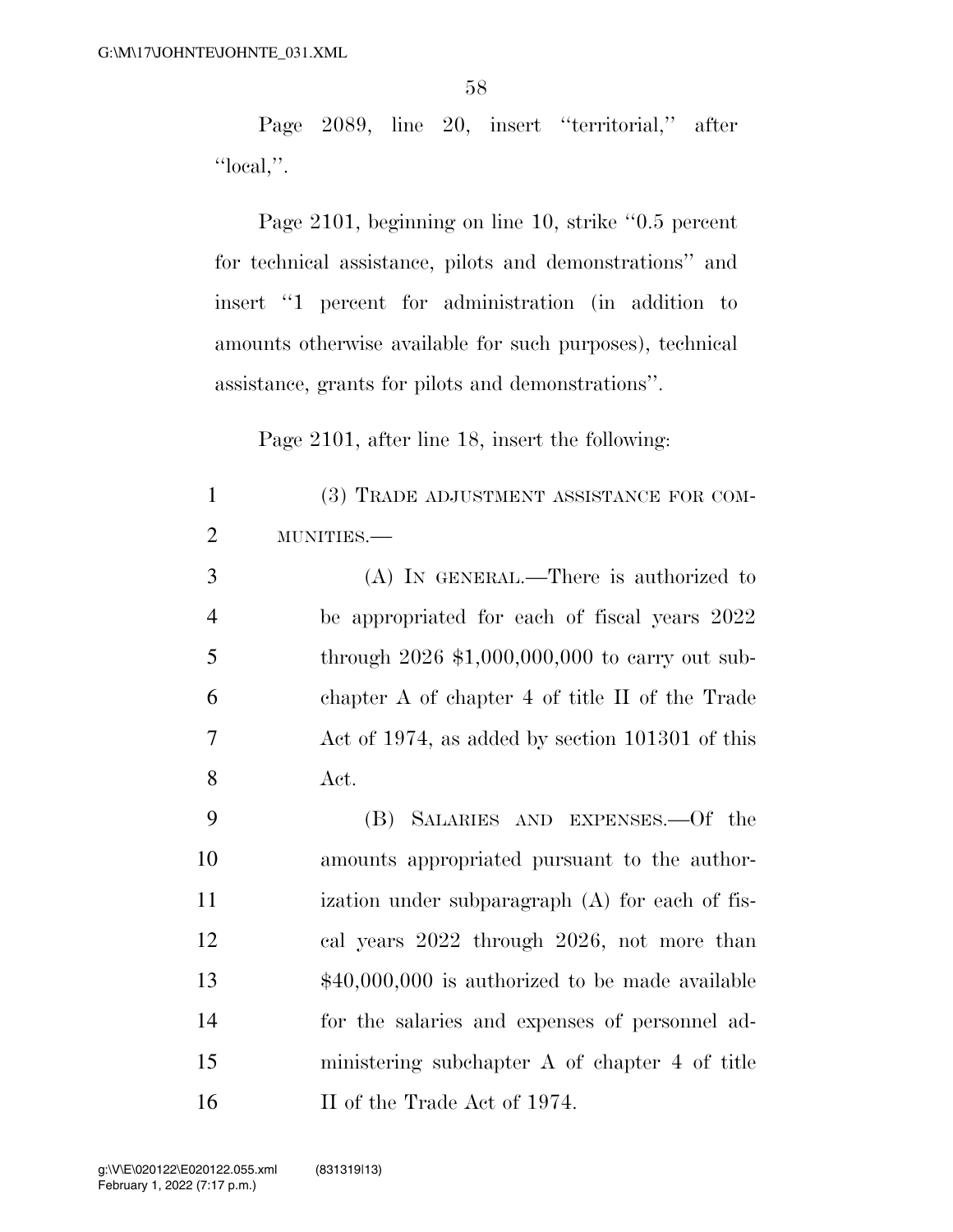Page 2089, line 20, insert ''territorial,'' after ''local,''.

Page 2101, beginning on line 10, strike ''0.5 percent for technical assistance, pilots and demonstrations'' and insert ''1 percent for administration (in addition to amounts otherwise available for such purposes), technical assistance, grants for pilots and demonstrations''.

Page 2101, after line 18, insert the following:

(3) TRADE ADJUSTMENT ASSISTANCE FOR COMMUNITIES.—

(A) IN GENERAL.—There is authorized to be appropriated for each of fiscal years 2022 through 2026 $1,000,000,000 to carry out subchapter A of chapter 4 of title II of the Trade Act of 1974, as added by section 101301 of this Act.

(B) SALARIES AND EXPENSES.—Of the amounts appropriated pursuant to the authorization under subparagraph (A) for each of fiscal years 2022 through 2026, not more than $40,000,000 is authorized to be made available for the salaries and expenses of personnel administering subchapter A of chapter 4 of title II of the Trade Act of 1974.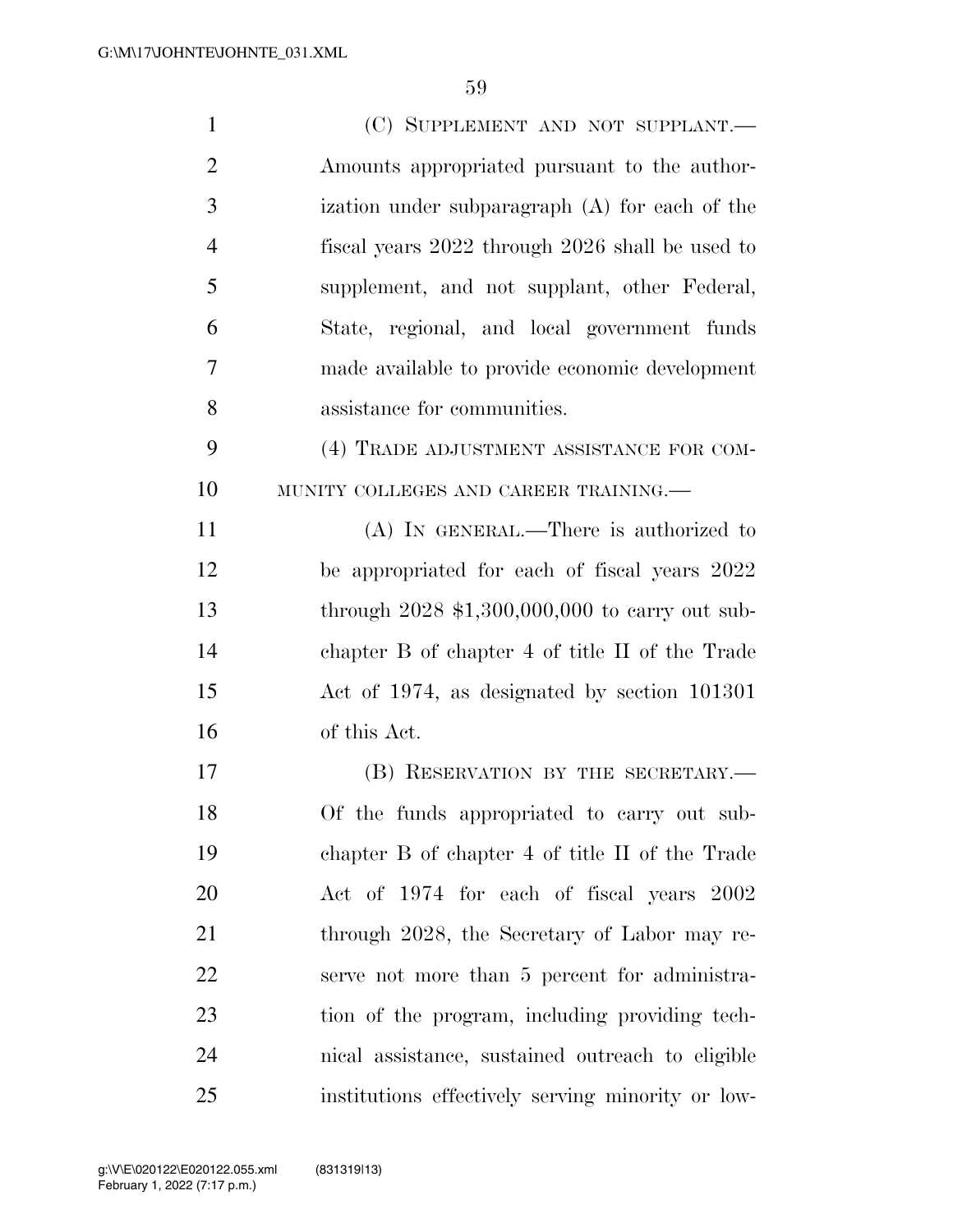(C) SUPPLEMENT AND NOT SUPPLANT.—Amounts appropriated pursuant to the authorization under subparagraph (A) for each of the fiscal years 2022 through 2026 shall be used to supplement, and not supplant, other Federal, State, regional, and local government funds made available to provide economic development assistance for communities.

(4) TRADE ADJUSTMENT ASSISTANCE FOR COMMUNITY COLLEGES AND CAREER TRAINING.—

(A) IN GENERAL.—There is authorized to be appropriated for each of fiscal years 2022 through 2028 $1,300,000,000 to carry out subchapter B of chapter 4 of title II of the Trade Act of 1974, as designated by section 101301 of this Act.

(B) RESERVATION BY THE SECRETARY.—Of the funds appropriated to carry out subchapter B of chapter 4 of title II of the Trade Act of 1974 for each of fiscal years 2002 through 2028, the Secretary of Labor may reserve not more than 5 percent for administration of the program, including providing technical assistance, sustained outreach to eligible institutions effectively serving minority or low-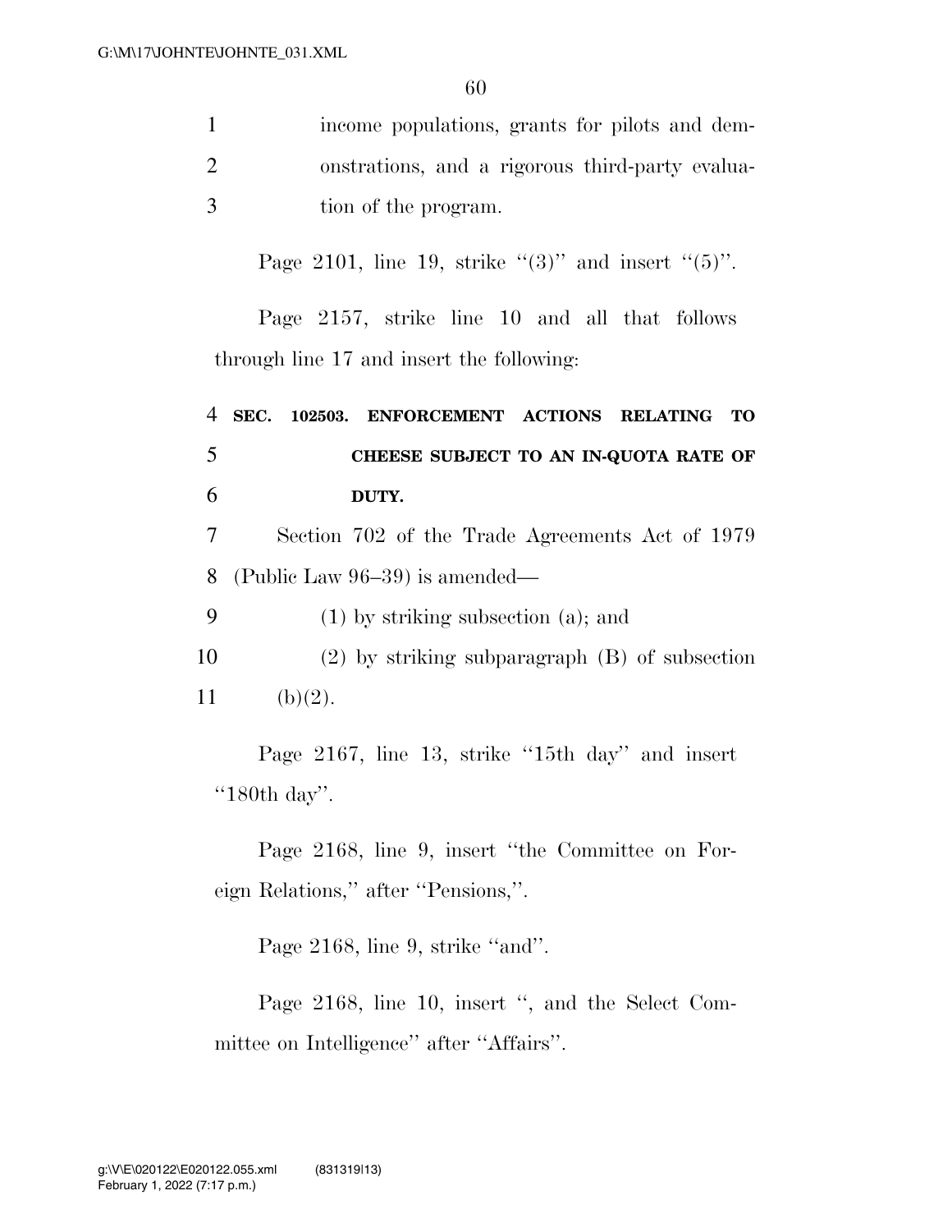income populations, grants for pilots and demonstrations, and a rigorous third-party evaluation of the program.

Page 2101, line 19, strike "(3)" and insert "(5)".

Page 2157, strike line 10 and all that follows through line 17 and insert the following:

**SEC. 102503. ENFORCEMENT ACTIONS RELATING TO CHEESE SUBJECT TO AN IN-QUOTA RATE OF DUTY.**

Section 702 of the Trade Agreements Act of 1979 (Public Law 96–39) is amended—

(1) by striking subsection (a); and

(2) by striking subparagraph (B) of subsection (b)(2).

Page 2167, line 13, strike "15th day" and insert "180th day".

Page 2168, line 9, insert "the Committee on Foreign Relations," after "Pensions,".

Page 2168, line 9, strike "and".

Page 2168, line 10, insert ", and the Select Committee on Intelligence" after "Affairs".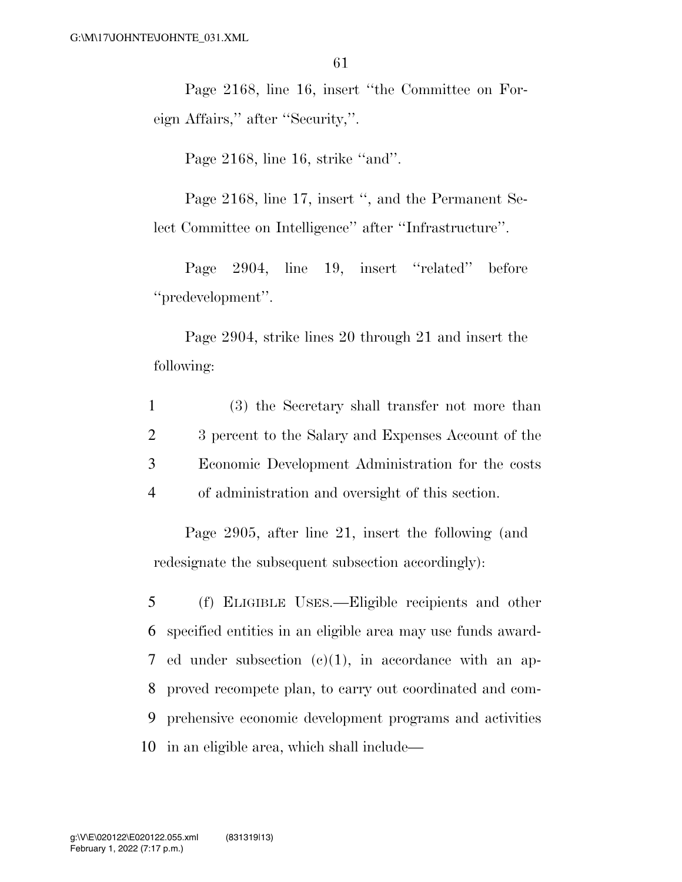Page 2168, line 16, insert ''the Committee on Foreign Affairs,'' after ''Security,''.

Page 2168, line 16, strike ''and''.

Page 2168, line 17, insert '', and the Permanent Select Committee on Intelligence'' after ''Infrastructure''.

Page 2904, line 19, insert ''related'' before ''predevelopment''.

Page 2904, strike lines 20 through 21 and insert the following:

1 (3) the Secretary shall transfer not more than
2 3 percent to the Salary and Expenses Account of the
3 Economic Development Administration for the costs
4 of administration and oversight of this section.

Page 2905, after line 21, insert the following (and redesignate the subsequent subsection accordingly):

5 (f) ELIGIBLE USES.—Eligible recipients and other
6 specified entities in an eligible area may use funds award-
7 ed under subsection (c)(1), in accordance with an ap-
8 proved recompete plan, to carry out coordinated and com-
9 prehensive economic development programs and activities
10 in an eligible area, which shall include—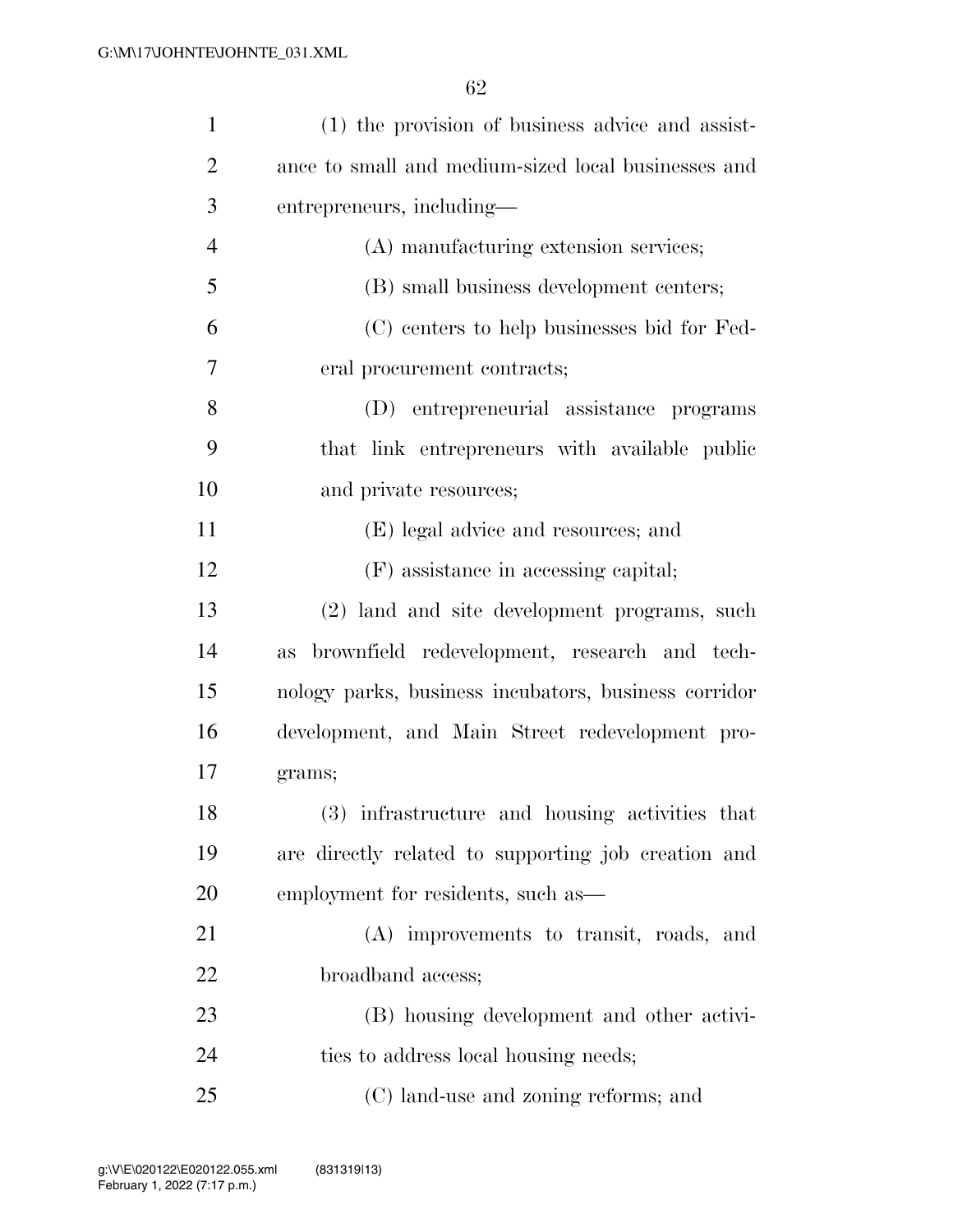(1) the provision of business advice and assistance to small and medium-sized local businesses and entrepreneurs, including—

(A) manufacturing extension services;

(B) small business development centers;

(C) centers to help businesses bid for Federal procurement contracts;

(D) entrepreneurial assistance programs that link entrepreneurs with available public and private resources;

(E) legal advice and resources; and

(F) assistance in accessing capital;

(2) land and site development programs, such as brownfield redevelopment, research and technology parks, business incubators, business corridor development, and Main Street redevelopment programs;

(3) infrastructure and housing activities that are directly related to supporting job creation and employment for residents, such as—

(A) improvements to transit, roads, and broadband access;

(B) housing development and other activities to address local housing needs;

(C) land-use and zoning reforms; and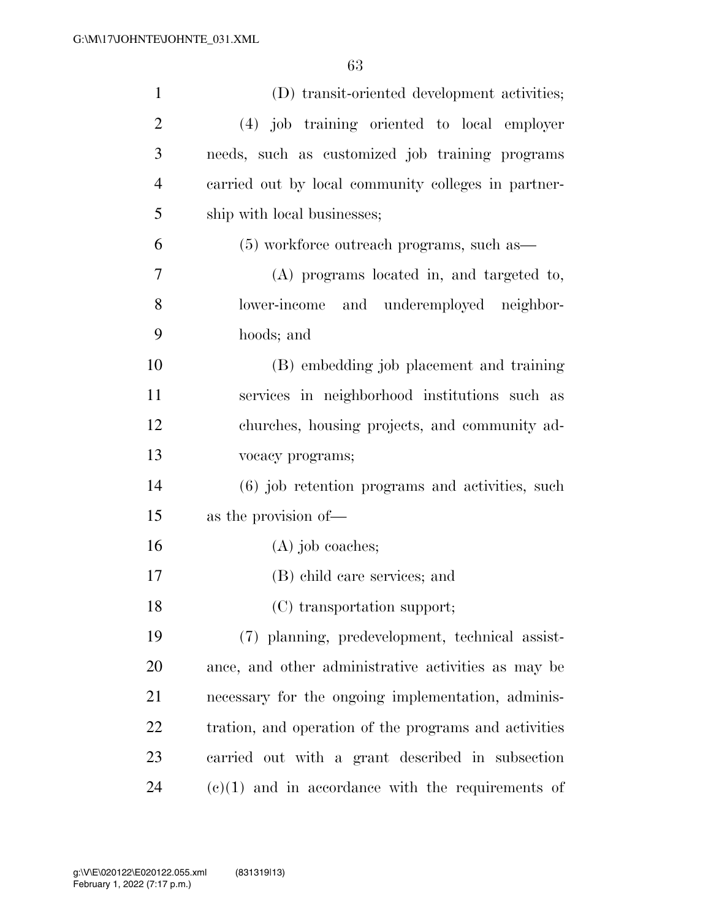(D) transit-oriented development activities;

(4) job training oriented to local employer needs, such as customized job training programs carried out by local community colleges in partnership with local businesses;

(5) workforce outreach programs, such as—

(A) programs located in, and targeted to, lower-income and underemployed neighborhoods; and

(B) embedding job placement and training services in neighborhood institutions such as churches, housing projects, and community advocacy programs;

(6) job retention programs and activities, such as the provision of—

(A) job coaches;

(B) child care services; and

(C) transportation support;

(7) planning, predevelopment, technical assistance, and other administrative activities as may be necessary for the ongoing implementation, administration, and operation of the programs and activities carried out with a grant described in subsection (c)(1) and in accordance with the requirements of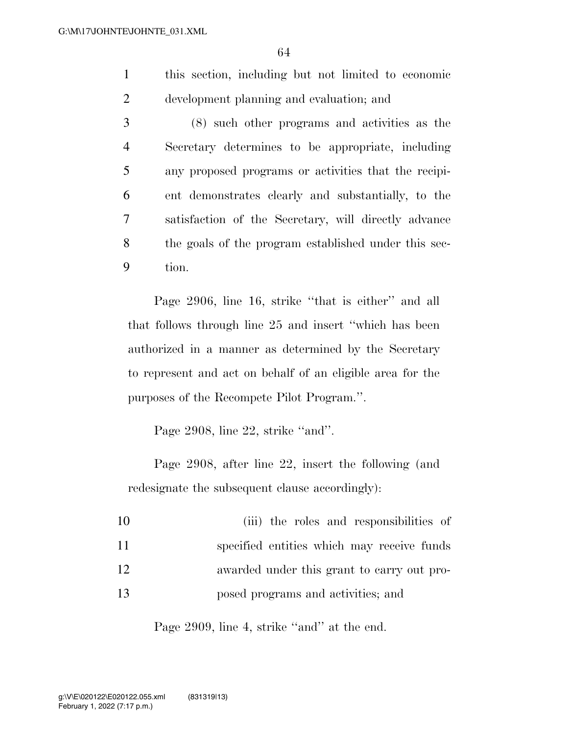this section, including but not limited to economic development planning and evaluation; and

(8) such other programs and activities as the Secretary determines to be appropriate, including any proposed programs or activities that the recipient demonstrates clearly and substantially, to the satisfaction of the Secretary, will directly advance the goals of the program established under this section.

Page 2906, line 16, strike ''that is either'' and all that follows through line 25 and insert ''which has been authorized in a manner as determined by the Secretary to represent and act on behalf of an eligible area for the purposes of the Recompete Pilot Program.''.

Page 2908, line 22, strike ''and''.

Page 2908, after line 22, insert the following (and redesignate the subsequent clause accordingly):

(iii) the roles and responsibilities of specified entities which may receive funds awarded under this grant to carry out proposed programs and activities; and

Page 2909, line 4, strike ''and'' at the end.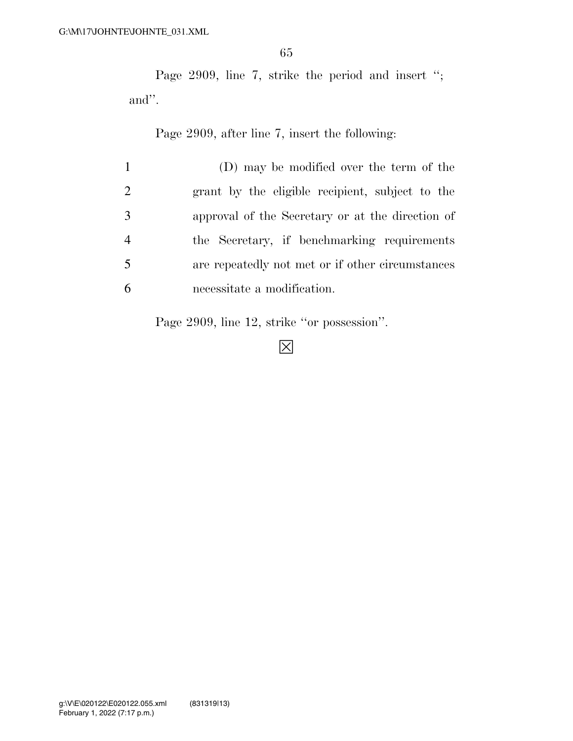Page 2909, line 7, strike the period and insert "; and".

Page 2909, after line 7, insert the following:

1 (D) may be modified over the term of the
2 grant by the eligible recipient, subject to the
3 approval of the Secretary or at the direction of
4 the Secretary, if benchmarking requirements
5 are repeatedly not met or if other circumstances
6 necessitate a modification.

Page 2909, line 12, strike "or possession".

☒